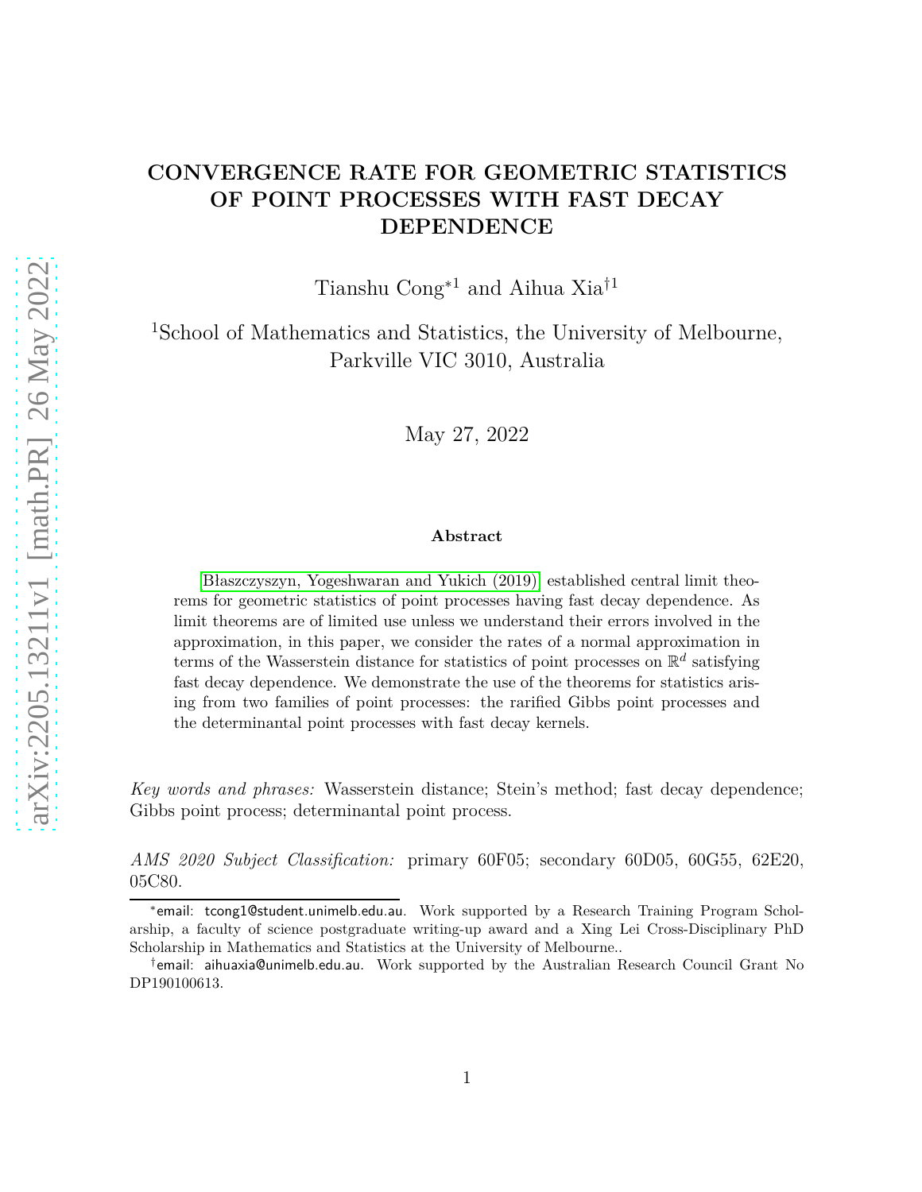# CONVERGENCE RATE FOR GEOMETRIC STATISTICS OF POINT PROCESSES WITH FAST DECAY DEPENDENCE

Tianshu Cong*[1] and Aihua Xia†[1]

[1]School of Mathematics and Statistics, the University of Melbourne, Parkville VIC 3010, Australia

May 27, 2022

**Abstract**

Błaszczyszyn, Yogeshwaran and Yukich (2019) established central limit theorems for geometric statistics of point processes having fast decay dependence. As limit theorems are of limited use unless we understand their errors involved in the approximation, in this paper, we consider the rates of a normal approximation in terms of the Wasserstein distance for statistics of point processes on $\mathbb{R}^d$ satisfying fast decay dependence. We demonstrate the use of the theorems for statistics arising from two families of point processes: the rarified Gibbs point processes and the determinantal point processes with fast decay kernels.

*Key words and phrases:* Wasserstein distance; Stein's method; fast decay dependence; Gibbs point process; determinantal point process.

*AMS 2020 Subject Classification:* primary 60F05; secondary 60D05, 60G55, 62E20, 05C80.

*email: tcong1@student.unimelb.edu.au. Work supported by a Research Training Program Scholarship, a faculty of science postgraduate writing-up award and a Xing Lei Cross-Disciplinary PhD Scholarship in Mathematics and Statistics at the University of Melbourne..

†email: aihuaxia@unimelb.edu.au. Work supported by the Australian Research Council Grant No DP190100613.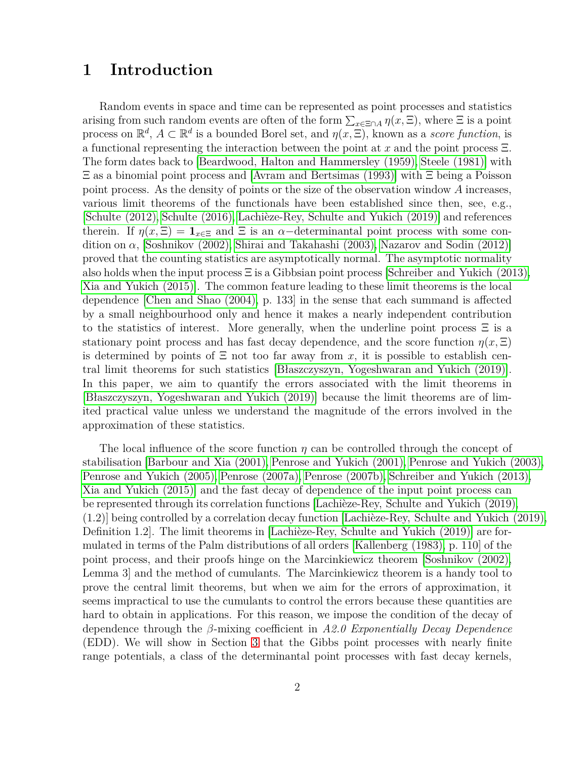# 1 Introduction

Random events in space and time can be represented as point processes and statistics arising from such random events are often of the form $\sum_{x\in\Xi\cap A}\eta(x,\Xi)$, where $\Xi$ is a point process on $\mathbb{R}^d$, $A\subset\mathbb{R}^d$ is a bounded Borel set, and $\eta(x,\Xi)$, known as a *score function*, is a functional representing the interaction between the point at $x$ and the point process $\Xi$. The form dates back to [Beardwood, Halton and Hammersley (1959), Steele (1981)] with $\Xi$ as a binomial point process and [Avram and Bertsimas (1993)] with $\Xi$ being a Poisson point process. As the density of points or the size of the observation window $A$ increases, various limit theorems of the functionals have been established since then, see, e.g., [Schulte (2012), Schulte (2016), Lachièze-Rey, Schulte and Yukich (2019)] and references therein. If $\eta(x,\Xi)=\mathbf{1}_{x\in\Xi}$ and $\Xi$ is an $\alpha-$determinantal point process with some condition on $\alpha$, [Soshnikov (2002), Shirai and Takahashi (2003), Nazarov and Sodin (2012)] proved that the counting statistics are asymptotically normal. The asymptotic normality also holds when the input process $\Xi$ is a Gibbsian point process [Schreiber and Yukich (2013), Xia and Yukich (2015)]. The common feature leading to these limit theorems is the local dependence [Chen and Shao (2004), p. 133] in the sense that each summand is affected by a small neighbourhood only and hence it makes a nearly independent contribution to the statistics of interest. More generally, when the underline point process $\Xi$ is a stationary point process and has fast decay dependence, and the score function $\eta(x,\Xi)$ is determined by points of $\Xi$ not too far away from $x$, it is possible to establish central limit theorems for such statistics [Błaszczyszyn, Yogeshwaran and Yukich (2019)]. In this paper, we aim to quantify the errors associated with the limit theorems in [Błaszczyszyn, Yogeshwaran and Yukich (2019)] because the limit theorems are of limited practical value unless we understand the magnitude of the errors involved in the approximation of these statistics.

The local influence of the score function $\eta$ can be controlled through the concept of stabilisation [Barbour and Xia (2001), Penrose and Yukich (2001), Penrose and Yukich (2003), Penrose and Yukich (2005), Penrose (2007a), Penrose (2007b), Schreiber and Yukich (2013), Xia and Yukich (2015)] and the fast decay of dependence of the input point process can be represented through its correlation functions [Lachièze-Rey, Schulte and Yukich (2019), (1.2)] being controlled by a correlation decay function [Lachièze-Rey, Schulte and Yukich (2019), Definition 1.2]. The limit theorems in [Lachièze-Rey, Schulte and Yukich (2019)] are formulated in terms of the Palm distributions of all orders [Kallenberg (1983), p. 110] of the point process, and their proofs hinge on the Marcinkiewicz theorem [Soshnikov (2002), Lemma 3] and the method of cumulants. The Marcinkiewicz theorem is a handy tool to prove the central limit theorems, but when we aim for the errors of approximation, it seems impractical to use the cumulants to control the errors because these quantities are hard to obtain in applications. For this reason, we impose the condition of the decay of dependence through the $\beta$-mixing coefficient in *A2.0 Exponentially Decay Dependence* (EDD). We will show in Section 3 that the Gibbs point processes with nearly finite range potentials, a class of the determinantal point processes with fast decay kernels,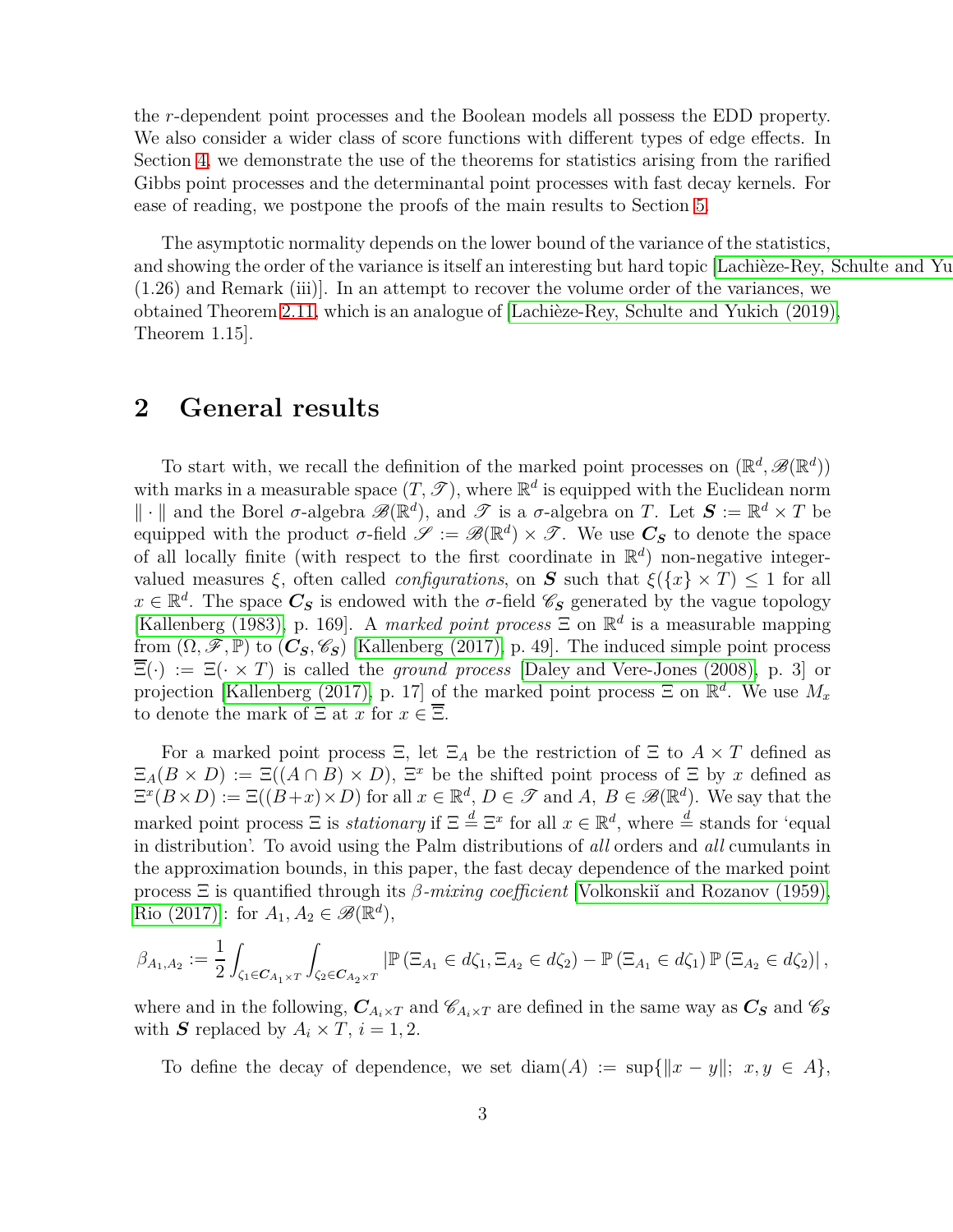the $r$-dependent point processes and the Boolean models all possess the EDD property. We also consider a wider class of score functions with different types of edge effects. In Section 4, we demonstrate the use of the theorems for statistics arising from the rarified Gibbs point processes and the determinantal point processes with fast decay kernels. For ease of reading, we postpone the proofs of the main results to Section 5.

The asymptotic normality depends on the lower bound of the variance of the statistics, and showing the order of the variance is itself an interesting but hard topic [Lachièze-Rey, Schulte and Yu (1.26) and Remark (iii)]. In an attempt to recover the volume order of the variances, we obtained Theorem 2.11, which is an analogue of [Lachièze-Rey, Schulte and Yukich (2019), Theorem 1.15].

## 2 General results

To start with, we recall the definition of the marked point processes on $(\mathbb{R}^d, \mathscr{B}(\mathbb{R}^d))$ with marks in a measurable space $(T, \mathscr{T})$, where $\mathbb{R}^d$ is equipped with the Euclidean norm $\|\cdot\|$ and the Borel $\sigma$-algebra $\mathscr{B}(\mathbb{R}^d)$, and $\mathscr{T}$ is a $\sigma$-algebra on $T$. Let $\boldsymbol{S} := \mathbb{R}^d \times T$ be equipped with the product $\sigma$-field $\mathscr{S} := \mathscr{B}(\mathbb{R}^d) \times \mathscr{T}$. We use $\boldsymbol{C_S}$ to denote the space of all locally finite (with respect to the first coordinate in $\mathbb{R}^d$) non-negative integer-valued measures $\xi$, often called *configurations*, on $\boldsymbol{S}$ such that $\xi(\{x\} \times T) \le 1$ for all $x \in \mathbb{R}^d$. The space $\boldsymbol{C_S}$ is endowed with the $\sigma$-field $\mathscr{C}_{\boldsymbol{S}}$ generated by the vague topology [Kallenberg (1983), p. 169]. A *marked point process* $\Xi$ on $\mathbb{R}^d$ is a measurable mapping from $(\Omega, \mathscr{F}, \mathbb{P})$ to $(\boldsymbol{C_S}, \mathscr{C}_{\boldsymbol{S}})$ [Kallenberg (2017), p. 49]. The induced simple point process $\overline{\Xi}(\cdot) := \Xi(\cdot \times T)$ is called the *ground process* [Daley and Vere-Jones (2008), p. 3] or projection [Kallenberg (2017), p. 17] of the marked point process $\Xi$ on $\mathbb{R}^d$. We use $M_x$ to denote the mark of $\Xi$ at $x$ for $x \in \overline{\Xi}$.

For a marked point process $\Xi$, let $\Xi_A$ be the restriction of $\Xi$ to $A \times T$ defined as $\Xi_A(B \times D) := \Xi((A \cap B) \times D)$, $\Xi^x$ be the shifted point process of $\Xi$ by $x$ defined as $\Xi^x(B \times D) := \Xi((B+x) \times D)$ for all $x \in \mathbb{R}^d$, $D \in \mathscr{T}$ and $A,\ B \in \mathscr{B}(\mathbb{R}^d)$. We say that the marked point process $\Xi$ is *stationary* if $\Xi \overset{d}{=} \Xi^x$ for all $x \in \mathbb{R}^d$, where $\overset{d}{=}$ stands for 'equal in distribution'. To avoid using the Palm distributions of *all* orders and *all* cumulants in the approximation bounds, in this paper, the fast decay dependence of the marked point process $\Xi$ is quantified through its $\beta$-*mixing coefficient* [Volkonskiĭ and Rozanov (1959), Rio (2017)]: for $A_1, A_2 \in \mathscr{B}(\mathbb{R}^d)$,

$$\beta_{A_1,A_2} := \frac{1}{2} \int_{\zeta_1 \in \boldsymbol{C}_{A_1 \times T}} \int_{\zeta_2 \in \boldsymbol{C}_{A_2 \times T}} \left| \mathbb{P}\left(\Xi_{A_1} \in d\zeta_1, \Xi_{A_2} \in d\zeta_2\right) - \mathbb{P}\left(\Xi_{A_1} \in d\zeta_1\right) \mathbb{P}\left(\Xi_{A_2} \in d\zeta_2\right) \right|,$$

where and in the following, $\boldsymbol{C}_{A_i \times T}$ and $\mathscr{C}_{A_i \times T}$ are defined in the same way as $\boldsymbol{C_S}$ and $\mathscr{C}_{\boldsymbol{S}}$ with $\boldsymbol{S}$ replaced by $A_i \times T$, $i = 1, 2$.

To define the decay of dependence, we set $\mathrm{diam}(A) := \sup\{\|x - y\|;\ x, y \in A\}$,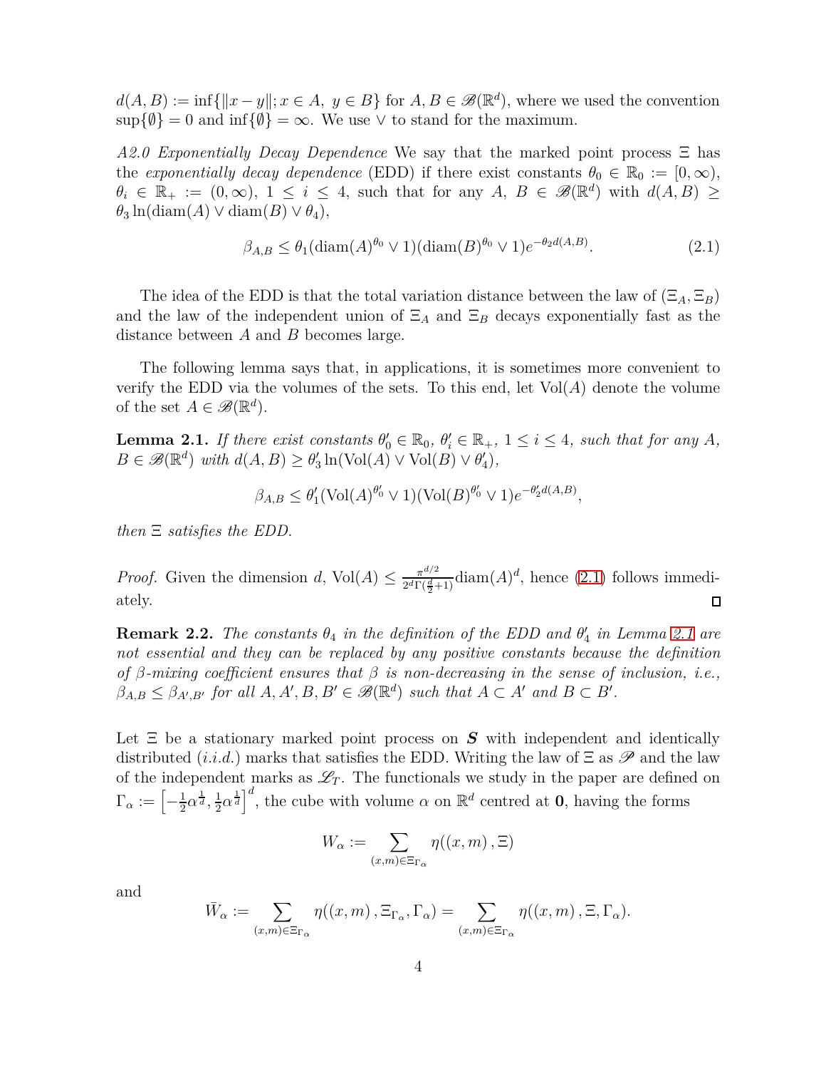$d(A, B) := \inf\{\|x - y\|; x \in A,\ y \in B\}$ for $A, B \in \mathscr{B}(\mathbb{R}^d)$, where we used the convention $\sup\{\emptyset\} = 0$ and $\inf\{\emptyset\} = \infty$. We use $\vee$ to stand for the maximum.

*A2.0 Exponentially Decay Dependence* We say that the marked point process $\Xi$ has the *exponentially decay dependence* (EDD) if there exist constants $\theta_0 \in \mathbb{R}_0 := [0, \infty)$, $\theta_i \in \mathbb{R}_+ := (0, \infty)$, $1 \le i \le 4$, such that for any $A$, $B \in \mathscr{B}(\mathbb{R}^d)$ with $d(A, B) \ge \theta_3 \ln(\mathrm{diam}(A) \vee \mathrm{diam}(B) \vee \theta_4)$,

$$\beta_{A,B} \le \theta_1(\mathrm{diam}(A)^{\theta_0} \vee 1)(\mathrm{diam}(B)^{\theta_0} \vee 1)e^{-\theta_2 d(A,B)}. \tag{2.1}$$

The idea of the EDD is that the total variation distance between the law of $(\Xi_A, \Xi_B)$ and the law of the independent union of $\Xi_A$ and $\Xi_B$ decays exponentially fast as the distance between $A$ and $B$ becomes large.

The following lemma says that, in applications, it is sometimes more convenient to verify the EDD via the volumes of the sets. To this end, let $\mathrm{Vol}(A)$ denote the volume of the set $A \in \mathscr{B}(\mathbb{R}^d)$.

**Lemma 2.1.** *If there exist constants $\theta'_0 \in \mathbb{R}_0$, $\theta'_i \in \mathbb{R}_+$, $1 \le i \le 4$, such that for any $A$, $B \in \mathscr{B}(\mathbb{R}^d)$ with $d(A, B) \ge \theta'_3 \ln(\mathrm{Vol}(A) \vee \mathrm{Vol}(B) \vee \theta'_4)$,*

$$\beta_{A,B} \le \theta'_1(\mathrm{Vol}(A)^{\theta'_0} \vee 1)(\mathrm{Vol}(B)^{\theta'_0} \vee 1)e^{-\theta'_2 d(A,B)},$$

*then $\Xi$ satisfies the EDD.*

*Proof.* Given the dimension $d$, $\mathrm{Vol}(A) \le \frac{\pi^{d/2}}{2^d \Gamma(\frac{d}{2}+1)} \mathrm{diam}(A)^d$, hence (2.1) follows immediately. □

**Remark 2.2.** *The constants $\theta_4$ in the definition of the EDD and $\theta'_4$ in Lemma 2.1 are not essential and they can be replaced by any positive constants because the definition of $\beta$-mixing coefficient ensures that $\beta$ is non-decreasing in the sense of inclusion, i.e., $\beta_{A,B} \le \beta_{A',B'}$ for all $A, A', B, B' \in \mathscr{B}(\mathbb{R}^d)$ such that $A \subset A'$ and $B \subset B'$.*

Let $\Xi$ be a stationary marked point process on $\boldsymbol{S}$ with independent and identically distributed (*i.i.d.*) marks that satisfies the EDD. Writing the law of $\Xi$ as $\mathscr{P}$ and the law of the independent marks as $\mathscr{L}_T$. The functionals we study in the paper are defined on $\Gamma_\alpha := \left[-\frac{1}{2}\alpha^{\frac{1}{d}}, \frac{1}{2}\alpha^{\frac{1}{d}}\right]^d$, the cube with volume $\alpha$ on $\mathbb{R}^d$ centred at $\mathbf{0}$, having the forms

$$W_\alpha := \sum_{(x,m)\in\Xi_{\Gamma_\alpha}} \eta((x, m), \Xi)$$

and

$$\bar{W}_\alpha := \sum_{(x,m)\in\Xi_{\Gamma_\alpha}} \eta((x, m), \Xi_{\Gamma_\alpha}, \Gamma_\alpha) = \sum_{(x,m)\in\Xi_{\Gamma_\alpha}} \eta((x, m), \Xi, \Gamma_\alpha).$$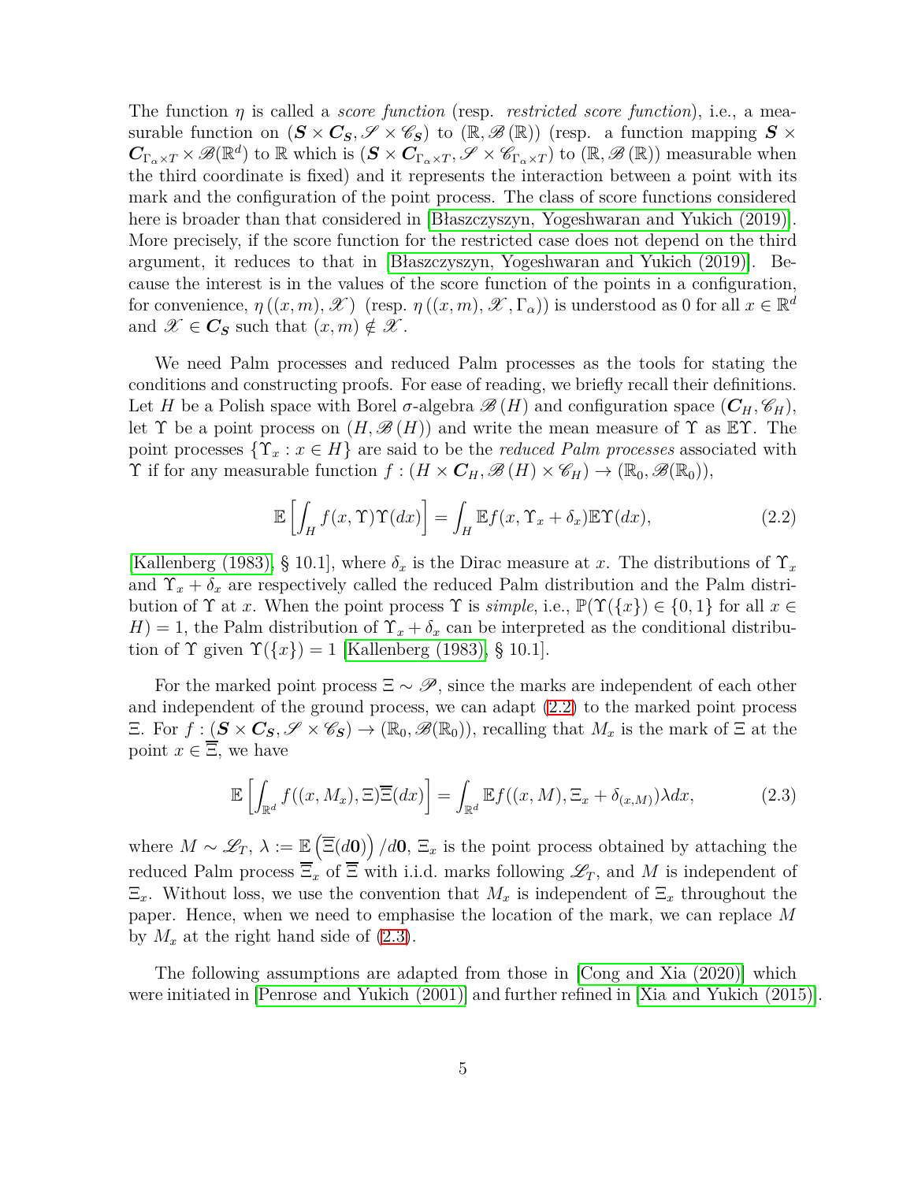The function $\eta$ is called a *score function* (resp. *restricted score function*), i.e., a measurable function on $(\boldsymbol{S} \times \boldsymbol{C_S}, \mathscr{S} \times \mathscr{C}_{\boldsymbol{S}})$ to $(\mathbb{R}, \mathscr{B}(\mathbb{R}))$ (resp. a function mapping $\boldsymbol{S} \times \boldsymbol{C}_{\Gamma_\alpha \times T} \times \mathscr{B}(\mathbb{R}^d)$ to $\mathbb{R}$ which is $(\boldsymbol{S} \times \boldsymbol{C}_{\Gamma_\alpha \times T}, \mathscr{S} \times \mathscr{C}_{\Gamma_\alpha \times T})$ to $(\mathbb{R}, \mathscr{B}(\mathbb{R}))$ measurable when the third coordinate is fixed) and it represents the interaction between a point with its mark and the configuration of the point process. The class of score functions considered here is broader than that considered in [Błaszczyszyn, Yogeshwaran and Yukich (2019)]. More precisely, if the score function for the restricted case does not depend on the third argument, it reduces to that in [Błaszczyszyn, Yogeshwaran and Yukich (2019)]. Because the interest is in the values of the score function of the points in a configuration, for convenience, $\eta((x,m), \mathscr{X})$ (resp. $\eta((x,m), \mathscr{X}, \Gamma_\alpha)$) is understood as 0 for all $x \in \mathbb{R}^d$ and $\mathscr{X} \in \boldsymbol{C_S}$ such that $(x,m) \notin \mathscr{X}$.

We need Palm processes and reduced Palm processes as the tools for stating the conditions and constructing proofs. For ease of reading, we briefly recall their definitions. Let $H$ be a Polish space with Borel $\sigma$-algebra $\mathscr{B}(H)$ and configuration space $(\boldsymbol{C}_H, \mathscr{C}_H)$, let $\Upsilon$ be a point process on $(H, \mathscr{B}(H))$ and write the mean measure of $\Upsilon$ as $\mathbb{E}\Upsilon$. The point processes $\{\Upsilon_x : x \in H\}$ are said to be the *reduced Palm processes* associated with $\Upsilon$ if for any measurable function $f : (H \times \boldsymbol{C}_H, \mathscr{B}(H) \times \mathscr{C}_H) \to (\mathbb{R}_0, \mathscr{B}(\mathbb{R}_0))$,

$$\mathbb{E}\left[\int_H f(x, \Upsilon)\Upsilon(dx)\right] = \int_H \mathbb{E}f(x, \Upsilon_x + \delta_x)\mathbb{E}\Upsilon(dx), \tag{2.2}$$

[Kallenberg (1983), § 10.1], where $\delta_x$ is the Dirac measure at $x$. The distributions of $\Upsilon_x$ and $\Upsilon_x + \delta_x$ are respectively called the reduced Palm distribution and the Palm distribution of $\Upsilon$ at $x$. When the point process $\Upsilon$ is *simple*, i.e., $\mathbb{P}(\Upsilon(\{x\}) \in \{0,1\}$ for all $x \in H) = 1$, the Palm distribution of $\Upsilon_x + \delta_x$ can be interpreted as the conditional distribution of $\Upsilon$ given $\Upsilon(\{x\}) = 1$ [Kallenberg (1983), § 10.1].

For the marked point process $\Xi \sim \mathscr{P}$, since the marks are independent of each other and independent of the ground process, we can adapt (2.2) to the marked point process $\Xi$. For $f : (\boldsymbol{S} \times \boldsymbol{C_S}, \mathscr{S} \times \mathscr{C}_{\boldsymbol{S}}) \to (\mathbb{R}_0, \mathscr{B}(\mathbb{R}_0))$, recalling that $M_x$ is the mark of $\Xi$ at the point $x \in \overline{\Xi}$, we have

$$\mathbb{E}\left[\int_{\mathbb{R}^d} f((x, M_x), \Xi)\overline{\Xi}(dx)\right] = \int_{\mathbb{R}^d} \mathbb{E}f((x, M), \Xi_x + \delta_{(x,M)})\lambda dx, \tag{2.3}$$

where $M \sim \mathscr{L}_T$, $\lambda := \mathbb{E}\left(\overline{\Xi}(d\mathbf{0})\right)/d\mathbf{0}$, $\Xi_x$ is the point process obtained by attaching the reduced Palm process $\overline{\Xi}_x$ of $\overline{\Xi}$ with i.i.d. marks following $\mathscr{L}_T$, and $M$ is independent of $\Xi_x$. Without loss, we use the convention that $M_x$ is independent of $\Xi_x$ throughout the paper. Hence, when we need to emphasise the location of the mark, we can replace $M$ by $M_x$ at the right hand side of (2.3).

The following assumptions are adapted from those in [Cong and Xia (2020)] which were initiated in [Penrose and Yukich (2001)] and further refined in [Xia and Yukich (2015)].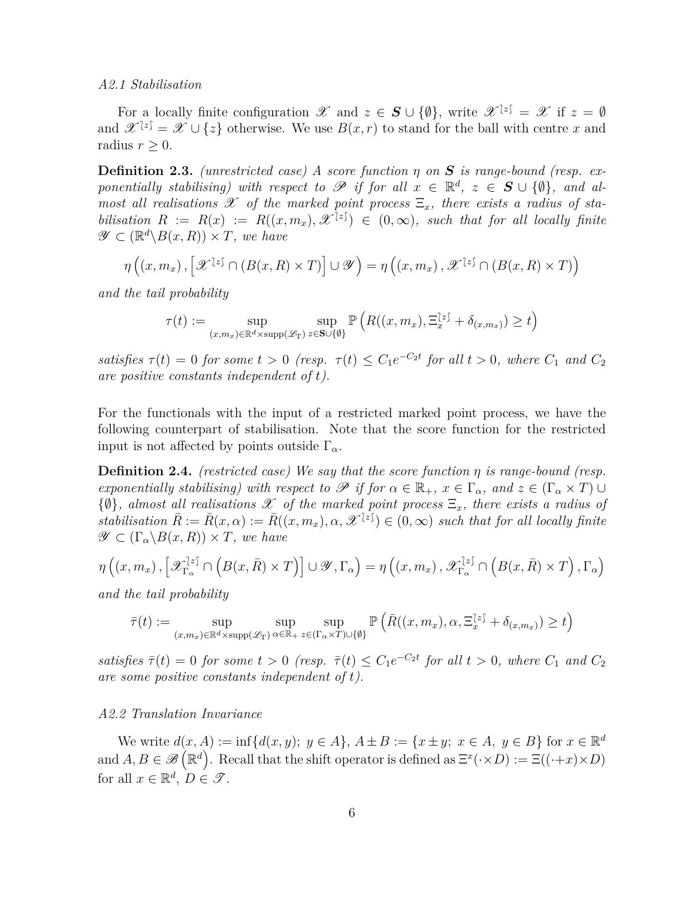*A2.1 Stabilisation*

For a locally finite configuration $\mathscr{X}$ and $z \in \boldsymbol{S} \cup \{\emptyset\}$, write $\mathscr{X}^{\wr z \int} = \mathscr{X}$ if $z = \emptyset$ and $\mathscr{X}^{\wr z \int} = \mathscr{X} \cup \{z\}$ otherwise. We use $B(x,r)$ to stand for the ball with centre $x$ and radius $r \geq 0$.

**Definition 2.3.** *(unrestricted case) A score function $\eta$ on $\boldsymbol{S}$ is range-bound (resp. exponentially stabilising) with respect to $\mathscr{P}$ if for all $x \in \mathbb{R}^d$, $z \in \boldsymbol{S} \cup \{\emptyset\}$, and almost all realisations $\mathscr{X}$ of the marked point process $\Xi_x$, there exists a radius of stabilisation $R := R(x) := R((x, m_x), \mathscr{X}^{\wr z \int}) \in (0, \infty)$, such that for all locally finite $\mathscr{Y} \subset (\mathbb{R}^d \backslash B(x,R)) \times T$, we have*

$$\eta\left((x,m_x), \left[\mathscr{X}^{\wr z \int} \cap (B(x,R) \times T)\right] \cup \mathscr{Y}\right) = \eta\left((x,m_x), \mathscr{X}^{\wr z \int} \cap (B(x,R) \times T)\right)$$

*and the tail probability*

$$\tau(t) := \sup_{(x,m_x) \in \mathbb{R}^d \times \operatorname{supp}(\mathscr{L}_T)} \sup_{z \in \mathbf{S} \cup \{\emptyset\}} \mathbb{P}\left(R((x,m_x), \Xi_x^{\wr z \int} + \delta_{(x,m_x)}) \geq t\right)$$

*satisfies $\tau(t) = 0$ for some $t > 0$ (resp. $\tau(t) \leq C_1 e^{-C_2 t}$ for all $t > 0$, where $C_1$ and $C_2$ are positive constants independent of $t$).*

For the functionals with the input of a restricted marked point process, we have the following counterpart of stabilisation. Note that the score function for the restricted input is not affected by points outside $\Gamma_\alpha$.

**Definition 2.4.** *(restricted case) We say that the score function $\eta$ is range-bound (resp. exponentially stabilising) with respect to $\mathscr{P}$ if for $\alpha \in \mathbb{R}_+$, $x \in \Gamma_\alpha$, and $z \in (\Gamma_\alpha \times T) \cup \{\emptyset\}$, almost all realisations $\mathscr{X}$ of the marked point process $\Xi_x$, there exists a radius of stabilisation $\bar{R} := \bar{R}(x,\alpha) := \bar{R}((x,m_x), \alpha, \mathscr{X}^{\wr z \int}) \in (0,\infty)$ such that for all locally finite $\mathscr{Y} \subset (\Gamma_\alpha \backslash B(x,R)) \times T$, we have*

$$\eta\left((x,m_x), \left[\mathscr{X}_{\Gamma_\alpha}^{\wr z \int} \cap \left(B(x,\bar{R}) \times T\right)\right] \cup \mathscr{Y}, \Gamma_\alpha\right) = \eta\left((x,m_x), \mathscr{X}_{\Gamma_\alpha}^{\wr z \int} \cap \left(B(x,\bar{R}) \times T\right), \Gamma_\alpha\right)$$

*and the tail probability*

$$\bar{\tau}(t) := \sup_{(x,m_x) \in \mathbb{R}^d \times \operatorname{supp}(\mathscr{L}_T)} \sup_{\alpha \in \mathbb{R}_+} \sup_{z \in (\Gamma_\alpha \times T) \cup \{\emptyset\}} \mathbb{P}\left(\bar{R}((x,m_x), \alpha, \Xi_x^{\wr z \int} + \delta_{(x,m_x)}) \geq t\right)$$

*satisfies $\bar{\tau}(t) = 0$ for some $t > 0$ (resp. $\bar{\tau}(t) \leq C_1 e^{-C_2 t}$ for all $t > 0$, where $C_1$ and $C_2$ are some positive constants independent of $t$).*

*A2.2 Translation Invariance*

We write $d(x,A) := \inf\{d(x,y);\ y \in A\}$, $A \pm B := \{x \pm y;\ x \in A,\ y \in B\}$ for $x \in \mathbb{R}^d$ and $A, B \in \mathscr{B}\left(\mathbb{R}^d\right)$. Recall that the shift operator is defined as $\Xi^x(\cdot \times D) := \Xi((\cdot + x) \times D)$ for all $x \in \mathbb{R}^d$, $D \in \mathscr{T}$.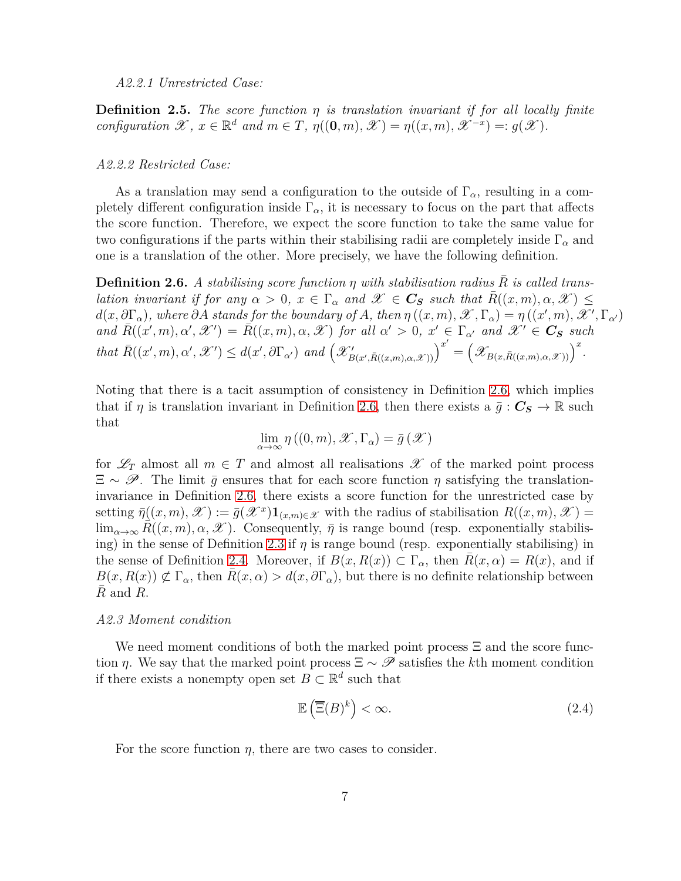*A2.2.1 Unrestricted Case:*

**Definition 2.5.** *The score function $\eta$ is translation invariant if for all locally finite configuration $\mathscr{X}$, $x \in \mathbb{R}^d$ and $m \in T$, $\eta((\mathbf{0}, m), \mathscr{X}) = \eta((x, m), \mathscr{X}^{-x}) =: g(\mathscr{X})$.*

*A2.2.2 Restricted Case:*

As a translation may send a configuration to the outside of $\Gamma_\alpha$, resulting in a completely different configuration inside $\Gamma_\alpha$, it is necessary to focus on the part that affects the score function. Therefore, we expect the score function to take the same value for two configurations if the parts within their stabilising radii are completely inside $\Gamma_\alpha$ and one is a translation of the other. More precisely, we have the following definition.

**Definition 2.6.** *A stabilising score function $\eta$ with stabilisation radius $\bar{R}$ is called translation invariant if for any $\alpha > 0$, $x \in \Gamma_\alpha$ and $\mathscr{X} \in \boldsymbol{C_S}$ such that $\bar{R}((x, m), \alpha, \mathscr{X}) \le d(x, \partial\Gamma_\alpha)$, where $\partial A$ stands for the boundary of $A$, then $\eta\left((x, m), \mathscr{X}, \Gamma_\alpha\right) = \eta\left((x', m), \mathscr{X}', \Gamma_{\alpha'}\right)$ and $\bar{R}((x', m), \alpha', \mathscr{X}') = \bar{R}((x, m), \alpha, \mathscr{X})$ for all $\alpha' > 0$, $x' \in \Gamma_{\alpha'}$ and $\mathscr{X}' \in \boldsymbol{C_S}$ such that $\bar{R}((x', m), \alpha', \mathscr{X}') \le d(x', \partial\Gamma_{\alpha'})$ and $\left(\mathscr{X}'_{B(x', \bar{R}((x,m),\alpha,\mathscr{X}))}\right)^{x'} = \left(\mathscr{X}_{B(x, \bar{R}((x,m),\alpha,\mathscr{X}))}\right)^{x}$.*

Noting that there is a tacit assumption of consistency in Definition 2.6, which implies that if $\eta$ is translation invariant in Definition 2.6, then there exists a $\bar{g} : \boldsymbol{C_S} \to \mathbb{R}$ such that

$$\lim_{\alpha\to\infty} \eta\left((0, m), \mathscr{X}, \Gamma_\alpha\right) = \bar{g}\left(\mathscr{X}\right)$$

for $\mathscr{L}_T$ almost all $m \in T$ and almost all realisations $\mathscr{X}$ of the marked point process $\Xi \sim \mathscr{P}$. The limit $\bar{g}$ ensures that for each score function $\eta$ satisfying the translation-invariance in Definition 2.6, there exists a score function for the unrestricted case by setting $\bar{\eta}((x, m), \mathscr{X}) := \bar{g}(\mathscr{X}^x)\mathbf{1}_{(x,m)\in\mathscr{X}}$ with the radius of stabilisation $R((x, m), \mathscr{X}) = \lim_{\alpha\to\infty} \bar{R}((x, m), \alpha, \mathscr{X})$. Consequently, $\bar{\eta}$ is range bound (resp. exponentially stabilising) in the sense of Definition 2.3 if $\eta$ is range bound (resp. exponentially stabilising) in the sense of Definition 2.4. Moreover, if $B(x, R(x)) \subset \Gamma_\alpha$, then $\bar{R}(x, \alpha) = R(x)$, and if $B(x, R(x)) \not\subset \Gamma_\alpha$, then $\bar{R}(x, \alpha) > d(x, \partial\Gamma_\alpha)$, but there is no definite relationship between $\bar{R}$ and $R$.

*A2.3 Moment condition*

We need moment conditions of both the marked point process $\Xi$ and the score function $\eta$. We say that the marked point process $\Xi \sim \mathscr{P}$ satisfies the $k$th moment condition if there exists a nonempty open set $B \subset \mathbb{R}^d$ such that

$$\mathbb{E}\left(\overline{\Xi}(B)^k\right) < \infty. \tag{2.4}$$

For the score function $\eta$, there are two cases to consider.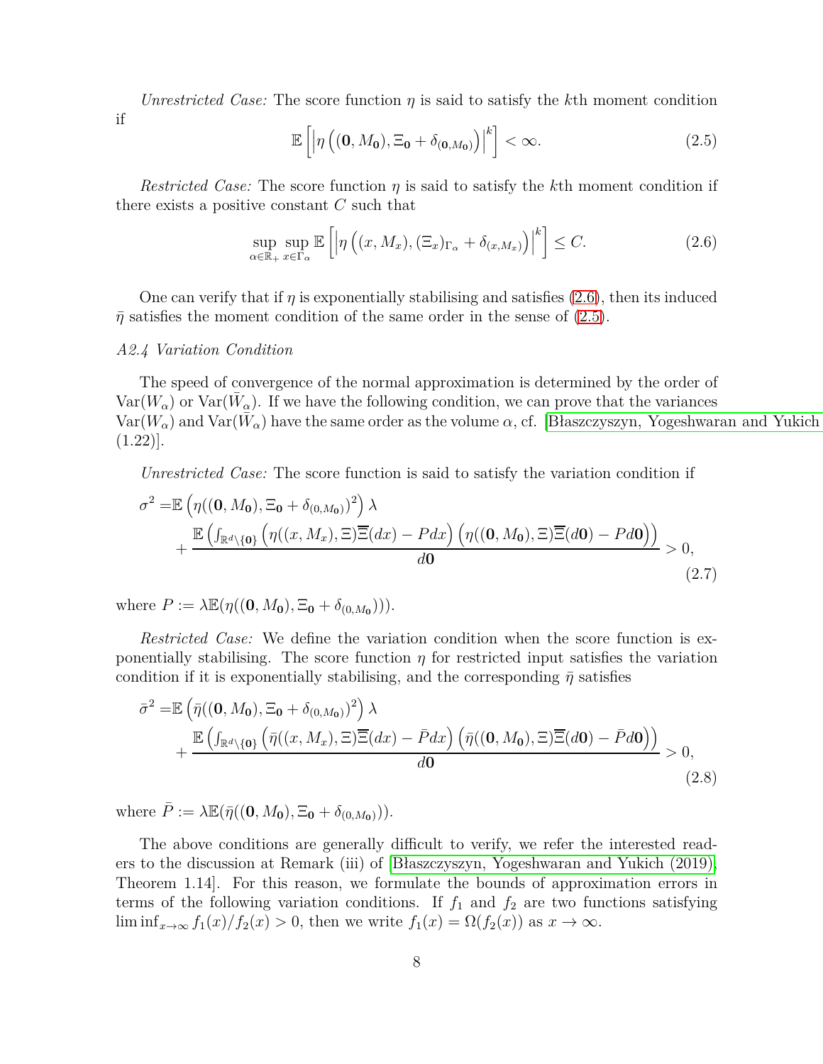*Unrestricted Case:* The score function $\eta$ is said to satisfy the $k$th moment condition if

$$\mathbb{E}\left[\left|\eta\left((\mathbf{0}, M_{\mathbf{0}}), \Xi_{\mathbf{0}} + \delta_{(\mathbf{0}, M_{\mathbf{0}})}\right)\right|^k\right] < \infty. \tag{2.5}$$

*Restricted Case:* The score function $\eta$ is said to satisfy the $k$th moment condition if there exists a positive constant $C$ such that

$$\sup_{\alpha \in \mathbb{R}_+} \sup_{x \in \Gamma_\alpha} \mathbb{E}\left[\left|\eta\left((x, M_x), (\Xi_x)_{\Gamma_\alpha} + \delta_{(x, M_x)}\right)\right|^k\right] \le C. \tag{2.6}$$

One can verify that if $\eta$ is exponentially stabilising and satisfies (2.6), then its induced $\bar{\eta}$ satisfies the moment condition of the same order in the sense of (2.5).

*A2.4 Variation Condition*

The speed of convergence of the normal approximation is determined by the order of $\mathrm{Var}(W_\alpha)$ or $\mathrm{Var}(\bar{W}_\alpha)$. If we have the following condition, we can prove that the variances $\mathrm{Var}(W_\alpha)$ and $\mathrm{Var}(\bar{W}_\alpha)$ have the same order as the volume $\alpha$, cf. [Błaszczyszyn, Yogeshwaran and Yukich (1.22)].

*Unrestricted Case:* The score function is said to satisfy the variation condition if

$$\begin{aligned}\sigma^2 =& \mathbb{E}\left(\eta((\mathbf{0}, M_{\mathbf{0}}), \Xi_{\mathbf{0}} + \delta_{(0, M_{\mathbf{0}})})^2\right)\lambda \\ &+ \frac{\mathbb{E}\left(\int_{\mathbb{R}^d \setminus \{\mathbf{0}\}}\left(\eta((x, M_x), \Xi)\overline{\overline{\Xi}}(dx) - P dx\right)\left(\eta((\mathbf{0}, M_{\mathbf{0}}), \Xi)\overline{\overline{\Xi}}(d\mathbf{0}) - P d\mathbf{0}\right)\right)}{d\mathbf{0}} > 0,\end{aligned} \tag{2.7}$$

where $P := \lambda \mathbb{E}(\eta((\mathbf{0}, M_{\mathbf{0}}), \Xi_{\mathbf{0}} + \delta_{(0, M_{\mathbf{0}})}))$.

*Restricted Case:* We define the variation condition when the score function is exponentially stabilising. The score function $\eta$ for restricted input satisfies the variation condition if it is exponentially stabilising, and the corresponding $\bar{\eta}$ satisfies

$$\begin{aligned}\bar{\sigma}^2 =& \mathbb{E}\left(\bar{\eta}((\mathbf{0}, M_{\mathbf{0}}), \Xi_{\mathbf{0}} + \delta_{(0, M_{\mathbf{0}})})^2\right)\lambda \\ &+ \frac{\mathbb{E}\left(\int_{\mathbb{R}^d \setminus \{\mathbf{0}\}}\left(\bar{\eta}((x, M_x), \Xi)\overline{\overline{\Xi}}(dx) - \bar{P} dx\right)\left(\bar{\eta}((\mathbf{0}, M_{\mathbf{0}}), \Xi)\overline{\overline{\Xi}}(d\mathbf{0}) - \bar{P} d\mathbf{0}\right)\right)}{d\mathbf{0}} > 0,\end{aligned} \tag{2.8}$$

where $\bar{P} := \lambda \mathbb{E}(\bar{\eta}((\mathbf{0}, M_{\mathbf{0}}), \Xi_{\mathbf{0}} + \delta_{(0, M_{\mathbf{0}})}))$.

The above conditions are generally difficult to verify, we refer the interested readers to the discussion at Remark (iii) of [Błaszczyszyn, Yogeshwaran and Yukich (2019), Theorem 1.14]. For this reason, we formulate the bounds of approximation errors in terms of the following variation conditions. If $f_1$ and $f_2$ are two functions satisfying $\liminf_{x \to \infty} f_1(x)/f_2(x) > 0$, then we write $f_1(x) = \Omega(f_2(x))$ as $x \to \infty$.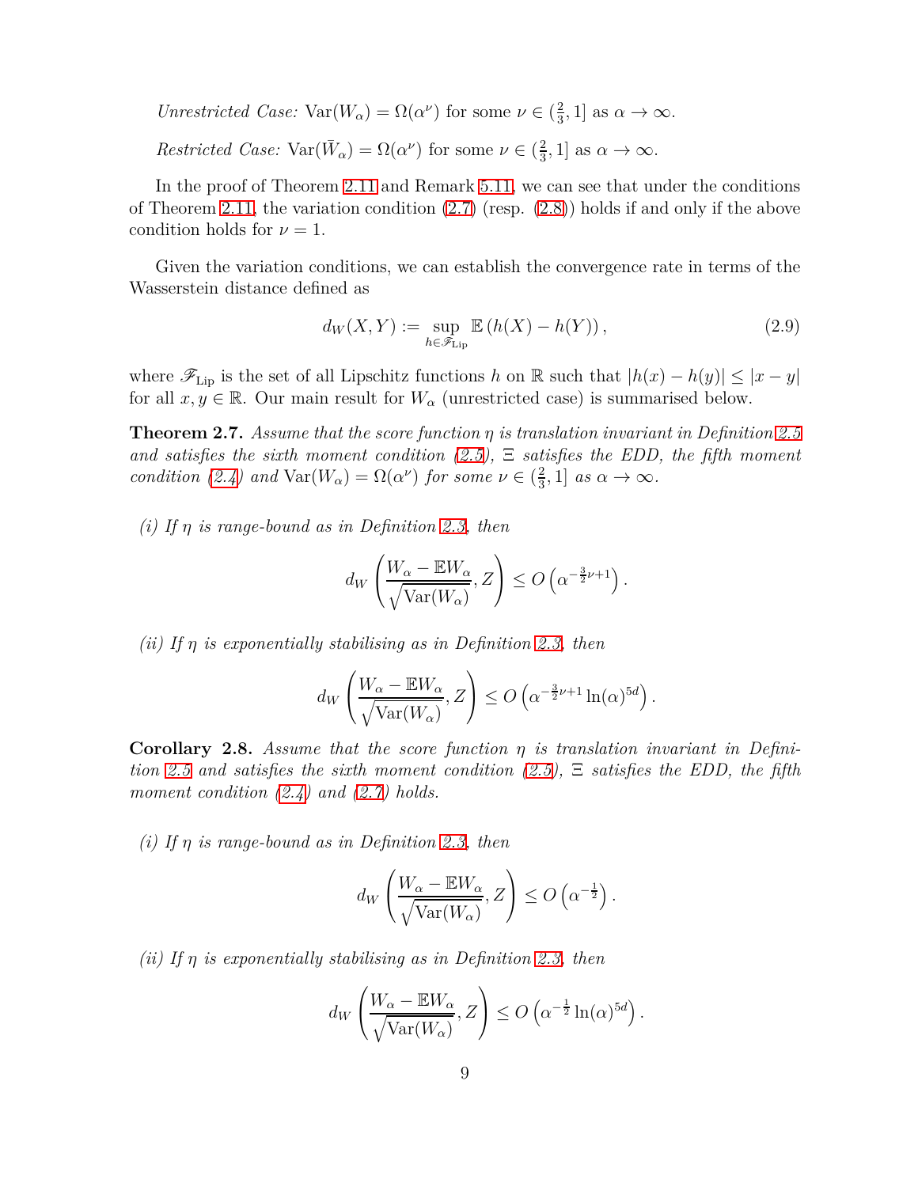*Unrestricted Case:* $\mathrm{Var}(W_\alpha) = \Omega(\alpha^\nu)$ for some $\nu \in (\frac{2}{3}, 1]$ as $\alpha \to \infty$.

*Restricted Case:* $\mathrm{Var}(\bar{W}_\alpha) = \Omega(\alpha^\nu)$ for some $\nu \in (\frac{2}{3}, 1]$ as $\alpha \to \infty$.

In the proof of Theorem 2.11 and Remark 5.11, we can see that under the conditions of Theorem 2.11, the variation condition (2.7) (resp. (2.8)) holds if and only if the above condition holds for $\nu = 1$.

Given the variation conditions, we can establish the convergence rate in terms of the Wasserstein distance defined as

$$d_W(X, Y) := \sup_{h \in \mathscr{F}_{\mathrm{Lip}}} \mathbb{E}\left(h(X) - h(Y)\right), \tag{2.9}$$

where $\mathscr{F}_{\mathrm{Lip}}$ is the set of all Lipschitz functions $h$ on $\mathbb{R}$ such that $|h(x) - h(y)| \leq |x - y|$ for all $x, y \in \mathbb{R}$. Our main result for $W_\alpha$ (unrestricted case) is summarised below.

**Theorem 2.7.** *Assume that the score function $\eta$ is translation invariant in Definition 2.5 and satisfies the sixth moment condition (2.5), $\Xi$ satisfies the EDD, the fifth moment condition (2.4) and $\mathrm{Var}(W_\alpha) = \Omega(\alpha^\nu)$ for some $\nu \in (\frac{2}{3}, 1]$ as $\alpha \to \infty$.*

*(i) If $\eta$ is range-bound as in Definition 2.3, then*

$$d_W\left(\frac{W_\alpha - \mathbb{E}W_\alpha}{\sqrt{\mathrm{Var}(W_\alpha)}}, Z\right) \leq O\left(\alpha^{-\frac{3}{2}\nu + 1}\right).$$

*(ii) If $\eta$ is exponentially stabilising as in Definition 2.3, then*

$$d_W\left(\frac{W_\alpha - \mathbb{E}W_\alpha}{\sqrt{\mathrm{Var}(W_\alpha)}}, Z\right) \leq O\left(\alpha^{-\frac{3}{2}\nu + 1} \ln(\alpha)^{5d}\right).$$

**Corollary 2.8.** *Assume that the score function $\eta$ is translation invariant in Definition 2.5 and satisfies the sixth moment condition (2.5), $\Xi$ satisfies the EDD, the fifth moment condition (2.4) and (2.7) holds.*

*(i) If $\eta$ is range-bound as in Definition 2.3, then*

$$d_W\left(\frac{W_\alpha - \mathbb{E}W_\alpha}{\sqrt{\mathrm{Var}(W_\alpha)}}, Z\right) \leq O\left(\alpha^{-\frac{1}{2}}\right).$$

*(ii) If $\eta$ is exponentially stabilising as in Definition 2.3, then*

$$d_W\left(\frac{W_\alpha - \mathbb{E}W_\alpha}{\sqrt{\mathrm{Var}(W_\alpha)}}, Z\right) \leq O\left(\alpha^{-\frac{1}{2}} \ln(\alpha)^{5d}\right).$$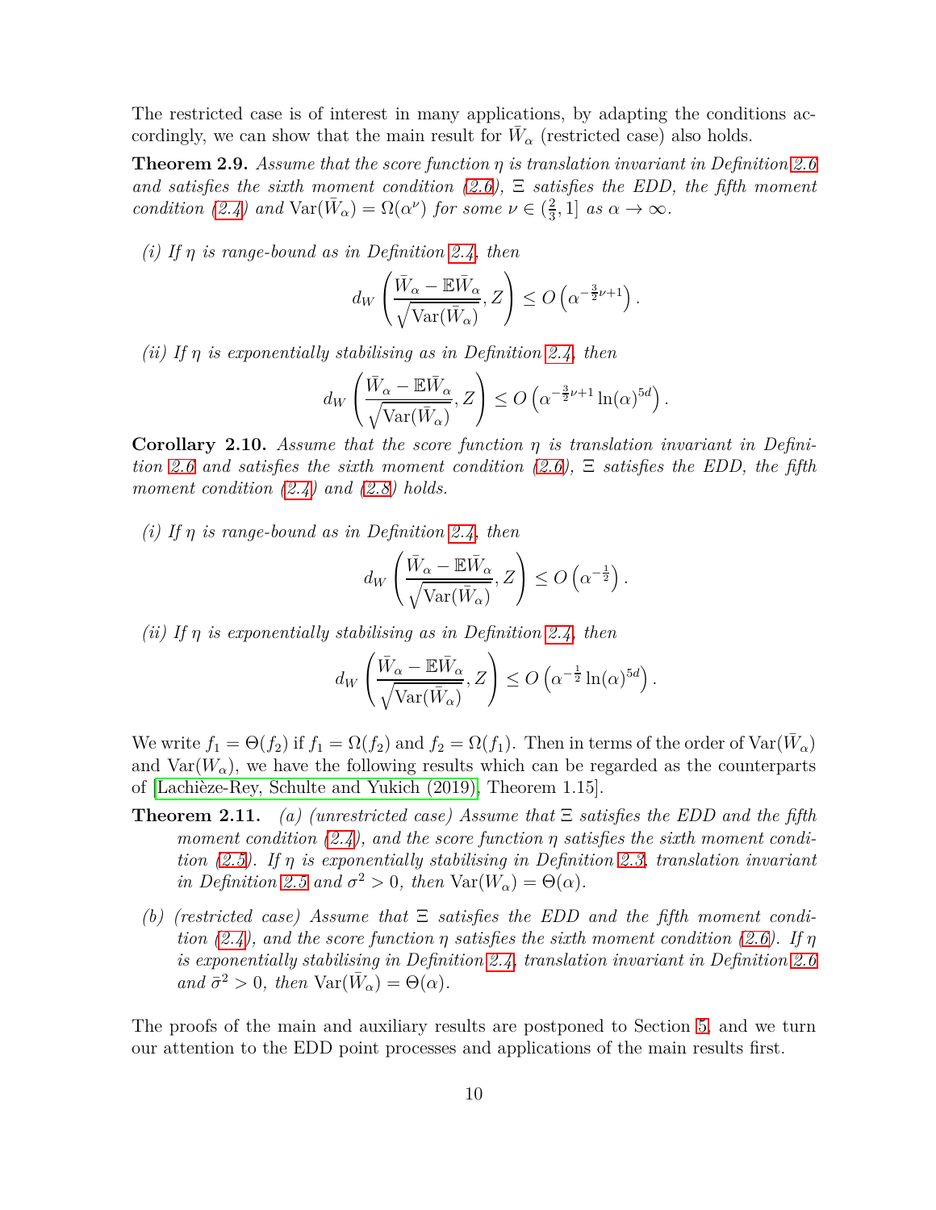The restricted case is of interest in many applications, by adapting the conditions accordingly, we can show that the main result for $\bar{W}_\alpha$ (restricted case) also holds.

**Theorem 2.9.** *Assume that the score function $\eta$ is translation invariant in Definition 2.6 and satisfies the sixth moment condition (2.6), $\Xi$ satisfies the EDD, the fifth moment condition (2.4) and $\mathrm{Var}(\bar{W}_\alpha) = \Omega(\alpha^\nu)$ for some $\nu \in (\frac{2}{3}, 1]$ as $\alpha \to \infty$.*

*(i) If $\eta$ is range-bound as in Definition 2.4, then*

$$d_W\left(\frac{\bar{W}_\alpha - \mathbb{E}\bar{W}_\alpha}{\sqrt{\mathrm{Var}(\bar{W}_\alpha)}}, Z\right) \le O\left(\alpha^{-\frac{3}{2}\nu+1}\right).$$

*(ii) If $\eta$ is exponentially stabilising as in Definition 2.4, then*

$$d_W\left(\frac{\bar{W}_\alpha - \mathbb{E}\bar{W}_\alpha}{\sqrt{\mathrm{Var}(\bar{W}_\alpha)}}, Z\right) \le O\left(\alpha^{-\frac{3}{2}\nu+1}\ln(\alpha)^{5d}\right).$$

**Corollary 2.10.** *Assume that the score function $\eta$ is translation invariant in Definition 2.6 and satisfies the sixth moment condition (2.6), $\Xi$ satisfies the EDD, the fifth moment condition (2.4) and (2.8) holds.*

*(i) If $\eta$ is range-bound as in Definition 2.4, then*

$$d_W\left(\frac{\bar{W}_\alpha - \mathbb{E}\bar{W}_\alpha}{\sqrt{\mathrm{Var}(\bar{W}_\alpha)}}, Z\right) \le O\left(\alpha^{-\frac{1}{2}}\right).$$

*(ii) If $\eta$ is exponentially stabilising as in Definition 2.4, then*

$$d_W\left(\frac{\bar{W}_\alpha - \mathbb{E}\bar{W}_\alpha}{\sqrt{\mathrm{Var}(\bar{W}_\alpha)}}, Z\right) \le O\left(\alpha^{-\frac{1}{2}}\ln(\alpha)^{5d}\right).$$

We write $f_1 = \Theta(f_2)$ if $f_1 = \Omega(f_2)$ and $f_2 = \Omega(f_1)$. Then in terms of the order of $\mathrm{Var}(\bar{W}_\alpha)$ and $\mathrm{Var}(W_\alpha)$, we have the following results which can be regarded as the counterparts of [Lachièze-Rey, Schulte and Yukich (2019), Theorem 1.15].

**Theorem 2.11.** *(a) (unrestricted case) Assume that $\Xi$ satisfies the EDD and the fifth moment condition (2.4), and the score function $\eta$ satisfies the sixth moment condition (2.5). If $\eta$ is exponentially stabilising in Definition 2.3, translation invariant in Definition 2.5 and $\sigma^2 > 0$, then $\mathrm{Var}(W_\alpha) = \Theta(\alpha)$.*

*(b) (restricted case) Assume that $\Xi$ satisfies the EDD and the fifth moment condition (2.4), and the score function $\eta$ satisfies the sixth moment condition (2.6). If $\eta$ is exponentially stabilising in Definition 2.4, translation invariant in Definition 2.6 and $\bar{\sigma}^2 > 0$, then $\mathrm{Var}(\bar{W}_\alpha) = \Theta(\alpha)$.*

The proofs of the main and auxiliary results are postponed to Section 5, and we turn our attention to the EDD point processes and applications of the main results first.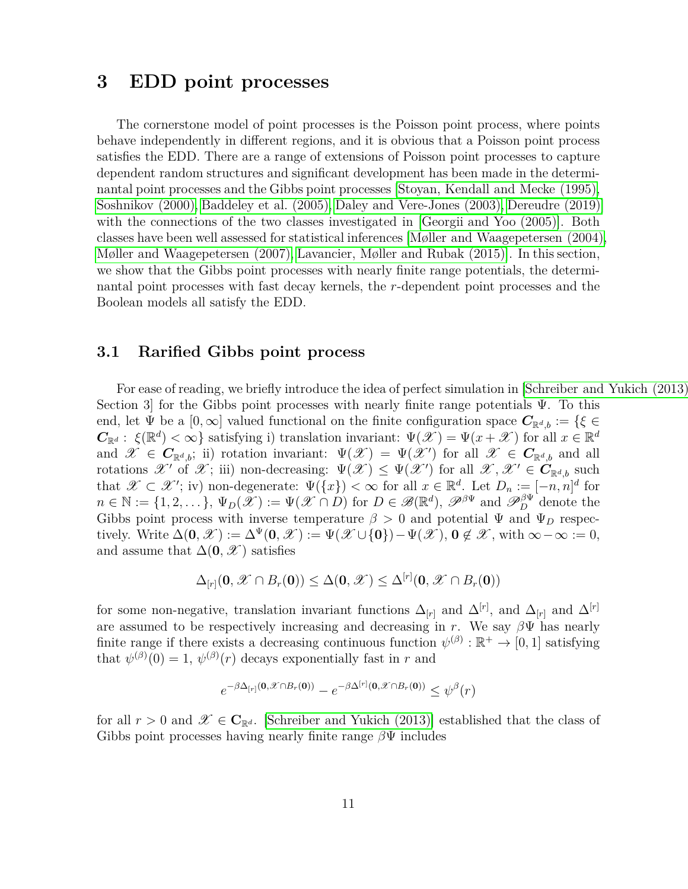# 3 EDD point processes

The cornerstone model of point processes is the Poisson point process, where points behave independently in different regions, and it is obvious that a Poisson point process satisfies the EDD. There are a range of extensions of Poisson point processes to capture dependent random structures and significant development has been made in the determinantal point processes and the Gibbs point processes [Stoyan, Kendall and Mecke (1995), Soshnikov (2000), Baddeley et al. (2005), Daley and Vere-Jones (2003), Dereudre (2019)] with the connections of the two classes investigated in [Georgii and Yoo (2005)]. Both classes have been well assessed for statistical inferences [Møller and Waagepetersen (2004), Møller and Waagepetersen (2007), Lavancier, Møller and Rubak (2015)]. In this section, we show that the Gibbs point processes with nearly finite range potentials, the determinantal point processes with fast decay kernels, the $r$-dependent point processes and the Boolean models all satisfy the EDD.

## 3.1 Rarified Gibbs point process

For ease of reading, we briefly introduce the idea of perfect simulation in [Schreiber and Yukich (2013) Section 3] for the Gibbs point processes with nearly finite range potentials $\Psi$. To this end, let $\Psi$ be a $[0,\infty]$ valued functional on the finite configuration space $\boldsymbol{C}_{\mathbb{R}^d,b} := \{\xi \in \boldsymbol{C}_{\mathbb{R}^d} :\ \xi(\mathbb{R}^d) < \infty\}$ satisfying i) translation invariant: $\Psi(\mathscr{X}) = \Psi(x+\mathscr{X})$ for all $x \in \mathbb{R}^d$ and $\mathscr{X} \in \boldsymbol{C}_{\mathbb{R}^d,b}$; ii) rotation invariant: $\Psi(\mathscr{X}) = \Psi(\mathscr{X}')$ for all $\mathscr{X} \in \boldsymbol{C}_{\mathbb{R}^d,b}$ and all rotations $\mathscr{X}'$ of $\mathscr{X}$; iii) non-decreasing: $\Psi(\mathscr{X}) \le \Psi(\mathscr{X}')$ for all $\mathscr{X}, \mathscr{X}' \in \boldsymbol{C}_{\mathbb{R}^d,b}$ such that $\mathscr{X} \subset \mathscr{X}'$; iv) non-degenerate: $\Psi(\{x\}) < \infty$ for all $x \in \mathbb{R}^d$. Let $D_n := [-n,n]^d$ for $n \in \mathbb{N} := \{1,2,\dots\}$, $\Psi_D(\mathscr{X}) := \Psi(\mathscr{X} \cap D)$ for $D \in \mathscr{B}(\mathbb{R}^d)$, $\mathscr{P}^{\beta\Psi}$ and $\mathscr{P}^{\beta\Psi}_D$ denote the Gibbs point process with inverse temperature $\beta > 0$ and potential $\Psi$ and $\Psi_D$ respectively. Write $\Delta(\mathbf{0},\mathscr{X}) := \Delta^{\Psi}(\mathbf{0},\mathscr{X}) := \Psi(\mathscr{X}\cup\{\mathbf{0}\}) - \Psi(\mathscr{X})$, $\mathbf{0} \notin \mathscr{X}$, with $\infty - \infty := 0$, and assume that $\Delta(\mathbf{0},\mathscr{X})$ satisfies

$$\Delta_{[r]}(\mathbf{0},\mathscr{X}\cap B_r(\mathbf{0})) \le \Delta(\mathbf{0},\mathscr{X}) \le \Delta^{[r]}(\mathbf{0},\mathscr{X}\cap B_r(\mathbf{0}))$$

for some non-negative, translation invariant functions $\Delta_{[r]}$ and $\Delta^{[r]}$, and $\Delta_{[r]}$ and $\Delta^{[r]}$ are assumed to be respectively increasing and decreasing in $r$. We say $\beta\Psi$ has nearly finite range if there exists a decreasing continuous function $\psi^{(\beta)} : \mathbb{R}^+ \to [0,1]$ satisfying that $\psi^{(\beta)}(0) = 1$, $\psi^{(\beta)}(r)$ decays exponentially fast in $r$ and

$$e^{-\beta\Delta_{[r]}(\mathbf{0},\mathscr{X}\cap B_r(\mathbf{0}))} - e^{-\beta\Delta^{[r]}(\mathbf{0},\mathscr{X}\cap B_r(\mathbf{0}))} \le \psi^{\beta}(r)$$

for all $r > 0$ and $\mathscr{X} \in \mathbf{C}_{\mathbb{R}^d}$. [Schreiber and Yukich (2013)] established that the class of Gibbs point processes having nearly finite range $\beta\Psi$ includes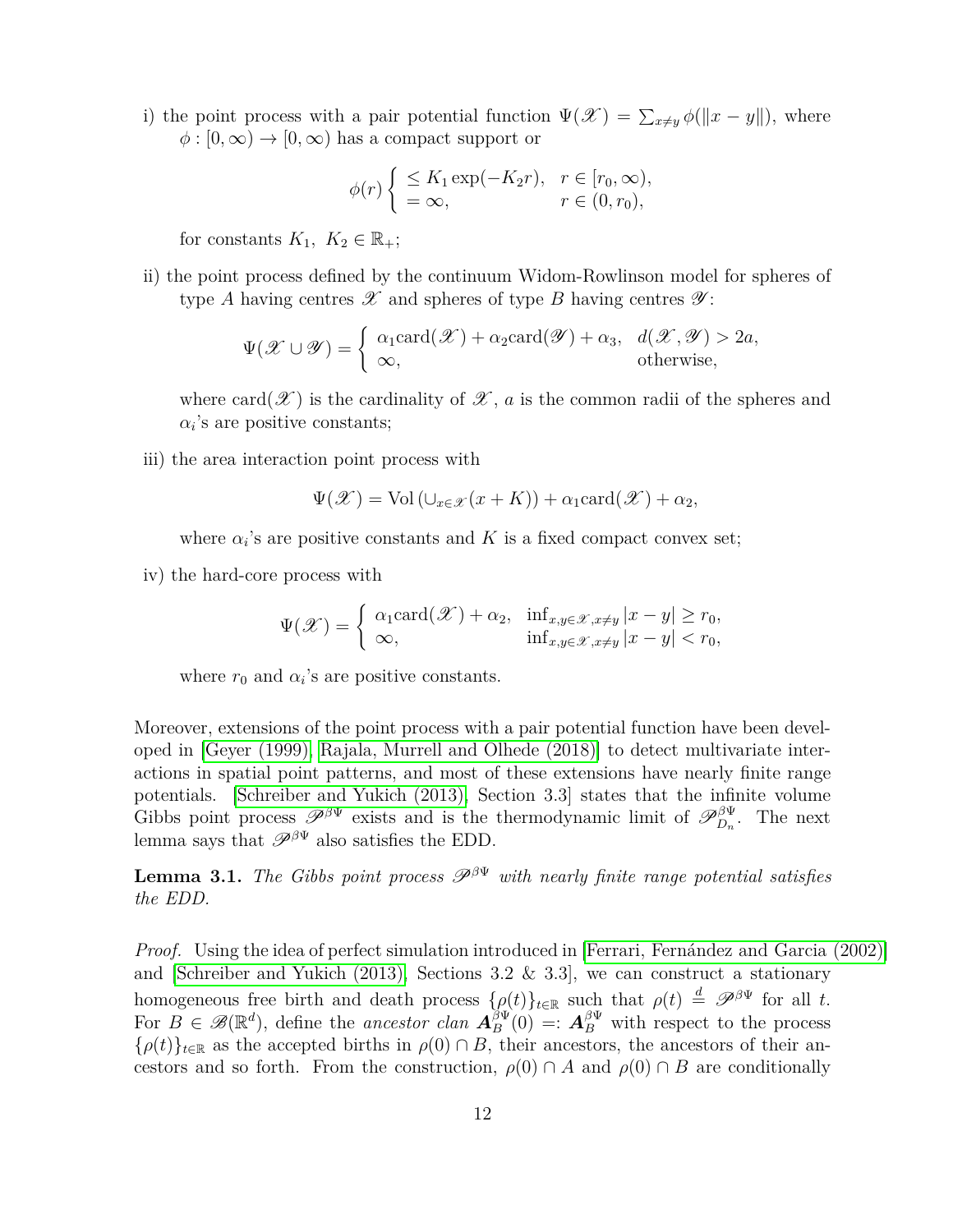i) the point process with a pair potential function $\Psi(\mathscr{X}) = \sum_{x \neq y} \phi(\|x - y\|)$, where $\phi : [0, \infty) \to [0, \infty)$ has a compact support or

$$\phi(r) \begin{cases} \leq K_1 \exp(-K_2 r), & r \in [r_0, \infty), \\ = \infty, & r \in (0, r_0), \end{cases}$$

for constants $K_1,\ K_2 \in \mathbb{R}_+$;

ii) the point process defined by the continuum Widom-Rowlinson model for spheres of type $A$ having centres $\mathscr{X}$ and spheres of type $B$ having centres $\mathscr{Y}$:

$$\Psi(\mathscr{X} \cup \mathscr{Y}) = \begin{cases} \alpha_1 \mathrm{card}(\mathscr{X}) + \alpha_2 \mathrm{card}(\mathscr{Y}) + \alpha_3, & d(\mathscr{X}, \mathscr{Y}) > 2a, \\ \infty, & \text{otherwise}, \end{cases}$$

where $\mathrm{card}(\mathscr{X})$ is the cardinality of $\mathscr{X}$, $a$ is the common radii of the spheres and $\alpha_i$'s are positive constants;

iii) the area interaction point process with

$$\Psi(\mathscr{X}) = \mathrm{Vol}\left(\cup_{x \in \mathscr{X}} (x + K)\right) + \alpha_1 \mathrm{card}(\mathscr{X}) + \alpha_2,$$

where $\alpha_i$'s are positive constants and $K$ is a fixed compact convex set;

iv) the hard-core process with

$$\Psi(\mathscr{X}) = \begin{cases} \alpha_1 \mathrm{card}(\mathscr{X}) + \alpha_2, & \inf_{x,y \in \mathscr{X}, x \neq y} |x - y| \geq r_0, \\ \infty, & \inf_{x,y \in \mathscr{X}, x \neq y} |x - y| < r_0, \end{cases}$$

where $r_0$ and $\alpha_i$'s are positive constants.

Moreover, extensions of the point process with a pair potential function have been developed in [Geyer (1999), Rajala, Murrell and Olhede (2018)] to detect multivariate interactions in spatial point patterns, and most of these extensions have nearly finite range potentials. [Schreiber and Yukich (2013), Section 3.3] states that the infinite volume Gibbs point process $\mathscr{P}^{\beta\Psi}$ exists and is the thermodynamic limit of $\mathscr{P}^{\beta\Psi}_{D_n}$. The next lemma says that $\mathscr{P}^{\beta\Psi}$ also satisfies the EDD.

**Lemma 3.1.** *The Gibbs point process $\mathscr{P}^{\beta\Psi}$ with nearly finite range potential satisfies the EDD.*

*Proof.* Using the idea of perfect simulation introduced in [Ferrari, Fernández and Garcia (2002)] and [Schreiber and Yukich (2013), Sections 3.2 & 3.3], we can construct a stationary homogeneous free birth and death process $\{\rho(t)\}_{t \in \mathbb{R}}$ such that $\rho(t) \stackrel{d}{=} \mathscr{P}^{\beta\Psi}$ for all $t$. For $B \in \mathscr{B}(\mathbb{R}^d)$, define the *ancestor clan* $\boldsymbol{A}_B^{\beta\Psi}(0) =: \boldsymbol{A}_B^{\beta\Psi}$ with respect to the process $\{\rho(t)\}_{t \in \mathbb{R}}$ as the accepted births in $\rho(0) \cap B$, their ancestors, the ancestors of their ancestors and so forth. From the construction, $\rho(0) \cap A$ and $\rho(0) \cap B$ are conditionally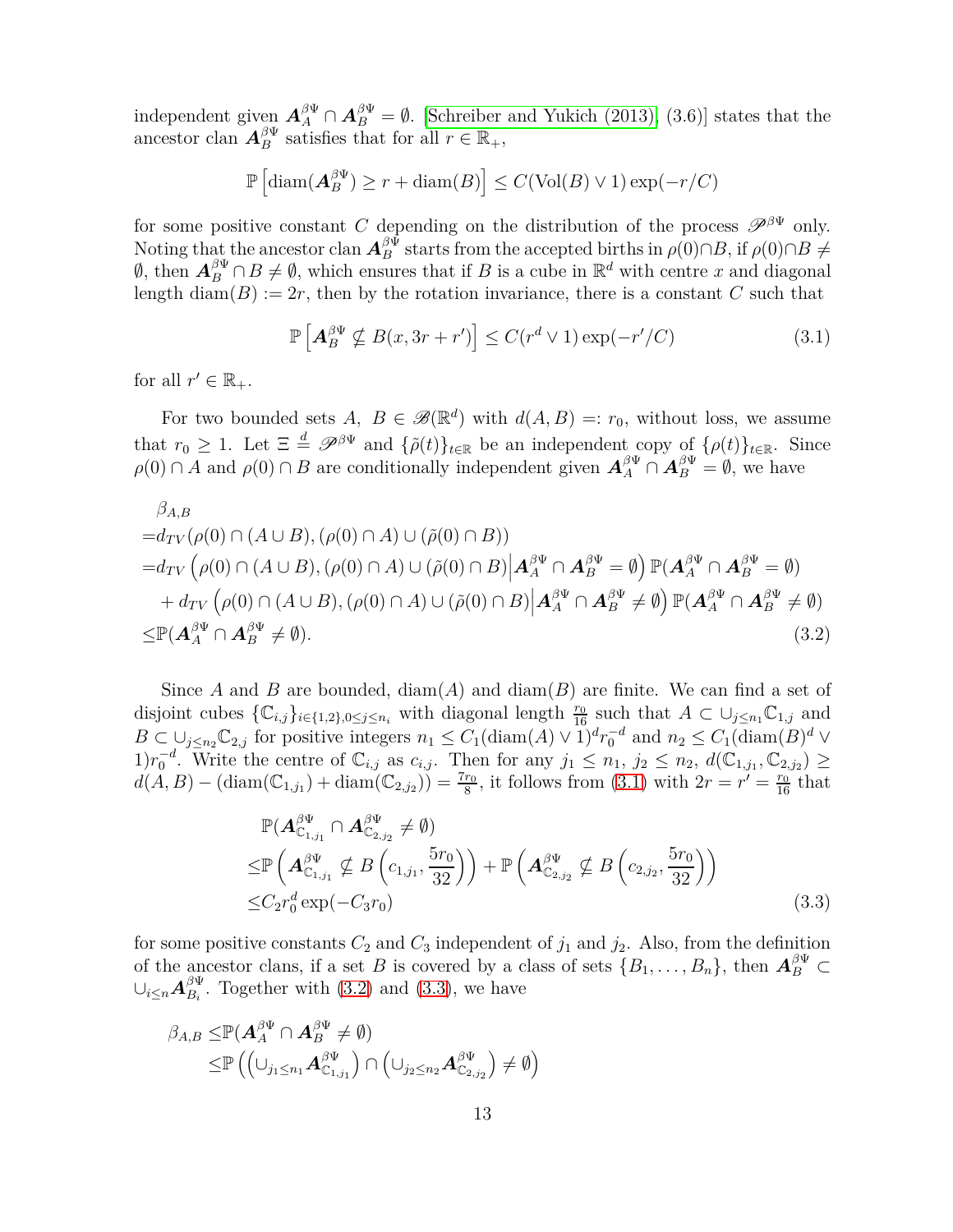independent given $\boldsymbol{A}_A^{\beta\Psi} \cap \boldsymbol{A}_B^{\beta\Psi} = \emptyset$. [Schreiber and Yukich (2013), (3.6)] states that the ancestor clan $\boldsymbol{A}_B^{\beta\Psi}$ satisfies that for all $r \in \mathbb{R}_+$,

$$\mathbb{P}\left[\mathrm{diam}(\boldsymbol{A}_B^{\beta\Psi}) \geq r + \mathrm{diam}(B)\right] \leq C(\mathrm{Vol}(B) \vee 1)\exp(-r/C)$$

for some positive constant $C$ depending on the distribution of the process $\mathscr{P}^{\beta\Psi}$ only. Noting that the ancestor clan $\boldsymbol{A}_B^{\beta\Psi}$ starts from the accepted births in $\rho(0)\cap B$, if $\rho(0)\cap B \neq \emptyset$, then $\boldsymbol{A}_B^{\beta\Psi} \cap B \neq \emptyset$, which ensures that if $B$ is a cube in $\mathbb{R}^d$ with centre $x$ and diagonal length $\mathrm{diam}(B) := 2r$, then by the rotation invariance, there is a constant $C$ such that

$$\mathbb{P}\left[\boldsymbol{A}_B^{\beta\Psi} \nsubseteq B(x, 3r + r')\right] \leq C(r^d \vee 1)\exp(-r'/C) \tag{3.1}$$

for all $r' \in \mathbb{R}_+$.

For two bounded sets $A,\ B \in \mathscr{B}(\mathbb{R}^d)$ with $d(A,B) =: r_0$, without loss, we assume that $r_0 \geq 1$. Let $\Xi \stackrel{d}{=} \mathscr{P}^{\beta\Psi}$ and $\{\tilde{\rho}(t)\}_{t\in\mathbb{R}}$ be an independent copy of $\{\rho(t)\}_{t\in\mathbb{R}}$. Since $\rho(0)\cap A$ and $\rho(0)\cap B$ are conditionally independent given $\boldsymbol{A}_A^{\beta\Psi} \cap \boldsymbol{A}_B^{\beta\Psi} = \emptyset$, we have

$$\begin{aligned}
&\beta_{A,B}\\
=&d_{TV}(\rho(0)\cap(A\cup B), (\rho(0)\cap A)\cup(\tilde{\rho}(0)\cap B))\\
=&d_{TV}\left(\rho(0)\cap(A\cup B), (\rho(0)\cap A)\cup(\tilde{\rho}(0)\cap B)\middle|\boldsymbol{A}_A^{\beta\Psi} \cap \boldsymbol{A}_B^{\beta\Psi} = \emptyset\right)\mathbb{P}(\boldsymbol{A}_A^{\beta\Psi} \cap \boldsymbol{A}_B^{\beta\Psi} = \emptyset)\\
&+d_{TV}\left(\rho(0)\cap(A\cup B), (\rho(0)\cap A)\cup(\tilde{\rho}(0)\cap B)\middle|\boldsymbol{A}_A^{\beta\Psi} \cap \boldsymbol{A}_B^{\beta\Psi} \neq \emptyset\right)\mathbb{P}(\boldsymbol{A}_A^{\beta\Psi} \cap \boldsymbol{A}_B^{\beta\Psi} \neq \emptyset)\\
\leq&\mathbb{P}(\boldsymbol{A}_A^{\beta\Psi} \cap \boldsymbol{A}_B^{\beta\Psi} \neq \emptyset).
\end{aligned} \tag{3.2}$$

Since $A$ and $B$ are bounded, $\mathrm{diam}(A)$ and $\mathrm{diam}(B)$ are finite. We can find a set of disjoint cubes $\{\mathbb{C}_{i,j}\}_{i\in\{1,2\},0\leq j\leq n_i}$ with diagonal length $\frac{r_0}{16}$ such that $A \subset \cup_{j\leq n_1}\mathbb{C}_{1,j}$ and $B \subset \cup_{j\leq n_2}\mathbb{C}_{2,j}$ for positive integers $n_1 \leq C_1(\mathrm{diam}(A)\vee 1)^d r_0^{-d}$ and $n_2 \leq C_1(\mathrm{diam}(B)^d \vee 1)r_0^{-d}$. Write the centre of $\mathbb{C}_{i,j}$ as $c_{i,j}$. Then for any $j_1 \leq n_1$, $j_2 \leq n_2$, $d(\mathbb{C}_{1,j_1}, \mathbb{C}_{2,j_2}) \geq d(A,B) - (\mathrm{diam}(\mathbb{C}_{1,j_1}) + \mathrm{diam}(\mathbb{C}_{2,j_2})) = \frac{7r_0}{8}$, it follows from (3.1) with $2r = r' = \frac{r_0}{16}$ that

$$\begin{aligned}
&\mathbb{P}(\boldsymbol{A}_{\mathbb{C}_{1,j_1}}^{\beta\Psi} \cap \boldsymbol{A}_{\mathbb{C}_{2,j_2}}^{\beta\Psi} \neq \emptyset)\\
\leq&\mathbb{P}\left(\boldsymbol{A}_{\mathbb{C}_{1,j_1}}^{\beta\Psi} \nsubseteq B\left(c_{1,j_1}, \frac{5r_0}{32}\right)\right) + \mathbb{P}\left(\boldsymbol{A}_{\mathbb{C}_{2,j_2}}^{\beta\Psi} \nsubseteq B\left(c_{2,j_2}, \frac{5r_0}{32}\right)\right)\\
\leq&C_2 r_0^d \exp(-C_3 r_0)
\end{aligned} \tag{3.3}$$

for some positive constants $C_2$ and $C_3$ independent of $j_1$ and $j_2$. Also, from the definition of the ancestor clans, if a set $B$ is covered by a class of sets $\{B_1,\ldots,B_n\}$, then $\boldsymbol{A}_B^{\beta\Psi} \subset \cup_{i\leq n}\boldsymbol{A}_{B_i}^{\beta\Psi}$. Together with (3.2) and (3.3), we have

$$\begin{aligned}
\beta_{A,B} \leq&\mathbb{P}(\boldsymbol{A}_A^{\beta\Psi} \cap \boldsymbol{A}_B^{\beta\Psi} \neq \emptyset)\\
\leq&\mathbb{P}\left(\left(\cup_{j_1\leq n_1}\boldsymbol{A}_{\mathbb{C}_{1,j_1}}^{\beta\Psi}\right) \cap \left(\cup_{j_2\leq n_2}\boldsymbol{A}_{\mathbb{C}_{2,j_2}}^{\beta\Psi}\right) \neq \emptyset\right)
\end{aligned}$$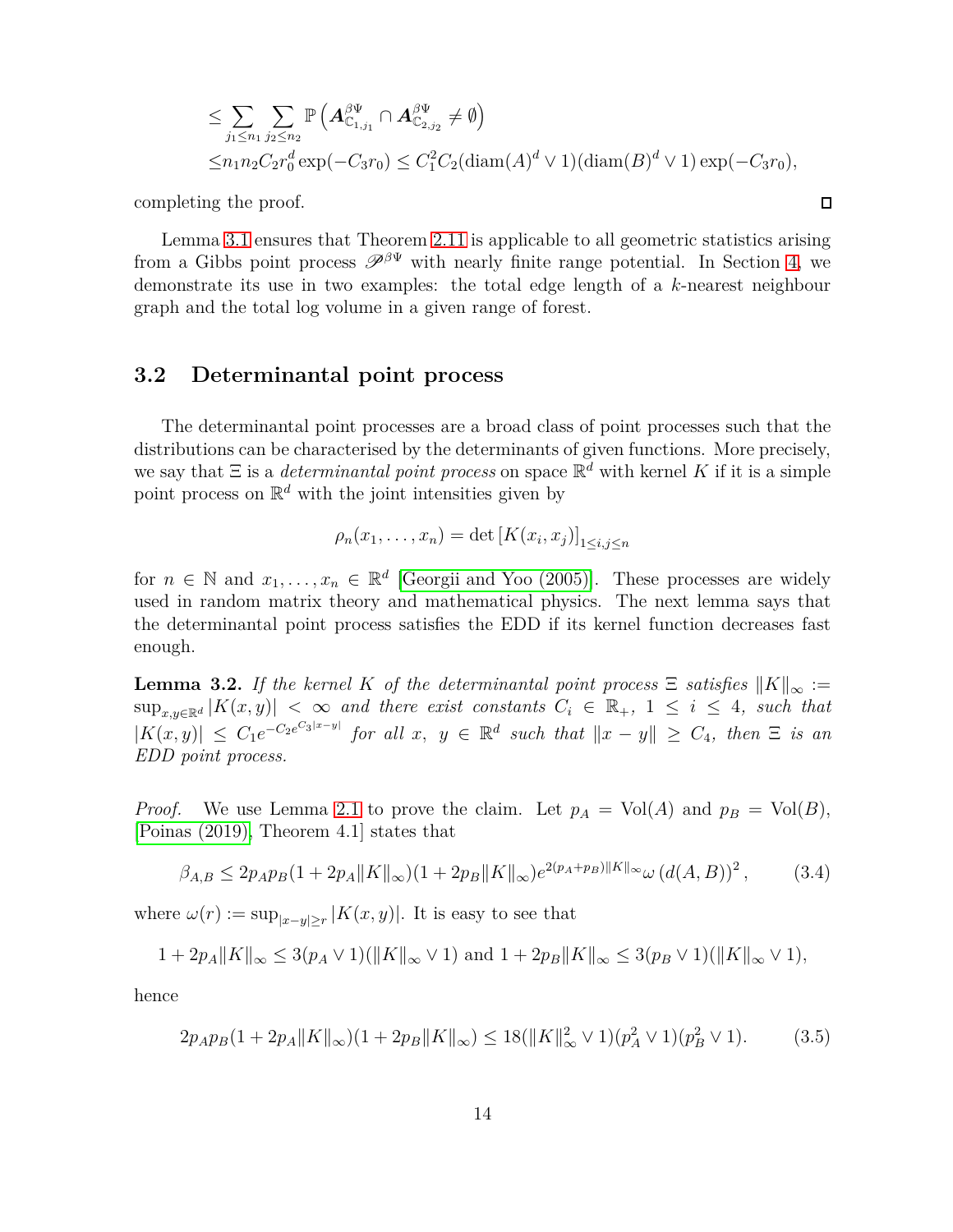$$
\begin{aligned}
&\leq \sum_{j_1 \leq n_1} \sum_{j_2 \leq n_2} \mathbb{P}\left( \boldsymbol{A}^{\beta\Psi}_{\mathbb{C}_{1,j_1}} \cap \boldsymbol{A}^{\beta\Psi}_{\mathbb{C}_{2,j_2}} \neq \emptyset \right) \\
&\leq n_1 n_2 C_2 r_0^d \exp(-C_3 r_0) \leq C_1^2 C_2 (\mathrm{diam}(A)^d \vee 1)(\mathrm{diam}(B)^d \vee 1) \exp(-C_3 r_0),
\end{aligned}
$$

completing the proof. □

Lemma 3.1 ensures that Theorem 2.11 is applicable to all geometric statistics arising from a Gibbs point process $\mathscr{P}^{\beta\Psi}$ with nearly finite range potential. In Section 4, we demonstrate its use in two examples: the total edge length of a $k$-nearest neighbour graph and the total log volume in a given range of forest.

## 3.2 Determinantal point process

The determinantal point processes are a broad class of point processes such that the distributions can be characterised by the determinants of given functions. More precisely, we say that $\Xi$ is a *determinantal point process* on space $\mathbb{R}^d$ with kernel $K$ if it is a simple point process on $\mathbb{R}^d$ with the joint intensities given by

$$
\rho_n(x_1, \ldots, x_n) = \det \left[ K(x_i, x_j) \right]_{1 \leq i,j \leq n}
$$

for $n \in \mathbb{N}$ and $x_1, \ldots, x_n \in \mathbb{R}^d$ [Georgii and Yoo (2005)]. These processes are widely used in random matrix theory and mathematical physics. The next lemma says that the determinantal point process satisfies the EDD if its kernel function decreases fast enough.

**Lemma 3.2.** *If the kernel $K$ of the determinantal point process $\Xi$ satisfies $\|K\|_\infty := \sup_{x,y \in \mathbb{R}^d} |K(x,y)| < \infty$ and there exist constants $C_i \in \mathbb{R}_+$, $1 \leq i \leq 4$, such that $|K(x,y)| \leq C_1 e^{-C_2 e^{C_3 |x-y|}}$ for all $x$, $y \in \mathbb{R}^d$ such that $\|x-y\| \geq C_4$, then $\Xi$ is an EDD point process.*

*Proof.* We use Lemma 2.1 to prove the claim. Let $p_A = \mathrm{Vol}(A)$ and $p_B = \mathrm{Vol}(B)$, [Poinas (2019), Theorem 4.1] states that

$$
\beta_{A,B} \leq 2 p_A p_B (1 + 2 p_A \|K\|_\infty)(1 + 2 p_B \|K\|_\infty) e^{2(p_A + p_B)\|K\|_\infty} \omega\left( d(A,B) \right)^2, \tag{3.4}
$$

where $\omega(r) := \sup_{|x-y| \geq r} |K(x,y)|$. It is easy to see that

$$
1 + 2 p_A \|K\|_\infty \leq 3(p_A \vee 1)(\|K\|_\infty \vee 1) \text{ and } 1 + 2 p_B \|K\|_\infty \leq 3(p_B \vee 1)(\|K\|_\infty \vee 1),
$$

hence

$$
2 p_A p_B (1 + 2 p_A \|K\|_\infty)(1 + 2 p_B \|K\|_\infty) \leq 18(\|K\|_\infty^2 \vee 1)(p_A^2 \vee 1)(p_B^2 \vee 1). \tag{3.5}
$$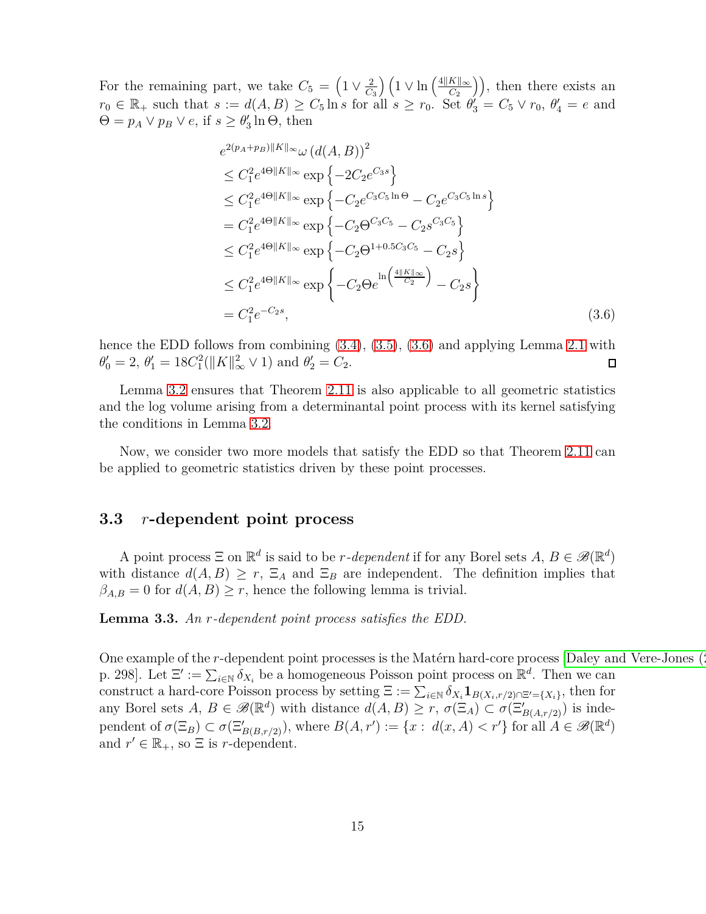For the remaining part, we take $C_5 = \left(1 \vee \frac{2}{C_3}\right)\left(1 \vee \ln\left(\frac{4\|K\|_\infty}{C_2}\right)\right)$, then there exists an $r_0 \in \mathbb{R}_+$ such that $s := d(A,B) \geq C_5 \ln s$ for all $s \geq r_0$. Set $\theta_3' = C_5 \vee r_0$, $\theta_4' = e$ and $\Theta = p_A \vee p_B \vee e$, if $s \geq \theta_3' \ln \Theta$, then

$$
\begin{aligned}
& e^{2(p_A+p_B)\|K\|_\infty} \omega\left(d(A,B)\right)^2 \\
& \leq C_1^2 e^{4\Theta\|K\|_\infty} \exp\left\{-2C_2 e^{C_3 s}\right\} \\
& \leq C_1^2 e^{4\Theta\|K\|_\infty} \exp\left\{-C_2 e^{C_3 C_5 \ln \Theta} - C_2 e^{C_3 C_5 \ln s}\right\} \\
& = C_1^2 e^{4\Theta\|K\|_\infty} \exp\left\{-C_2 \Theta^{C_3 C_5} - C_2 s^{C_3 C_5}\right\} \\
& \leq C_1^2 e^{4\Theta\|K\|_\infty} \exp\left\{-C_2 \Theta^{1+0.5 C_3 C_5} - C_2 s\right\} \\
& \leq C_1^2 e^{4\Theta\|K\|_\infty} \exp\left\{-C_2 \Theta e^{\ln\left(\frac{4\|K\|_\infty}{C_2}\right)} - C_2 s\right\} \\
& = C_1^2 e^{-C_2 s},
\end{aligned} \tag{3.6}
$$

hence the EDD follows from combining (3.4), (3.5), (3.6) and applying Lemma 2.1 with $\theta_0' = 2$, $\theta_1' = 18C_1^2(\|K\|_\infty^2 \vee 1)$ and $\theta_2' = C_2$. ∎

Lemma 3.2 ensures that Theorem 2.11 is also applicable to all geometric statistics and the log volume arising from a determinantal point process with its kernel satisfying the conditions in Lemma 3.2.

Now, we consider two more models that satisfy the EDD so that Theorem 2.11 can be applied to geometric statistics driven by these point processes.

### 3.3 $r$-dependent point process

A point process $\Xi$ on $\mathbb{R}^d$ is said to be *$r$-dependent* if for any Borel sets $A$, $B \in \mathscr{B}(\mathbb{R}^d)$ with distance $d(A,B) \geq r$, $\Xi_A$ and $\Xi_B$ are independent. The definition implies that $\beta_{A,B} = 0$ for $d(A,B) \geq r$, hence the following lemma is trivial.

**Lemma 3.3.** *An $r$-dependent point process satisfies the EDD.*

One example of the $r$-dependent point processes is the Matérn hard-core process [Daley and Vere-Jones (2 p. 298]. Let $\Xi' := \sum_{i \in \mathbb{N}} \delta_{X_i}$ be a homogeneous Poisson point process on $\mathbb{R}^d$. Then we can construct a hard-core Poisson process by setting $\Xi := \sum_{i \in \mathbb{N}} \delta_{X_i} \mathbf{1}_{B(X_i, r/2) \cap \Xi' = \{X_i\}}$, then for any Borel sets $A$, $B \in \mathscr{B}(\mathbb{R}^d)$ with distance $d(A,B) \geq r$, $\sigma(\Xi_A) \subset \sigma(\Xi'_{B(A,r/2)})$ is independent of $\sigma(\Xi_B) \subset \sigma(\Xi'_{B(B,r/2)})$, where $B(A,r') := \{x : d(x,A) < r'\}$ for all $A \in \mathscr{B}(\mathbb{R}^d)$ and $r' \in \mathbb{R}_+$, so $\Xi$ is $r$-dependent.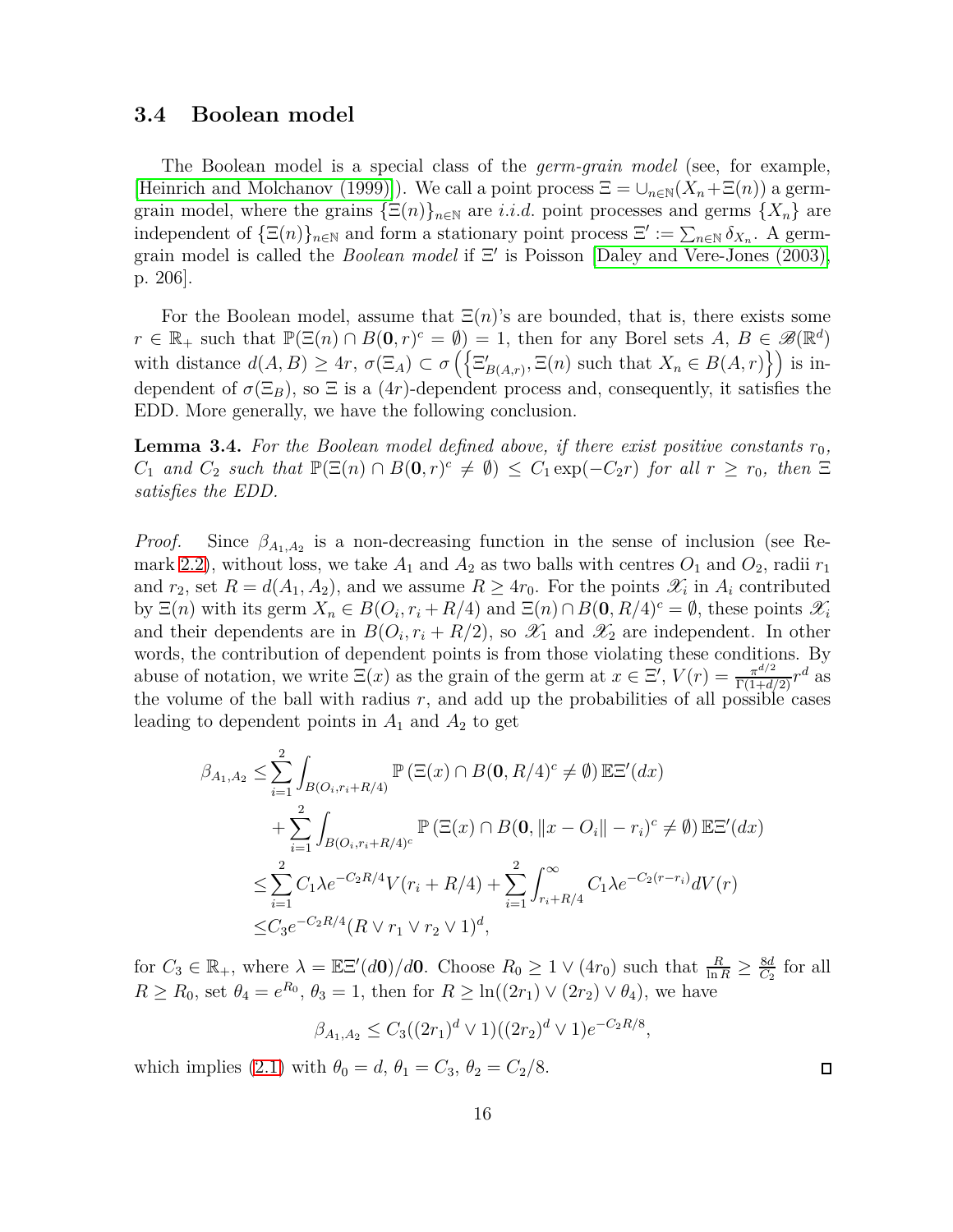### 3.4 Boolean model

The Boolean model is a special class of the *germ-grain model* (see, for example, [Heinrich and Molchanov (1999)]). We call a point process $\Xi = \cup_{n\in\mathbb{N}}(X_n + \Xi(n))$ a germ-grain model, where the grains $\{\Xi(n)\}_{n\in\mathbb{N}}$ are *i.i.d.* point processes and germs $\{X_n\}$ are independent of $\{\Xi(n)\}_{n\in\mathbb{N}}$ and form a stationary point process $\Xi' := \sum_{n\in\mathbb{N}} \delta_{X_n}$. A germ-grain model is called the *Boolean model* if $\Xi'$ is Poisson [Daley and Vere-Jones (2003), p. 206].

For the Boolean model, assume that $\Xi(n)$'s are bounded, that is, there exists some $r \in \mathbb{R}_+$ such that $\mathbb{P}(\Xi(n) \cap B(\mathbf{0}, r)^c = \emptyset) = 1$, then for any Borel sets $A$, $B \in \mathscr{B}(\mathbb{R}^d)$ with distance $d(A, B) \geq 4r$, $\sigma(\Xi_A) \subset \sigma\left(\left\{\Xi'_{B(A,r)}, \Xi(n) \text{ such that } X_n \in B(A, r)\right\}\right)$ is independent of $\sigma(\Xi_B)$, so $\Xi$ is a $(4r)$-dependent process and, consequently, it satisfies the EDD. More generally, we have the following conclusion.

**Lemma 3.4.** *For the Boolean model defined above, if there exist positive constants $r_0$, $C_1$ and $C_2$ such that $\mathbb{P}(\Xi(n) \cap B(\mathbf{0}, r)^c \neq \emptyset) \leq C_1 \exp(-C_2 r)$ for all $r \geq r_0$, then $\Xi$ satisfies the EDD.*

*Proof.* Since $\beta_{A_1,A_2}$ is a non-decreasing function in the sense of inclusion (see Remark 2.2), without loss, we take $A_1$ and $A_2$ as two balls with centres $O_1$ and $O_2$, radii $r_1$ and $r_2$, set $R = d(A_1, A_2)$, and we assume $R \geq 4r_0$. For the points $\mathscr{X}_i$ in $A_i$ contributed by $\Xi(n)$ with its germ $X_n \in B(O_i, r_i + R/4)$ and $\Xi(n) \cap B(\mathbf{0}, R/4)^c = \emptyset$, these points $\mathscr{X}_i$ and their dependents are in $B(O_i, r_i + R/2)$, so $\mathscr{X}_1$ and $\mathscr{X}_2$ are independent. In other words, the contribution of dependent points is from those violating these conditions. By abuse of notation, we write $\Xi(x)$ as the grain of the germ at $x \in \Xi'$, $V(r) = \frac{\pi^{d/2}}{\Gamma(1+d/2)} r^d$ as the volume of the ball with radius $r$, and add up the probabilities of all possible cases leading to dependent points in $A_1$ and $A_2$ to get

$$\begin{aligned}
\beta_{A_1,A_2} \leq& \sum_{i=1}^{2} \int_{B(O_i, r_i+R/4)} \mathbb{P}\left(\Xi(x) \cap B(\mathbf{0}, R/4)^c \neq \emptyset\right) \mathbb{E}\Xi'(dx) \\
&+ \sum_{i=1}^{2} \int_{B(O_i, r_i+R/4)^c} \mathbb{P}\left(\Xi(x) \cap B(\mathbf{0}, \|x - O_i\| - r_i)^c \neq \emptyset\right) \mathbb{E}\Xi'(dx) \\
\leq& \sum_{i=1}^{2} C_1 \lambda e^{-C_2 R/4} V(r_i + R/4) + \sum_{i=1}^{2} \int_{r_i+R/4}^{\infty} C_1 \lambda e^{-C_2(r-r_i)} dV(r) \\
\leq& C_3 e^{-C_2 R/4} (R \vee r_1 \vee r_2 \vee 1)^d,
\end{aligned}$$

for $C_3 \in \mathbb{R}_+$, where $\lambda = \mathbb{E}\Xi'(d\mathbf{0})/d\mathbf{0}$. Choose $R_0 \geq 1 \vee (4r_0)$ such that $\frac{R}{\ln R} \geq \frac{8d}{C_2}$ for all $R \geq R_0$, set $\theta_4 = e^{R_0}$, $\theta_3 = 1$, then for $R \geq \ln((2r_1) \vee (2r_2) \vee \theta_4)$, we have

$$\beta_{A_1,A_2} \leq C_3((2r_1)^d \vee 1)((2r_2)^d \vee 1) e^{-C_2 R/8},$$

which implies (2.1) with $\theta_0 = d$, $\theta_1 = C_3$, $\theta_2 = C_2/8$. $\square$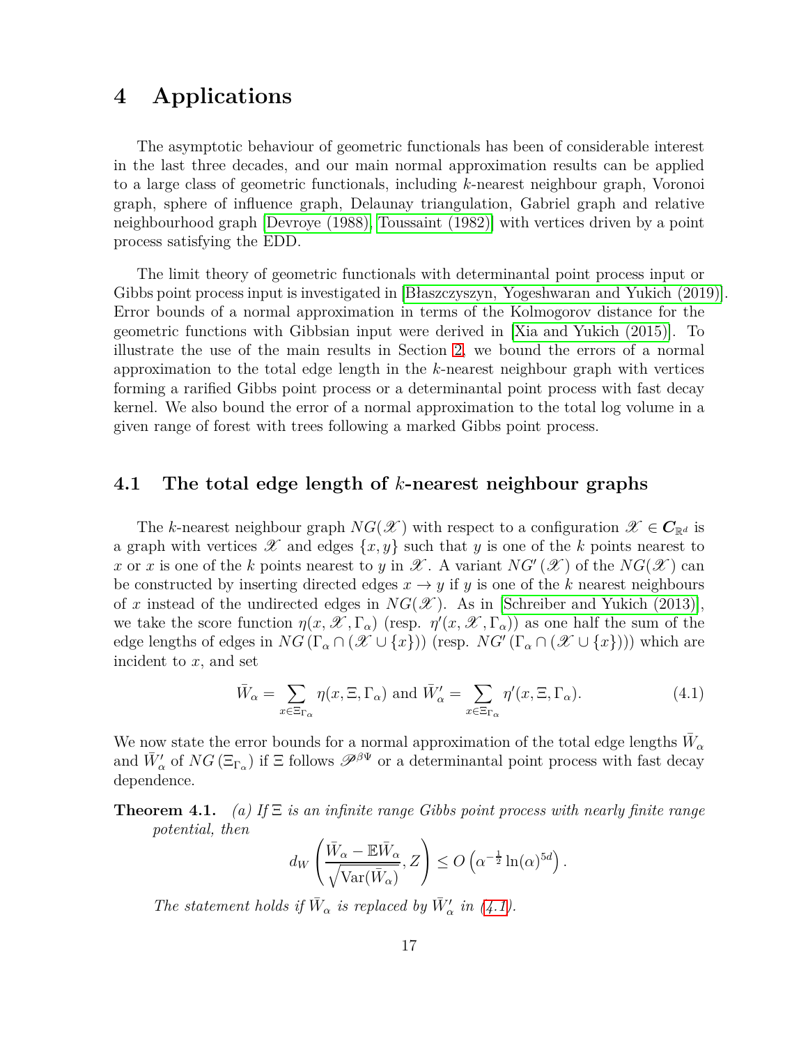# 4 Applications

The asymptotic behaviour of geometric functionals has been of considerable interest in the last three decades, and our main normal approximation results can be applied to a large class of geometric functionals, including $k$-nearest neighbour graph, Voronoi graph, sphere of influence graph, Delaunay triangulation, Gabriel graph and relative neighbourhood graph [Devroye (1988), Toussaint (1982)] with vertices driven by a point process satisfying the EDD.

The limit theory of geometric functionals with determinantal point process input or Gibbs point process input is investigated in [Błaszczyszyn, Yogeshwaran and Yukich (2019)]. Error bounds of a normal approximation in terms of the Kolmogorov distance for the geometric functions with Gibbsian input were derived in [Xia and Yukich (2015)]. To illustrate the use of the main results in Section 2, we bound the errors of a normal approximation to the total edge length in the $k$-nearest neighbour graph with vertices forming a rarified Gibbs point process or a determinantal point process with fast decay kernel. We also bound the error of a normal approximation to the total log volume in a given range of forest with trees following a marked Gibbs point process.

## 4.1 The total edge length of $k$-nearest neighbour graphs

The $k$-nearest neighbour graph $NG(\mathscr{X})$ with respect to a configuration $\mathscr{X} \in \boldsymbol{C}_{\mathbb{R}^d}$ is a graph with vertices $\mathscr{X}$ and edges $\{x, y\}$ such that $y$ is one of the $k$ points nearest to $x$ or $x$ is one of the $k$ points nearest to $y$ in $\mathscr{X}$. A variant $NG'(\mathscr{X})$ of the $NG(\mathscr{X})$ can be constructed by inserting directed edges $x \to y$ if $y$ is one of the $k$ nearest neighbours of $x$ instead of the undirected edges in $NG(\mathscr{X})$. As in [Schreiber and Yukich (2013)], we take the score function $\eta(x, \mathscr{X}, \Gamma_\alpha)$ (resp. $\eta'(x, \mathscr{X}, \Gamma_\alpha)$) as one half the sum of the edge lengths of edges in $NG(\Gamma_\alpha \cap (\mathscr{X} \cup \{x\}))$ (resp. $NG'(\Gamma_\alpha \cap (\mathscr{X} \cup \{x\}))$) which are incident to $x$, and set

$$\bar{W}_\alpha = \sum_{x \in \Xi_{\Gamma_\alpha}} \eta(x, \Xi, \Gamma_\alpha) \text{ and } \bar{W}'_\alpha = \sum_{x \in \Xi_{\Gamma_\alpha}} \eta'(x, \Xi, \Gamma_\alpha). \tag{4.1}$$

We now state the error bounds for a normal approximation of the total edge lengths $\bar{W}_\alpha$ and $\bar{W}'_\alpha$ of $NG(\Xi_{\Gamma_\alpha})$ if $\Xi$ follows $\mathscr{P}^{\beta\Psi}$ or a determinantal point process with fast decay dependence.

**Theorem 4.1.** *(a) If $\Xi$ is an infinite range Gibbs point process with nearly finite range potential, then*

$$d_W\left(\frac{\bar{W}_\alpha - \mathbb{E}\bar{W}_\alpha}{\sqrt{\mathrm{Var}(\bar{W}_\alpha)}}, Z\right) \le O\left(\alpha^{-\frac{1}{2}} \ln(\alpha)^{5d}\right).$$

*The statement holds if $\bar{W}_\alpha$ is replaced by $\bar{W}'_\alpha$ in (4.1).*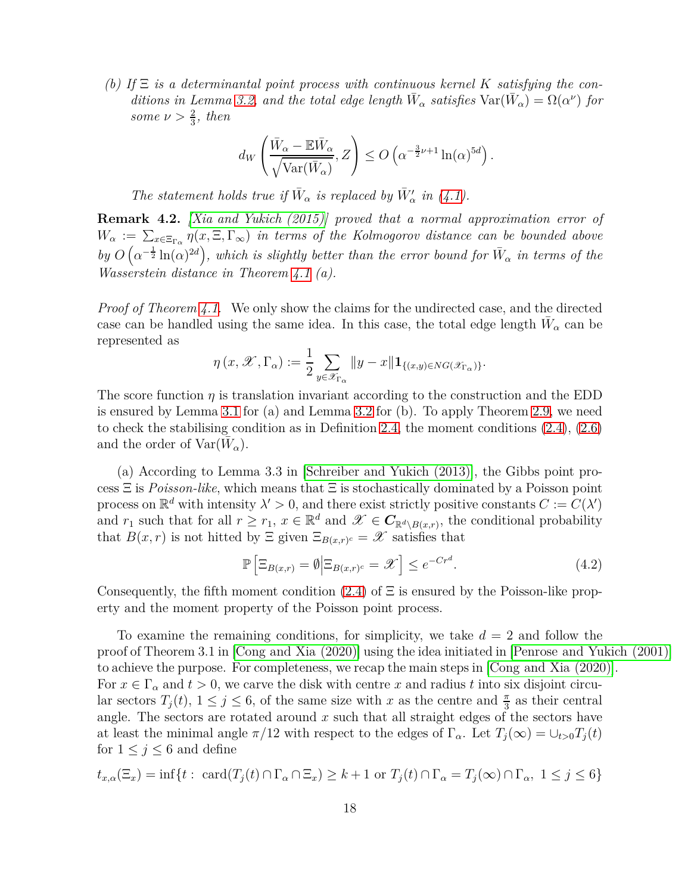*(b) If $\Xi$ is a determinantal point process with continuous kernel $K$ satisfying the conditions in Lemma 3.2, and the total edge length $\bar{W}_\alpha$ satisfies $\mathrm{Var}(\bar{W}_\alpha) = \Omega(\alpha^\nu)$ for some $\nu > \frac{2}{3}$, then*

$$d_W\left(\frac{\bar{W}_\alpha - \mathbb{E}\bar{W}_\alpha}{\sqrt{\mathrm{Var}(\bar{W}_\alpha)}}, Z\right) \leq O\left(\alpha^{-\frac{3}{2}\nu+1}\ln(\alpha)^{5d}\right).$$

*The statement holds true if $\bar{W}_\alpha$ is replaced by $\bar{W}'_\alpha$ in (4.1).*

**Remark 4.2.** *[Xia and Yukich (2015)] proved that a normal approximation error of $W_\alpha := \sum_{x\in\Xi_{\Gamma_\alpha}} \eta(x, \Xi, \Gamma_\infty)$ in terms of the Kolmogorov distance can be bounded above by $O\left(\alpha^{-\frac{1}{2}}\ln(\alpha)^{2d}\right)$, which is slightly better than the error bound for $\bar{W}_\alpha$ in terms of the Wasserstein distance in Theorem 4.1 (a).*

*Proof of Theorem 4.1.* We only show the claims for the undirected case, and the directed case can be handled using the same idea. In this case, the total edge length $\bar{W}_\alpha$ can be represented as

$$\eta\left(x, \mathscr{X}, \Gamma_\alpha\right) := \frac{1}{2}\sum_{y\in\mathscr{X}_{\Gamma_\alpha}} \|y - x\|\mathbf{1}_{\{(x,y)\in NG(\mathscr{X}_{\Gamma_\alpha})\}}.$$

The score function $\eta$ is translation invariant according to the construction and the EDD is ensured by Lemma 3.1 for (a) and Lemma 3.2 for (b). To apply Theorem 2.9, we need to check the stabilising condition as in Definition 2.4, the moment conditions (2.4), (2.6) and the order of $\mathrm{Var}(\bar{W}_\alpha)$.

(a) According to Lemma 3.3 in [Schreiber and Yukich (2013)], the Gibbs point process $\Xi$ is *Poisson-like*, which means that $\Xi$ is stochastically dominated by a Poisson point process on $\mathbb{R}^d$ with intensity $\lambda' > 0$, and there exist strictly positive constants $C := C(\lambda')$ and $r_1$ such that for all $r \geq r_1$, $x \in \mathbb{R}^d$ and $\mathscr{X} \in \boldsymbol{C}_{\mathbb{R}^d\setminus B(x,r)}$, the conditional probability that $B(x,r)$ is not hitted by $\Xi$ given $\Xi_{B(x,r)^c} = \mathscr{X}$ satisfies that

$$\mathbb{P}\left[\Xi_{B(x,r)} = \emptyset \middle| \Xi_{B(x,r)^c} = \mathscr{X}\right] \leq e^{-Cr^d}. \tag{4.2}$$

Consequently, the fifth moment condition (2.4) of $\Xi$ is ensured by the Poisson-like property and the moment property of the Poisson point process.

To examine the remaining conditions, for simplicity, we take $d = 2$ and follow the proof of Theorem 3.1 in [Cong and Xia (2020)] using the idea initiated in [Penrose and Yukich (2001)] to achieve the purpose. For completeness, we recap the main steps in [Cong and Xia (2020)]. For $x \in \Gamma_\alpha$ and $t > 0$, we carve the disk with centre $x$ and radius $t$ into six disjoint circular sectors $T_j(t)$, $1 \leq j \leq 6$, of the same size with $x$ as the centre and $\frac{\pi}{3}$ as their central angle. The sectors are rotated around $x$ such that all straight edges of the sectors have at least the minimal angle $\pi/12$ with respect to the edges of $\Gamma_\alpha$. Let $T_j(\infty) = \cup_{t>0}T_j(t)$ for $1 \leq j \leq 6$ and define

$$t_{x,\alpha}(\Xi_x) = \inf\{t : \ \mathrm{card}(T_j(t) \cap \Gamma_\alpha \cap \Xi_x) \geq k+1 \text{ or } T_j(t) \cap \Gamma_\alpha = T_j(\infty) \cap \Gamma_\alpha, \ 1 \leq j \leq 6\}$$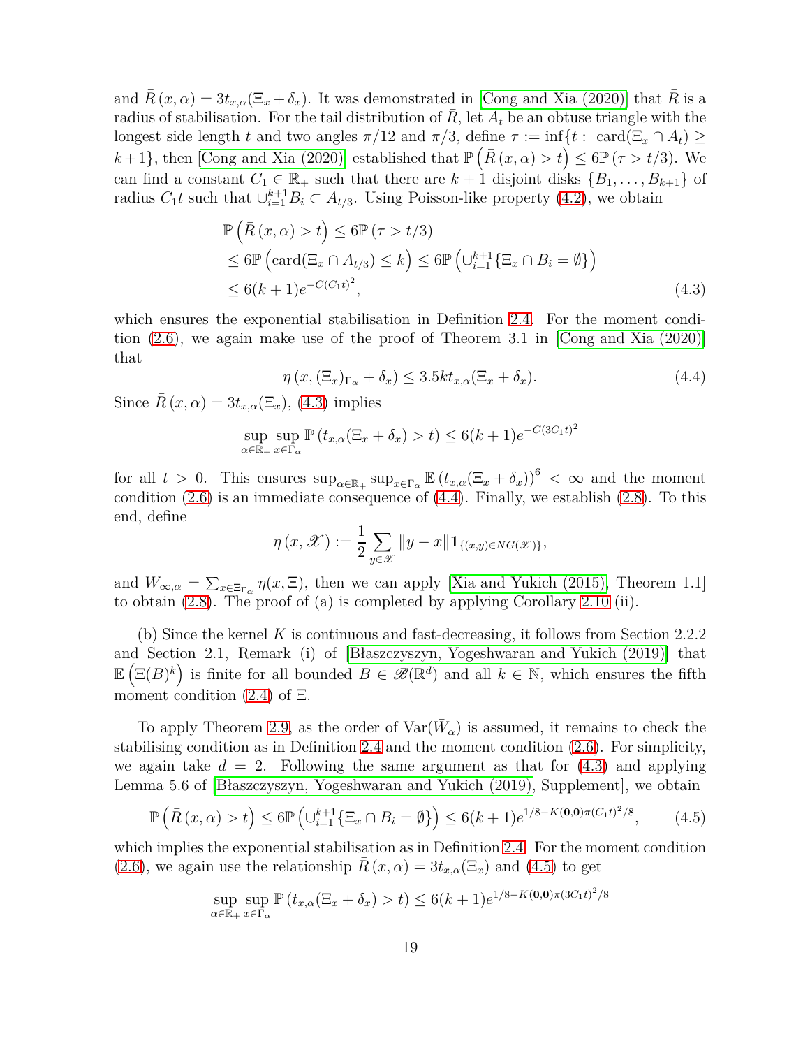and $\bar{R}(x,\alpha) = 3t_{x,\alpha}(\Xi_x + \delta_x)$. It was demonstrated in [Cong and Xia (2020)] that $\bar{R}$ is a radius of stabilisation. For the tail distribution of $\bar{R}$, let $A_t$ be an obtuse triangle with the longest side length $t$ and two angles $\pi/12$ and $\pi/3$, define $\tau := \inf\{t: \text{ card}(\Xi_x \cap A_t) \geq k+1\}$, then [Cong and Xia (2020)] established that $\mathbb{P}\left(\bar{R}(x,\alpha) > t\right) \leq 6\mathbb{P}(\tau > t/3)$. We can find a constant $C_1 \in \mathbb{R}_+$ such that there are $k+1$ disjoint disks $\{B_1, \ldots, B_{k+1}\}$ of radius $C_1 t$ such that $\cup_{i=1}^{k+1} B_i \subset A_{t/3}$. Using Poisson-like property (4.2), we obtain

$$
\begin{aligned}
\mathbb{P}\left(\bar{R}(x,\alpha) > t\right) &\leq 6\mathbb{P}(\tau > t/3) \\
&\leq 6\mathbb{P}\left(\text{card}(\Xi_x \cap A_{t/3}) \leq k\right) \leq 6\mathbb{P}\left(\cup_{i=1}^{k+1}\{\Xi_x \cap B_i = \emptyset\}\right) \\
&\leq 6(k+1)e^{-C(C_1 t)^2},
\end{aligned} \tag{4.3}
$$

which ensures the exponential stabilisation in Definition 2.4. For the moment condition (2.6), we again make use of the proof of Theorem 3.1 in [Cong and Xia (2020)] that

$$
\eta\left(x, (\Xi_x)_{\Gamma_\alpha} + \delta_x\right) \leq 3.5kt_{x,\alpha}(\Xi_x + \delta_x). \tag{4.4}
$$

Since $\bar{R}(x,\alpha) = 3t_{x,\alpha}(\Xi_x)$, (4.3) implies

$$
\sup_{\alpha \in \mathbb{R}_+} \sup_{x \in \Gamma_\alpha} \mathbb{P}\left(t_{x,\alpha}(\Xi_x + \delta_x) > t\right) \leq 6(k+1)e^{-C(3C_1 t)^2}
$$

for all $t > 0$. This ensures $\sup_{\alpha \in \mathbb{R}_+} \sup_{x \in \Gamma_\alpha} \mathbb{E}\left(t_{x,\alpha}(\Xi_x + \delta_x)\right)^6 < \infty$ and the moment condition (2.6) is an immediate consequence of (4.4). Finally, we establish (2.8). To this end, define

$$
\bar{\eta}(x, \mathscr{X}) := \frac{1}{2}\sum_{y \in \mathscr{X}} \|y - x\| \mathbf{1}_{\{(x,y) \in NG(\mathscr{X})\}},
$$

and $\bar{W}_{\infty,\alpha} = \sum_{x \in \Xi_{\Gamma_\alpha}} \bar{\eta}(x, \Xi)$, then we can apply [Xia and Yukich (2015), Theorem 1.1] to obtain (2.8). The proof of (a) is completed by applying Corollary 2.10 (ii).

(b) Since the kernel $K$ is continuous and fast-decreasing, it follows from Section 2.2.2 and Section 2.1, Remark (i) of [Błaszczyszyn, Yogeshwaran and Yukich (2019)] that $\mathbb{E}\left(\Xi(B)^k\right)$ is finite for all bounded $B \in \mathscr{B}(\mathbb{R}^d)$ and all $k \in \mathbb{N}$, which ensures the fifth moment condition (2.4) of $\Xi$.

To apply Theorem 2.9, as the order of $\text{Var}(\bar{W}_\alpha)$ is assumed, it remains to check the stabilising condition as in Definition 2.4 and the moment condition (2.6). For simplicity, we again take $d = 2$. Following the same argument as that for (4.3) and applying Lemma 5.6 of [Błaszczyszyn, Yogeshwaran and Yukich (2019), Supplement], we obtain

$$
\mathbb{P}\left(\bar{R}(x,\alpha) > t\right) \leq 6\mathbb{P}\left(\cup_{i=1}^{k+1}\{\Xi_x \cap B_i = \emptyset\}\right) \leq 6(k+1)e^{1/8 - K(\mathbf{0},\mathbf{0})\pi(C_1 t)^2/8}, \tag{4.5}
$$

which implies the exponential stabilisation as in Definition 2.4. For the moment condition (2.6), we again use the relationship $\bar{R}(x,\alpha) = 3t_{x,\alpha}(\Xi_x)$ and (4.5) to get

$$
\sup_{\alpha \in \mathbb{R}_+} \sup_{x \in \Gamma_\alpha} \mathbb{P}\left(t_{x,\alpha}(\Xi_x + \delta_x) > t\right) \leq 6(k+1)e^{1/8 - K(\mathbf{0},\mathbf{0})\pi(3C_1 t)^2/8}
$$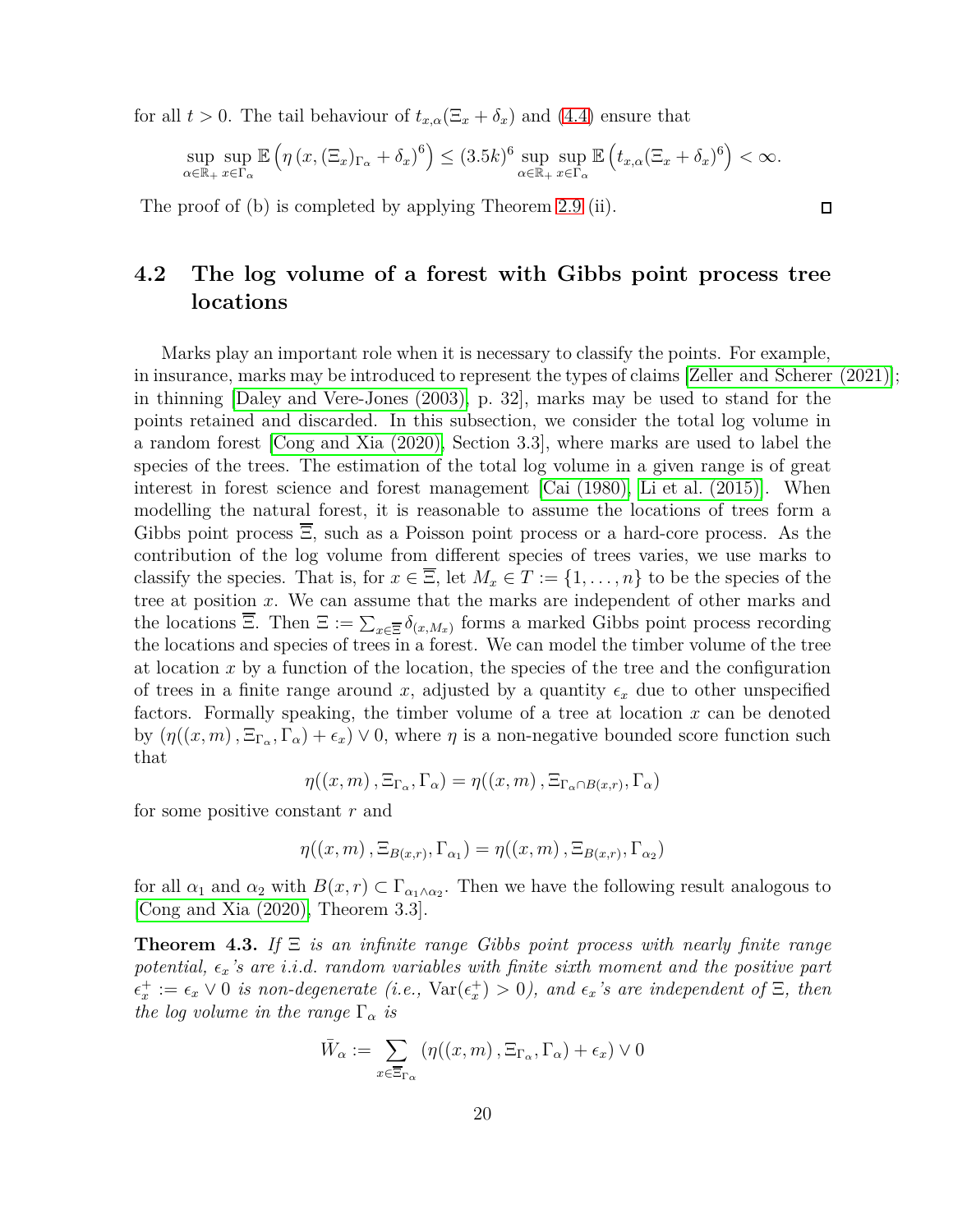for all $t > 0$. The tail behaviour of $t_{x,\alpha}(\Xi_x + \delta_x)$ and (4.4) ensure that

$$\sup_{\alpha\in\mathbb{R}_+}\sup_{x\in\Gamma_\alpha}\mathbb{E}\left(\eta\left(x,(\Xi_x)_{\Gamma_\alpha}+\delta_x\right)^6\right)\le(3.5k)^6\sup_{\alpha\in\mathbb{R}_+}\sup_{x\in\Gamma_\alpha}\mathbb{E}\left(t_{x,\alpha}(\Xi_x+\delta_x)^6\right)<\infty.$$

The proof of (b) is completed by applying Theorem 2.9 (ii). □

## 4.2 The log volume of a forest with Gibbs point process tree locations

Marks play an important role when it is necessary to classify the points. For example, in insurance, marks may be introduced to represent the types of claims [Zeller and Scherer (2021)]; in thinning [Daley and Vere-Jones (2003), p. 32], marks may be used to stand for the points retained and discarded. In this subsection, we consider the total log volume in a random forest [Cong and Xia (2020), Section 3.3], where marks are used to label the species of the trees. The estimation of the total log volume in a given range is of great interest in forest science and forest management [Cai (1980), Li et al. (2015)]. When modelling the natural forest, it is reasonable to assume the locations of trees form a Gibbs point process $\overline{\Xi}$, such as a Poisson point process or a hard-core process. As the contribution of the log volume from different species of trees varies, we use marks to classify the species. That is, for $x \in \overline{\Xi}$, let $M_x \in T := \{1, \ldots, n\}$ to be the species of the tree at position $x$. We can assume that the marks are independent of other marks and the locations $\overline{\Xi}$. Then $\Xi := \sum_{x\in\overline{\Xi}} \delta_{(x,M_x)}$ forms a marked Gibbs point process recording the locations and species of trees in a forest. We can model the timber volume of the tree at location $x$ by a function of the location, the species of the tree and the configuration of trees in a finite range around $x$, adjusted by a quantity $\epsilon_x$ due to other unspecified factors. Formally speaking, the timber volume of a tree at location $x$ can be denoted by $(\eta((x,m), \Xi_{\Gamma_\alpha}, \Gamma_\alpha) + \epsilon_x) \vee 0$, where $\eta$ is a non-negative bounded score function such that

$$\eta((x,m), \Xi_{\Gamma_\alpha}, \Gamma_\alpha) = \eta((x,m), \Xi_{\Gamma_\alpha\cap B(x,r)}, \Gamma_\alpha)$$

for some positive constant $r$ and

$$\eta((x,m), \Xi_{B(x,r)}, \Gamma_{\alpha_1}) = \eta((x,m), \Xi_{B(x,r)}, \Gamma_{\alpha_2})$$

for all $\alpha_1$ and $\alpha_2$ with $B(x,r) \subset \Gamma_{\alpha_1\wedge\alpha_2}$. Then we have the following result analogous to [Cong and Xia (2020), Theorem 3.3].

**Theorem 4.3.** *If $\Xi$ is an infinite range Gibbs point process with nearly finite range potential, $\epsilon_x$'s are i.i.d. random variables with finite sixth moment and the positive part $\epsilon_x^+ := \epsilon_x \vee 0$ is non-degenerate (i.e., $\mathrm{Var}(\epsilon_x^+) > 0$), and $\epsilon_x$'s are independent of $\Xi$, then the log volume in the range $\Gamma_\alpha$ is*

$$\bar{W}_\alpha := \sum_{x\in\overline{\Xi}_{\Gamma_\alpha}} (\eta((x,m), \Xi_{\Gamma_\alpha}, \Gamma_\alpha) + \epsilon_x) \vee 0$$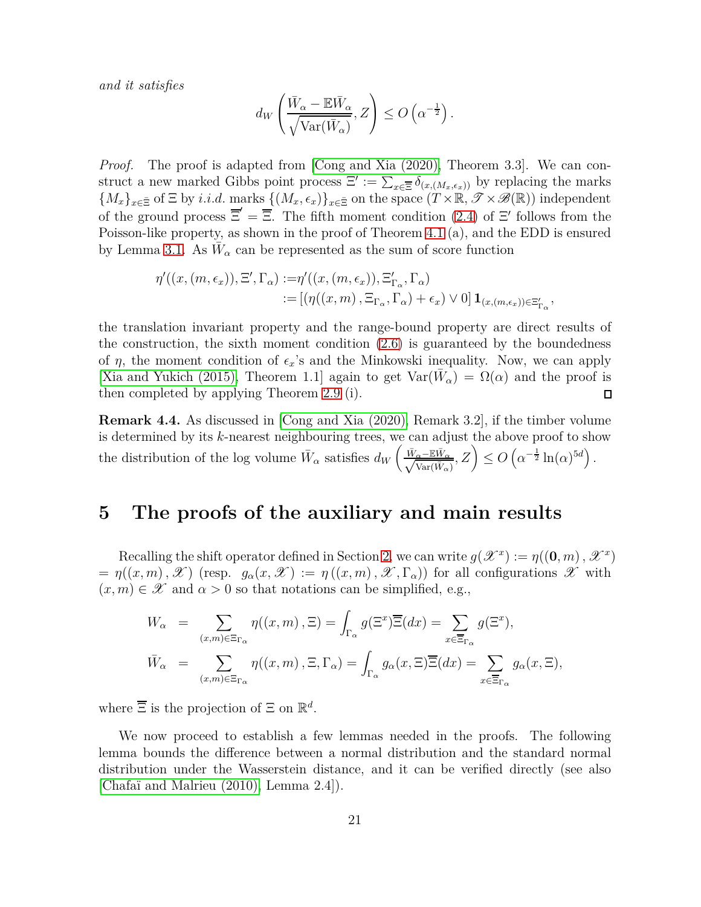*and it satisfies*

$$d_W\left(\frac{\bar{W}_\alpha - \mathbb{E}\bar{W}_\alpha}{\sqrt{\mathrm{Var}(\bar{W}_\alpha)}}, Z\right) \le O\left(\alpha^{-\frac{1}{2}}\right).$$

*Proof.* The proof is adapted from [Cong and Xia (2020), Theorem 3.3]. We can construct a new marked Gibbs point process $\Xi' := \sum_{x\in\bar{\Xi}} \delta_{(x,(M_x,\epsilon_x))}$ by replacing the marks $\{M_x\}_{x\in\bar{\Xi}}$ of $\Xi$ by *i.i.d.* marks $\{(M_x,\epsilon_x)\}_{x\in\bar{\Xi}}$ on the space $(T\times\mathbb{R}, \mathscr{T}\times\mathscr{B}(\mathbb{R}))$ independent of the ground process $\overline{\Xi}' = \overline{\Xi}$. The fifth moment condition (2.4) of $\Xi'$ follows from the Poisson-like property, as shown in the proof of Theorem 4.1 (a), and the EDD is ensured by Lemma 3.1. As $\bar{W}_\alpha$ can be represented as the sum of score function

$$\begin{aligned}\eta'((x,(m,\epsilon_x)),\Xi',\Gamma_\alpha) :=& \eta'((x,(m,\epsilon_x)),\Xi'_{\Gamma_\alpha},\Gamma_\alpha)\\ :=& \left[(\eta((x,m),\Xi_{\Gamma_\alpha},\Gamma_\alpha)+\epsilon_x)\vee 0\right]\mathbf{1}_{(x,(m,\epsilon_x))\in\Xi'_{\Gamma_\alpha}},\end{aligned}$$

the translation invariant property and the range-bound property are direct results of the construction, the sixth moment condition (2.6) is guaranteed by the boundedness of $\eta$, the moment condition of $\epsilon_x$'s and the Minkowski inequality. Now, we can apply [Xia and Yukich (2015), Theorem 1.1] again to get $\mathrm{Var}(\bar{W}_\alpha) = \Omega(\alpha)$ and the proof is then completed by applying Theorem 2.9 (i). ◻

**Remark 4.4.** As discussed in [Cong and Xia (2020), Remark 3.2], if the timber volume is determined by its $k$-nearest neighbouring trees, we can adjust the above proof to show the distribution of the log volume $\bar{W}_\alpha$ satisfies $d_W\left(\frac{\bar{W}_\alpha-\mathbb{E}\bar{W}_\alpha}{\sqrt{\mathrm{Var}(\bar{W}_\alpha)}}, Z\right) \le O\left(\alpha^{-\frac{1}{2}}\ln(\alpha)^{5d}\right)$.

# 5 The proofs of the auxiliary and main results

Recalling the shift operator defined in Section 2, we can write $g(\mathscr{X}^x) := \eta((\mathbf{0},m),\mathscr{X}^x) = \eta((x,m),\mathscr{X})$ (resp. $g_\alpha(x,\mathscr{X}) := \eta((x,m),\mathscr{X},\Gamma_\alpha)$) for all configurations $\mathscr{X}$ with $(x,m)\in\mathscr{X}$ and $\alpha>0$ so that notations can be simplified, e.g.,

$$\begin{aligned} W_\alpha &= \sum_{(x,m)\in\Xi_{\Gamma_\alpha}} \eta((x,m),\Xi) = \int_{\Gamma_\alpha} g(\Xi^x)\overline{\Xi}(dx) = \sum_{x\in\overline{\Xi}_{\Gamma_\alpha}} g(\Xi^x),\\ \bar{W}_\alpha &= \sum_{(x,m)\in\Xi_{\Gamma_\alpha}} \eta((x,m),\Xi,\Gamma_\alpha) = \int_{\Gamma_\alpha} g_\alpha(x,\Xi)\overline{\Xi}(dx) = \sum_{x\in\overline{\Xi}_{\Gamma_\alpha}} g_\alpha(x,\Xi),\end{aligned}$$

where $\overline{\Xi}$ is the projection of $\Xi$ on $\mathbb{R}^d$.

We now proceed to establish a few lemmas needed in the proofs. The following lemma bounds the difference between a normal distribution and the standard normal distribution under the Wasserstein distance, and it can be verified directly (see also [Chafaï and Malrieu (2010), Lemma 2.4]).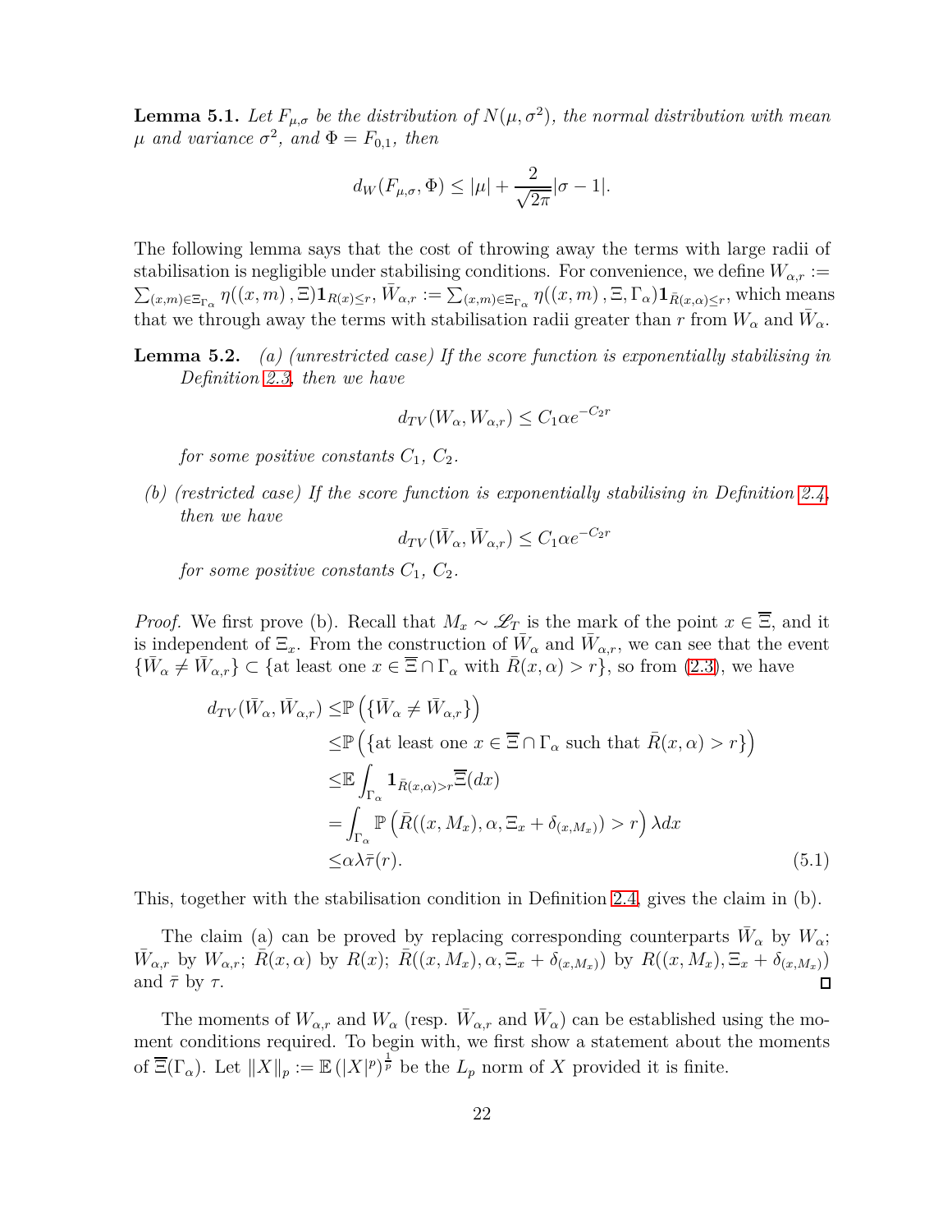**Lemma 5.1.** *Let $F_{\mu,\sigma}$ be the distribution of $N(\mu, \sigma^2)$, the normal distribution with mean $\mu$ and variance $\sigma^2$, and $\Phi = F_{0,1}$, then*

$$d_W(F_{\mu,\sigma}, \Phi) \leq |\mu| + \frac{2}{\sqrt{2\pi}}|\sigma - 1|.$$

The following lemma says that the cost of throwing away the terms with large radii of stabilisation is negligible under stabilising conditions. For convenience, we define $W_{\alpha,r} := \sum_{(x,m)\in\Xi_{\Gamma_\alpha}} \eta((x,m), \Xi)\mathbf{1}_{R(x)\leq r}$, $\bar{W}_{\alpha,r} := \sum_{(x,m)\in\Xi_{\Gamma_\alpha}} \eta((x,m), \Xi, \Gamma_\alpha)\mathbf{1}_{\bar{R}(x,\alpha)\leq r}$, which means that we through away the terms with stabilisation radii greater than $r$ from $W_\alpha$ and $\bar{W}_\alpha$.

**Lemma 5.2.** *(a) (unrestricted case) If the score function is exponentially stabilising in Definition 2.3, then we have*

$$d_{TV}(W_\alpha, W_{\alpha,r}) \leq C_1 \alpha e^{-C_2 r}$$

*for some positive constants $C_1$, $C_2$.*

*(b) (restricted case) If the score function is exponentially stabilising in Definition 2.4, then we have*

$$d_{TV}(\bar{W}_\alpha, \bar{W}_{\alpha,r}) \leq C_1 \alpha e^{-C_2 r}$$

*for some positive constants $C_1$, $C_2$.*

*Proof.* We first prove (b). Recall that $M_x \sim \mathscr{L}_T$ is the mark of the point $x \in \overline{\overline{\Xi}}$, and it is independent of $\Xi_x$. From the construction of $\bar{W}_\alpha$ and $\bar{W}_{\alpha,r}$, we can see that the event $\{\bar{W}_\alpha \neq \bar{W}_{\alpha,r}\} \subset \{\text{at least one } x \in \overline{\overline{\Xi}} \cap \Gamma_\alpha \text{ with } \bar{R}(x,\alpha) > r\}$, so from (2.3), we have

$$\begin{aligned}
d_{TV}(\bar{W}_\alpha, \bar{W}_{\alpha,r}) \leq& \mathbb{P}\left(\{\bar{W}_\alpha \neq \bar{W}_{\alpha,r}\}\right) \\
\leq& \mathbb{P}\left(\{\text{at least one } x \in \overline{\overline{\Xi}} \cap \Gamma_\alpha \text{ such that } \bar{R}(x,\alpha) > r\}\right) \\
\leq& \mathbb{E}\int_{\Gamma_\alpha} \mathbf{1}_{\bar{R}(x,\alpha)>r} \overline{\overline{\Xi}}(dx) \\
=& \int_{\Gamma_\alpha} \mathbb{P}\left(\bar{R}((x, M_x), \alpha, \Xi_x + \delta_{(x,M_x)}) > r\right) \lambda dx \\
\leq& \alpha\lambda\bar{\tau}(r).
\end{aligned} \tag{5.1}$$

This, together with the stabilisation condition in Definition 2.4, gives the claim in (b).

The claim (a) can be proved by replacing corresponding counterparts $\bar{W}_\alpha$ by $W_\alpha$; $\bar{W}_{\alpha,r}$ by $W_{\alpha,r}$; $\bar{R}(x,\alpha)$ by $R(x)$; $\bar{R}((x, M_x), \alpha, \Xi_x + \delta_{(x,M_x)})$ by $R((x, M_x), \Xi_x + \delta_{(x,M_x)})$ and $\bar{\tau}$ by $\tau$. $\square$

The moments of $W_{\alpha,r}$ and $W_\alpha$ (resp. $\bar{W}_{\alpha,r}$ and $\bar{W}_\alpha$) can be established using the moment conditions required. To begin with, we first show a statement about the moments of $\overline{\overline{\Xi}}(\Gamma_\alpha)$. Let $\|X\|_p := \mathbb{E}\left(|X|^p\right)^{\frac{1}{p}}$ be the $L_p$ norm of $X$ provided it is finite.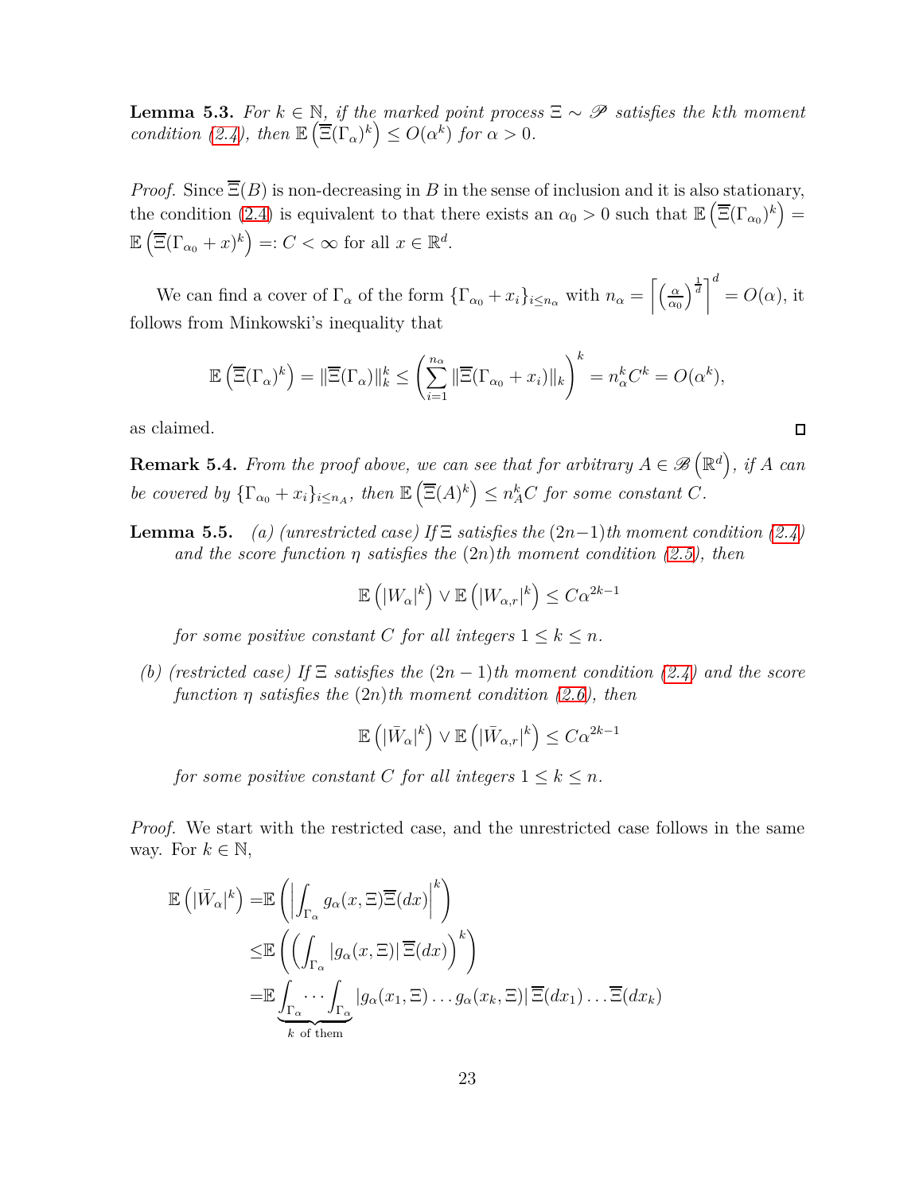**Lemma 5.3.** *For $k \in \mathbb{N}$, if the marked point process $\Xi \sim \mathscr{P}$ satisfies the kth moment condition (2.4), then $\mathbb{E}\left(\overline{\Xi}(\Gamma_\alpha)^k\right) \leq O(\alpha^k)$ for $\alpha > 0$.*

*Proof.* Since $\overline{\Xi}(B)$ is non-decreasing in $B$ in the sense of inclusion and it is also stationary, the condition (2.4) is equivalent to that there exists an $\alpha_0 > 0$ such that $\mathbb{E}\left(\overline{\Xi}(\Gamma_{\alpha_0})^k\right) = \mathbb{E}\left(\overline{\Xi}(\Gamma_{\alpha_0} + x)^k\right) =: C < \infty$ for all $x \in \mathbb{R}^d$.

We can find a cover of $\Gamma_\alpha$ of the form $\{\Gamma_{\alpha_0} + x_i\}_{i \leq n_\alpha}$ with $n_\alpha = \left\lceil \left(\frac{\alpha}{\alpha_0}\right)^{\frac{1}{d}} \right\rceil^d = O(\alpha)$, it follows from Minkowski's inequality that

$$\mathbb{E}\left(\overline{\Xi}(\Gamma_\alpha)^k\right) = \|\overline{\Xi}(\Gamma_\alpha)\|_k^k \leq \left(\sum_{i=1}^{n_\alpha} \|\overline{\Xi}(\Gamma_{\alpha_0} + x_i)\|_k\right)^k = n_\alpha^k C^k = O(\alpha^k),$$

as claimed. □

**Remark 5.4.** *From the proof above, we can see that for arbitrary $A \in \mathscr{B}\left(\mathbb{R}^d\right)$, if $A$ can be covered by $\{\Gamma_{\alpha_0} + x_i\}_{i \leq n_A}$, then $\mathbb{E}\left(\overline{\Xi}(A)^k\right) \leq n_A^k C$ for some constant $C$.*

**Lemma 5.5.** *(a) (unrestricted case) If $\Xi$ satisfies the $(2n-1)$th moment condition (2.4) and the score function $\eta$ satisfies the $(2n)$th moment condition (2.5), then*

$$\mathbb{E}\left(|W_\alpha|^k\right) \vee \mathbb{E}\left(|W_{\alpha,r}|^k\right) \leq C\alpha^{2k-1}$$

*for some positive constant $C$ for all integers $1 \leq k \leq n$.*

*(b) (restricted case) If $\Xi$ satisfies the $(2n-1)$th moment condition (2.4) and the score function $\eta$ satisfies the $(2n)$th moment condition (2.6), then*

$$\mathbb{E}\left(|\bar{W}_\alpha|^k\right) \vee \mathbb{E}\left(|\bar{W}_{\alpha,r}|^k\right) \leq C\alpha^{2k-1}$$

*for some positive constant $C$ for all integers $1 \leq k \leq n$.*

*Proof.* We start with the restricted case, and the unrestricted case follows in the same way. For $k \in \mathbb{N}$,

$$\begin{aligned}
\mathbb{E}\left(|\bar{W}_\alpha|^k\right) =& \mathbb{E}\left(\left|\int_{\Gamma_\alpha} g_\alpha(x, \Xi)\overline{\Xi}(dx)\right|^k\right) \\
\leq& \mathbb{E}\left(\left(\int_{\Gamma_\alpha} |g_\alpha(x, \Xi)|\,\overline{\Xi}(dx)\right)^k\right) \\
=& \mathbb{E}\underbrace{\int_{\Gamma_\alpha} \cdots \int_{\Gamma_\alpha}}_{k \text{ of them}} |g_\alpha(x_1, \Xi) \dots g_\alpha(x_k, \Xi)|\,\overline{\Xi}(dx_1) \dots \overline{\Xi}(dx_k)
\end{aligned}$$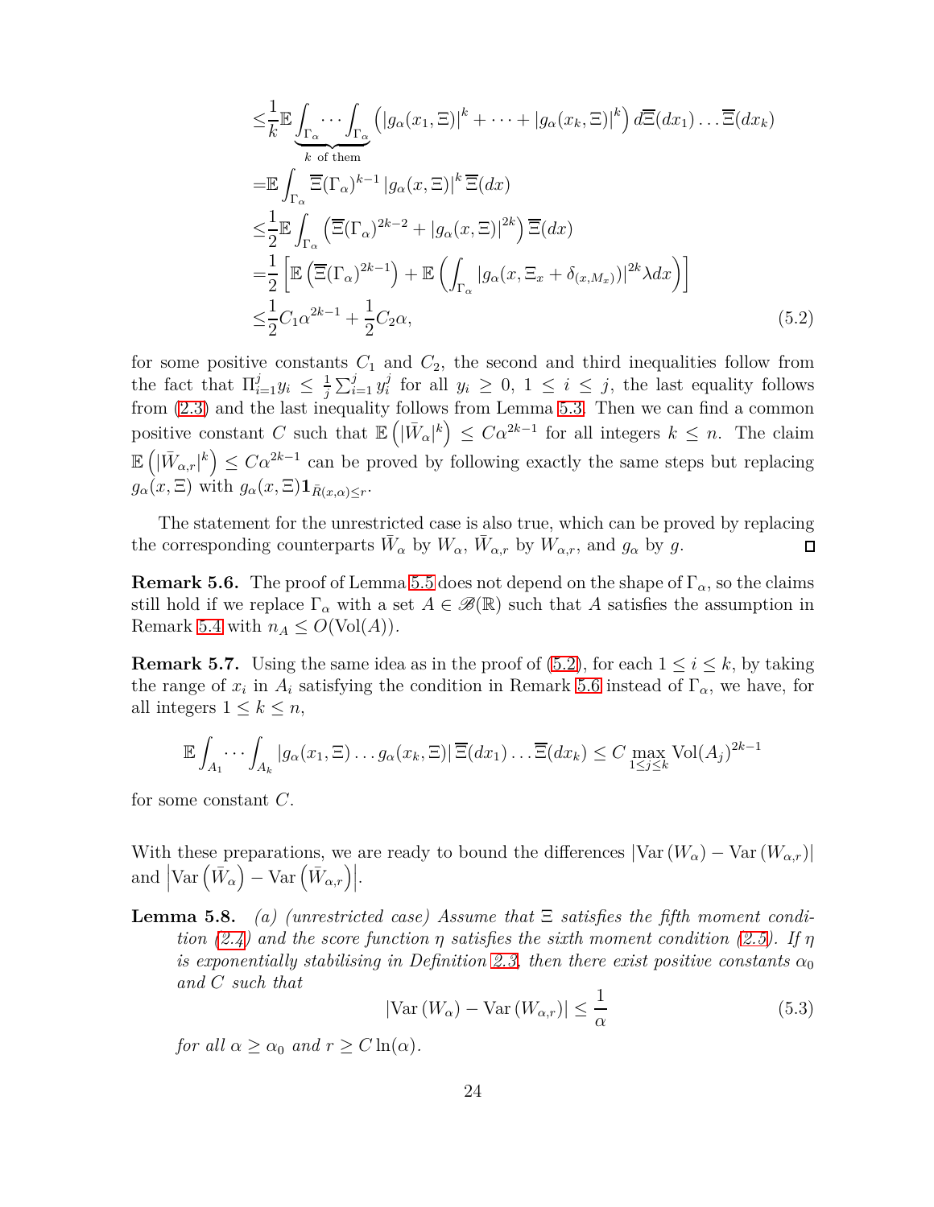$$
\begin{aligned}
&\leq \frac{1}{k}\mathbb{E}\underbrace{\int_{\Gamma_\alpha}\cdots\int_{\Gamma_\alpha}}_{k\text{ of them}}\left(|g_\alpha(x_1,\Xi)|^k+\cdots+|g_\alpha(x_k,\Xi)|^k\right)d\overline{\Xi}(dx_1)\ldots\overline{\Xi}(dx_k)\\
&=\mathbb{E}\int_{\Gamma_\alpha}\overline{\Xi}(\Gamma_\alpha)^{k-1}\,|g_\alpha(x,\Xi)|^k\,\overline{\Xi}(dx)\\
&\leq \frac{1}{2}\mathbb{E}\int_{\Gamma_\alpha}\left(\overline{\Xi}(\Gamma_\alpha)^{2k-2}+|g_\alpha(x,\Xi)|^{2k}\right)\overline{\Xi}(dx)\\
&=\frac{1}{2}\left[\mathbb{E}\left(\overline{\Xi}(\Gamma_\alpha)^{2k-1}\right)+\mathbb{E}\left(\int_{\Gamma_\alpha}|g_\alpha(x,\Xi_x+\delta_{(x,M_x)})|^{2k}\lambda dx\right)\right]\\
&\leq \frac{1}{2}C_1\alpha^{2k-1}+\frac{1}{2}C_2\alpha, 
\end{aligned}
\tag{5.2}
$$

for some positive constants $C_1$ and $C_2$, the second and third inequalities follow from the fact that $\Pi_{i=1}^j y_i \leq \frac{1}{j}\sum_{i=1}^j y_i^j$ for all $y_i \geq 0$, $1 \leq i \leq j$, the last equality follows from (2.3) and the last inequality follows from Lemma 5.3. Then we can find a common positive constant $C$ such that $\mathbb{E}\left(|\bar{W}_\alpha|^k\right) \leq C\alpha^{2k-1}$ for all integers $k \leq n$. The claim $\mathbb{E}\left(|\bar{W}_{\alpha,r}|^k\right) \leq C\alpha^{2k-1}$ can be proved by following exactly the same steps but replacing $g_\alpha(x,\Xi)$ with $g_\alpha(x,\Xi)\mathbf{1}_{\bar{R}(x,\alpha)\leq r}$.

The statement for the unrestricted case is also true, which can be proved by replacing the corresponding counterparts $\bar{W}_\alpha$ by $W_\alpha$, $\bar{W}_{\alpha,r}$ by $W_{\alpha,r}$, and $g_\alpha$ by $g$. □

**Remark 5.6.** The proof of Lemma 5.5 does not depend on the shape of $\Gamma_\alpha$, so the claims still hold if we replace $\Gamma_\alpha$ with a set $A \in \mathscr{B}(\mathbb{R})$ such that $A$ satisfies the assumption in Remark 5.4 with $n_A \leq O(\mathrm{Vol}(A))$.

**Remark 5.7.** Using the same idea as in the proof of (5.2), for each $1 \leq i \leq k$, by taking the range of $x_i$ in $A_i$ satisfying the condition in Remark 5.6 instead of $\Gamma_\alpha$, we have, for all integers $1 \leq k \leq n$,

$$
\mathbb{E}\int_{A_1}\cdots\int_{A_k}|g_\alpha(x_1,\Xi)\ldots g_\alpha(x_k,\Xi)|\,\overline{\Xi}(dx_1)\ldots\overline{\Xi}(dx_k) \leq C\max_{1\leq j\leq k}\mathrm{Vol}(A_j)^{2k-1}
$$

for some constant $C$.

With these preparations, we are ready to bound the differences $|\mathrm{Var}(W_\alpha)-\mathrm{Var}(W_{\alpha,r})|$ and $\left|\mathrm{Var}\left(\bar{W}_\alpha\right)-\mathrm{Var}\left(\bar{W}_{\alpha,r}\right)\right|$.

**Lemma 5.8.** *(a) (unrestricted case) Assume that $\Xi$ satisfies the fifth moment condition (2.4) and the score function $\eta$ satisfies the sixth moment condition (2.5). If $\eta$ is exponentially stabilising in Definition 2.3, then there exist positive constants $\alpha_0$ and $C$ such that*

$$
|\mathrm{Var}(W_\alpha)-\mathrm{Var}(W_{\alpha,r})| \leq \frac{1}{\alpha} \tag{5.3}
$$

*for all $\alpha \geq \alpha_0$ and $r \geq C\ln(\alpha)$.*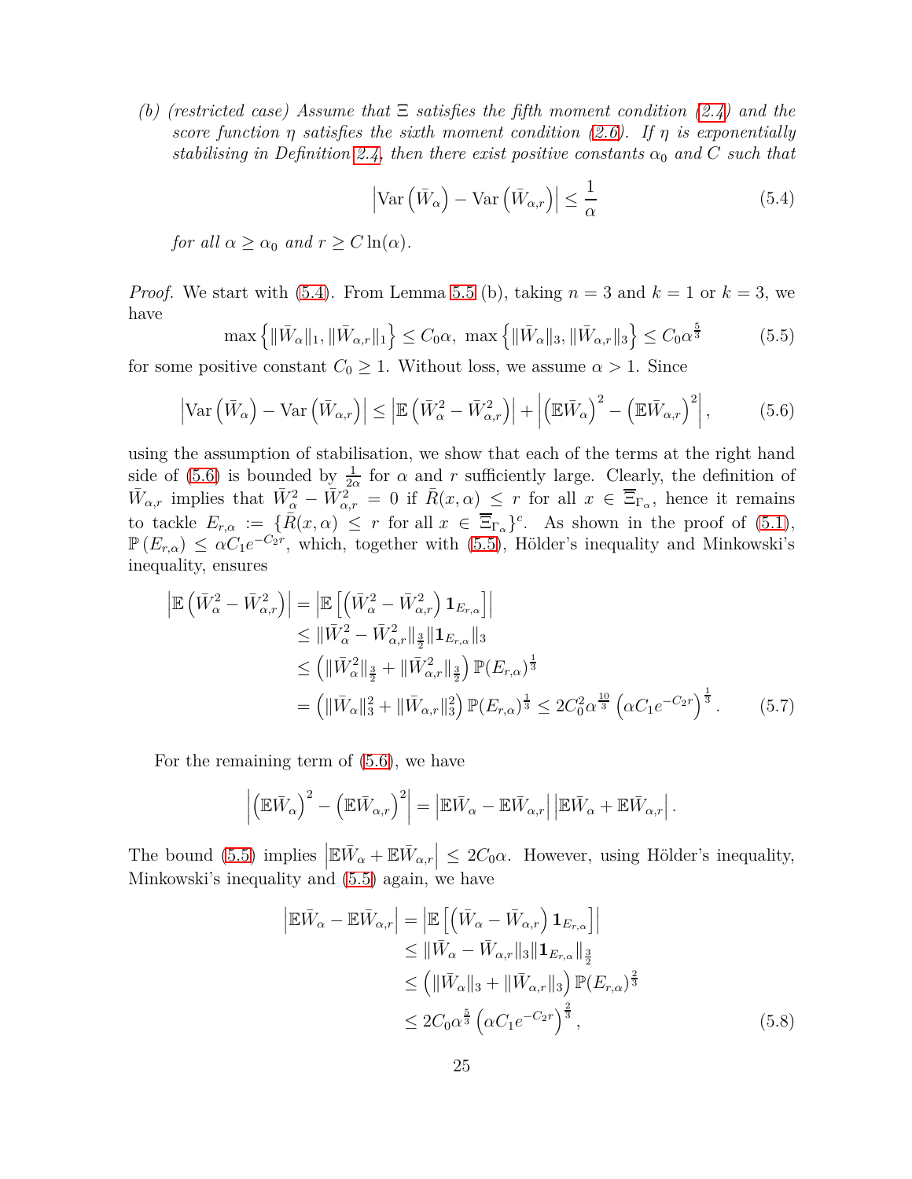*(b) (restricted case) Assume that $\Xi$ satisfies the fifth moment condition (2.4) and the score function $\eta$ satisfies the sixth moment condition (2.6). If $\eta$ is exponentially stabilising in Definition 2.4, then there exist positive constants $\alpha_0$ and $C$ such that*

$$\left|\mathrm{Var}\left(\bar{W}_\alpha\right) - \mathrm{Var}\left(\bar{W}_{\alpha,r}\right)\right| \le \frac{1}{\alpha} \tag{5.4}$$

*for all $\alpha \ge \alpha_0$ and $r \ge C\ln(\alpha)$.*

*Proof.* We start with (5.4). From Lemma 5.5 (b), taking $n = 3$ and $k = 1$ or $k = 3$, we have

$$\max\left\{\|\bar{W}_\alpha\|_1, \|\bar{W}_{\alpha,r}\|_1\right\} \le C_0\alpha,\ \max\left\{\|\bar{W}_\alpha\|_3, \|\bar{W}_{\alpha,r}\|_3\right\} \le C_0\alpha^{\frac{5}{3}} \tag{5.5}$$

for some positive constant $C_0 \ge 1$. Without loss, we assume $\alpha > 1$. Since

$$\left|\mathrm{Var}\left(\bar{W}_\alpha\right) - \mathrm{Var}\left(\bar{W}_{\alpha,r}\right)\right| \le \left|\mathbb{E}\left(\bar{W}_\alpha^2 - \bar{W}_{\alpha,r}^2\right)\right| + \left|\left(\mathbb{E}\bar{W}_\alpha\right)^2 - \left(\mathbb{E}\bar{W}_{\alpha,r}\right)^2\right|, \tag{5.6}$$

using the assumption of stabilisation, we show that each of the terms at the right hand side of (5.6) is bounded by $\frac{1}{2\alpha}$ for $\alpha$ and $r$ sufficiently large. Clearly, the definition of $\bar{W}_{\alpha,r}$ implies that $\bar{W}_\alpha^2 - \bar{W}_{\alpha,r}^2 = 0$ if $\bar{R}(x,\alpha) \le r$ for all $x \in \overline{\Xi}_{\Gamma_\alpha}$, hence it remains to tackle $E_{r,\alpha} := \{\bar{R}(x,\alpha) \le r \text{ for all } x \in \overline{\Xi}_{\Gamma_\alpha}\}^c$. As shown in the proof of (5.1), $\mathbb{P}\left(E_{r,\alpha}\right) \le \alpha C_1 e^{-C_2 r}$, which, together with (5.5), Hölder's inequality and Minkowski's inequality, ensures

$$\begin{aligned}
\left|\mathbb{E}\left(\bar{W}_\alpha^2 - \bar{W}_{\alpha,r}^2\right)\right| &= \left|\mathbb{E}\left[\left(\bar{W}_\alpha^2 - \bar{W}_{\alpha,r}^2\right)\mathbf{1}_{E_{r,\alpha}}\right]\right| \\
&\le \|\bar{W}_\alpha^2 - \bar{W}_{\alpha,r}^2\|_{\frac{3}{2}} \|\mathbf{1}_{E_{r,\alpha}}\|_3 \\
&\le \left(\|\bar{W}_\alpha^2\|_{\frac{3}{2}} + \|\bar{W}_{\alpha,r}^2\|_{\frac{3}{2}}\right)\mathbb{P}(E_{r,\alpha})^{\frac{1}{3}} \\
&= \left(\|\bar{W}_\alpha\|_3^2 + \|\bar{W}_{\alpha,r}\|_3^2\right)\mathbb{P}(E_{r,\alpha})^{\frac{1}{3}} \le 2C_0^2\alpha^{\frac{10}{3}}\left(\alpha C_1 e^{-C_2 r}\right)^{\frac{1}{3}}.
\end{aligned} \tag{5.7}$$

For the remaining term of (5.6), we have

$$\left|\left(\mathbb{E}\bar{W}_\alpha\right)^2 - \left(\mathbb{E}\bar{W}_{\alpha,r}\right)^2\right| = \left|\mathbb{E}\bar{W}_\alpha - \mathbb{E}\bar{W}_{\alpha,r}\right| \left|\mathbb{E}\bar{W}_\alpha + \mathbb{E}\bar{W}_{\alpha,r}\right|.$$

The bound (5.5) implies $\left|\mathbb{E}\bar{W}_\alpha + \mathbb{E}\bar{W}_{\alpha,r}\right| \le 2C_0\alpha$. However, using Hölder's inequality, Minkowski's inequality and (5.5) again, we have

$$\begin{aligned}
\left|\mathbb{E}\bar{W}_\alpha - \mathbb{E}\bar{W}_{\alpha,r}\right| &= \left|\mathbb{E}\left[\left(\bar{W}_\alpha - \bar{W}_{\alpha,r}\right)\mathbf{1}_{E_{r,\alpha}}\right]\right| \\
&\le \|\bar{W}_\alpha - \bar{W}_{\alpha,r}\|_3 \|\mathbf{1}_{E_{r,\alpha}}\|_{\frac{3}{2}} \\
&\le \left(\|\bar{W}_\alpha\|_3 + \|\bar{W}_{\alpha,r}\|_3\right)\mathbb{P}(E_{r,\alpha})^{\frac{2}{3}} \\
&\le 2C_0\alpha^{\frac{5}{3}}\left(\alpha C_1 e^{-C_2 r}\right)^{\frac{2}{3}},
\end{aligned} \tag{5.8}$$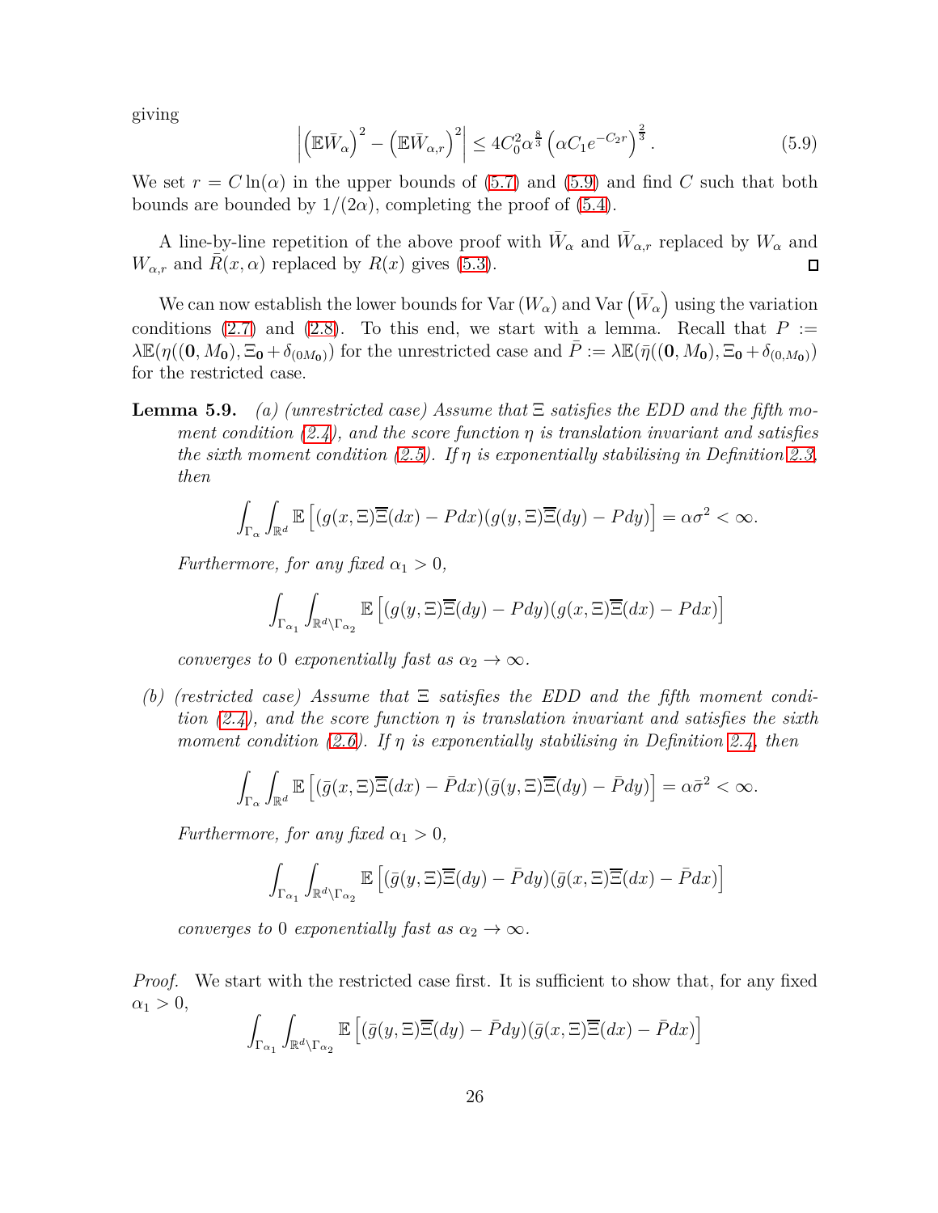giving

$$\left| \left(\mathbb{E}\bar{W}_\alpha\right)^2 - \left(\mathbb{E}\bar{W}_{\alpha,r}\right)^2 \right| \le 4C_0^2 \alpha^{\frac{8}{3}} \left(\alpha C_1 e^{-C_2 r}\right)^{\frac{2}{3}}. \tag{5.9}$$

We set $r = C\ln(\alpha)$ in the upper bounds of (5.7) and (5.9) and find $C$ such that both bounds are bounded by $1/(2\alpha)$, completing the proof of (5.4).

A line-by-line repetition of the above proof with $\bar{W}_\alpha$ and $\bar{W}_{\alpha,r}$ replaced by $W_\alpha$ and $W_{\alpha,r}$ and $\bar{R}(x,\alpha)$ replaced by $R(x)$ gives (5.3). ◻

We can now establish the lower bounds for $\mathrm{Var}\,(W_\alpha)$ and $\mathrm{Var}\left(\bar{W}_\alpha\right)$ using the variation conditions (2.7) and (2.8). To this end, we start with a lemma. Recall that $P := \lambda\mathbb{E}(\eta((\mathbf{0}, M_\mathbf{0}), \Xi_\mathbf{0} + \delta_{(\mathbf{0}M_\mathbf{0})})$ for the unrestricted case and $\bar{P} := \lambda\mathbb{E}(\bar{\eta}((\mathbf{0}, M_\mathbf{0}), \Xi_\mathbf{0} + \delta_{(0,M_\mathbf{0})})$ for the restricted case.

**Lemma 5.9.** *(a) (unrestricted case) Assume that $\Xi$ satisfies the EDD and the fifth moment condition (2.4), and the score function $\eta$ is translation invariant and satisfies the sixth moment condition (2.5). If $\eta$ is exponentially stabilising in Definition 2.3, then*

$$\int_{\Gamma_\alpha}\int_{\mathbb{R}^d} \mathbb{E}\left[(g(x,\Xi)\overline{\Xi}(dx) - Pdx)(g(y,\Xi)\overline{\Xi}(dy) - Pdy)\right] = \alpha\sigma^2 < \infty.$$

*Furthermore, for any fixed $\alpha_1 > 0$,*

$$\int_{\Gamma_{\alpha_1}}\int_{\mathbb{R}^d\setminus\Gamma_{\alpha_2}} \mathbb{E}\left[(g(y,\Xi)\overline{\Xi}(dy) - Pdy)(g(x,\Xi)\overline{\Xi}(dx) - Pdx)\right]$$

*converges to 0 exponentially fast as $\alpha_2 \to \infty$.*

*(b) (restricted case) Assume that $\Xi$ satisfies the EDD and the fifth moment condition (2.4), and the score function $\eta$ is translation invariant and satisfies the sixth moment condition (2.6). If $\eta$ is exponentially stabilising in Definition 2.4, then*

$$\int_{\Gamma_\alpha}\int_{\mathbb{R}^d} \mathbb{E}\left[(\bar{g}(x,\Xi)\overline{\Xi}(dx) - \bar{P}dx)(\bar{g}(y,\Xi)\overline{\Xi}(dy) - \bar{P}dy)\right] = \alpha\bar{\sigma}^2 < \infty.$$

*Furthermore, for any fixed $\alpha_1 > 0$,*

$$\int_{\Gamma_{\alpha_1}}\int_{\mathbb{R}^d\setminus\Gamma_{\alpha_2}} \mathbb{E}\left[(\bar{g}(y,\Xi)\overline{\Xi}(dy) - \bar{P}dy)(\bar{g}(x,\Xi)\overline{\Xi}(dx) - \bar{P}dx)\right]$$

*converges to 0 exponentially fast as $\alpha_2 \to \infty$.*

*Proof.* We start with the restricted case first. It is sufficient to show that, for any fixed $\alpha_1 > 0$,

$$\int_{\Gamma_{\alpha_1}}\int_{\mathbb{R}^d\setminus\Gamma_{\alpha_2}} \mathbb{E}\left[(\bar{g}(y,\Xi)\overline{\Xi}(dy) - \bar{P}dy)(\bar{g}(x,\Xi)\overline{\Xi}(dx) - \bar{P}dx)\right]$$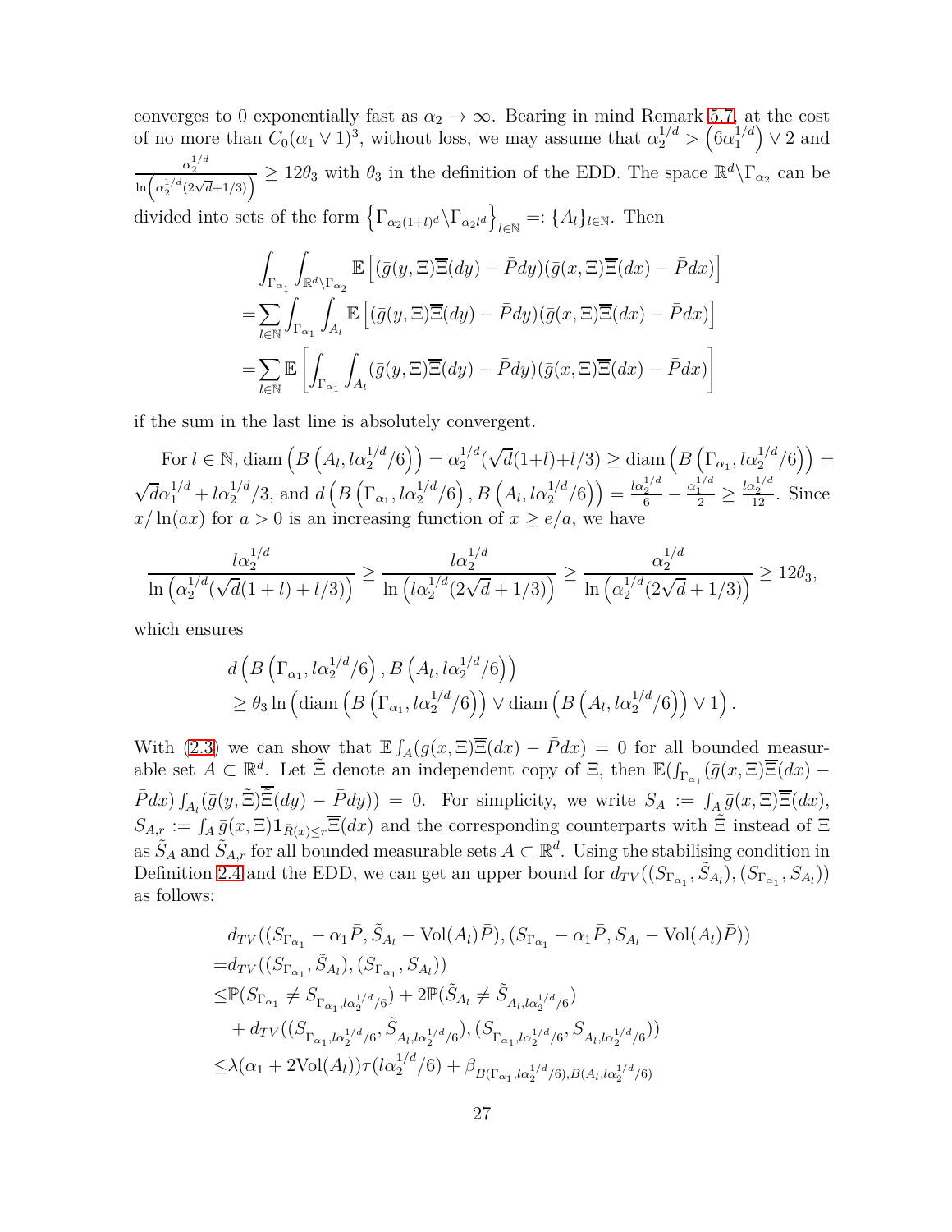converges to 0 exponentially fast as $\alpha_2 \to \infty$. Bearing in mind Remark 5.7, at the cost of no more than $C_0(\alpha_1 \vee 1)^3$, without loss, we may assume that $\alpha_2^{1/d} > \left(6\alpha_1^{1/d}\right) \vee 2$ and $\frac{\alpha_2^{1/d}}{\ln\left(\alpha_2^{1/d}(2\sqrt{d}+1/3)\right)} \geq 12\theta_3$ with $\theta_3$ in the definition of the EDD. The space $\mathbb{R}^d \backslash \Gamma_{\alpha_2}$ can be divided into sets of the form $\left\{\Gamma_{\alpha_2(1+l)^d} \backslash \Gamma_{\alpha_2 l^d}\right\}_{l\in\mathbb{N}} =: \{A_l\}_{l\in\mathbb{N}}$. Then

$$
\begin{aligned}
&\int_{\Gamma_{\alpha_1}} \int_{\mathbb{R}^d \backslash \Gamma_{\alpha_2}} \mathbb{E}\left[(\bar{g}(y,\Xi)\overline{\Xi}(dy) - \bar{P}dy)(\bar{g}(x,\Xi)\overline{\Xi}(dx) - \bar{P}dx)\right] \\
=&\sum_{l\in\mathbb{N}} \int_{\Gamma_{\alpha_1}} \int_{A_l} \mathbb{E}\left[(\bar{g}(y,\Xi)\overline{\Xi}(dy) - \bar{P}dy)(\bar{g}(x,\Xi)\overline{\Xi}(dx) - \bar{P}dx)\right] \\
=&\sum_{l\in\mathbb{N}} \mathbb{E}\left[\int_{\Gamma_{\alpha_1}} \int_{A_l} (\bar{g}(y,\Xi)\overline{\Xi}(dy) - \bar{P}dy)(\bar{g}(x,\Xi)\overline{\Xi}(dx) - \bar{P}dx)\right]
\end{aligned}
$$

if the sum in the last line is absolutely convergent.

For $l \in \mathbb{N}$, $\operatorname{diam}\left(B\left(A_l, l\alpha_2^{1/d}/6\right)\right) = \alpha_2^{1/d}(\sqrt{d}(1+l)+l/3) \geq \operatorname{diam}\left(B\left(\Gamma_{\alpha_1}, l\alpha_2^{1/d}/6\right)\right) = \sqrt{d}\alpha_1^{1/d} + l\alpha_2^{1/d}/3$, and $d\left(B\left(\Gamma_{\alpha_1}, l\alpha_2^{1/d}/6\right), B\left(A_l, l\alpha_2^{1/d}/6\right)\right) = \frac{l\alpha_2^{1/d}}{6} - \frac{\alpha_1^{1/d}}{2} \geq \frac{l\alpha_2^{1/d}}{12}$. Since $x/\ln(ax)$ for $a > 0$ is an increasing function of $x \geq e/a$, we have

$$
\frac{l\alpha_2^{1/d}}{\ln\left(\alpha_2^{1/d}(\sqrt{d}(1+l)+l/3)\right)} \geq \frac{l\alpha_2^{1/d}}{\ln\left(l\alpha_2^{1/d}(2\sqrt{d}+1/3)\right)} \geq \frac{\alpha_2^{1/d}}{\ln\left(\alpha_2^{1/d}(2\sqrt{d}+1/3)\right)} \geq 12\theta_3,
$$

which ensures

$$
\begin{aligned}
&d\left(B\left(\Gamma_{\alpha_1}, l\alpha_2^{1/d}/6\right), B\left(A_l, l\alpha_2^{1/d}/6\right)\right) \\
&\geq \theta_3 \ln\left(\operatorname{diam}\left(B\left(\Gamma_{\alpha_1}, l\alpha_2^{1/d}/6\right)\right) \vee \operatorname{diam}\left(B\left(A_l, l\alpha_2^{1/d}/6\right)\right) \vee 1\right).
\end{aligned}
$$

With (2.3) we can show that $\mathbb{E}\int_A(\bar{g}(x,\Xi)\overline{\Xi}(dx) - \bar{P}dx) = 0$ for all bounded measurable set $A \subset \mathbb{R}^d$. Let $\tilde{\Xi}$ denote an independent copy of $\Xi$, then $\mathbb{E}(\int_{\Gamma_{\alpha_1}}(\bar{g}(x,\Xi)\overline{\Xi}(dx) - \bar{P}dx)\int_{A_l}(\bar{g}(y,\tilde{\Xi})\overline{\tilde{\Xi}}(dy) - \bar{P}dy)) = 0$. For simplicity, we write $S_A := \int_A \bar{g}(x,\Xi)\overline{\Xi}(dx)$, $S_{A,r} := \int_A \bar{g}(x,\Xi)\mathbf{1}_{\bar{R}(x)\leq r}\overline{\Xi}(dx)$ and the corresponding counterparts with $\tilde{\Xi}$ instead of $\Xi$ as $\tilde{S}_A$ and $\tilde{S}_{A,r}$ for all bounded measurable sets $A \subset \mathbb{R}^d$. Using the stabilising condition in Definition 2.4 and the EDD, we can get an upper bound for $d_{TV}((S_{\Gamma_{\alpha_1}}, \tilde{S}_{A_l}), (S_{\Gamma_{\alpha_1}}, S_{A_l}))$ as follows:

$$
\begin{aligned}
&d_{TV}((S_{\Gamma_{\alpha_1}} - \alpha_1\bar{P}, \tilde{S}_{A_l} - \operatorname{Vol}(A_l)\bar{P}), (S_{\Gamma_{\alpha_1}} - \alpha_1\bar{P}, S_{A_l} - \operatorname{Vol}(A_l)\bar{P})) \\
=&d_{TV}((S_{\Gamma_{\alpha_1}}, \tilde{S}_{A_l}), (S_{\Gamma_{\alpha_1}}, S_{A_l})) \\
\leq&\mathbb{P}(S_{\Gamma_{\alpha_1}} \neq S_{\Gamma_{\alpha_1}, l\alpha_2^{1/d}/6}) + 2\mathbb{P}(\tilde{S}_{A_l} \neq \tilde{S}_{A_l, l\alpha_2^{1/d}/6}) \\
&+ d_{TV}((S_{\Gamma_{\alpha_1}, l\alpha_2^{1/d}/6}, \tilde{S}_{A_l, l\alpha_2^{1/d}/6}), (S_{\Gamma_{\alpha_1}, l\alpha_2^{1/d}/6}, S_{A_l, l\alpha_2^{1/d}/6})) \\
\leq&\lambda(\alpha_1 + 2\operatorname{Vol}(A_l))\bar{\tau}(l\alpha_2^{1/d}/6) + \beta_{B(\Gamma_{\alpha_1}, l\alpha_2^{1/d}/6), B(A_l, l\alpha_2^{1/d}/6)}
\end{aligned}
$$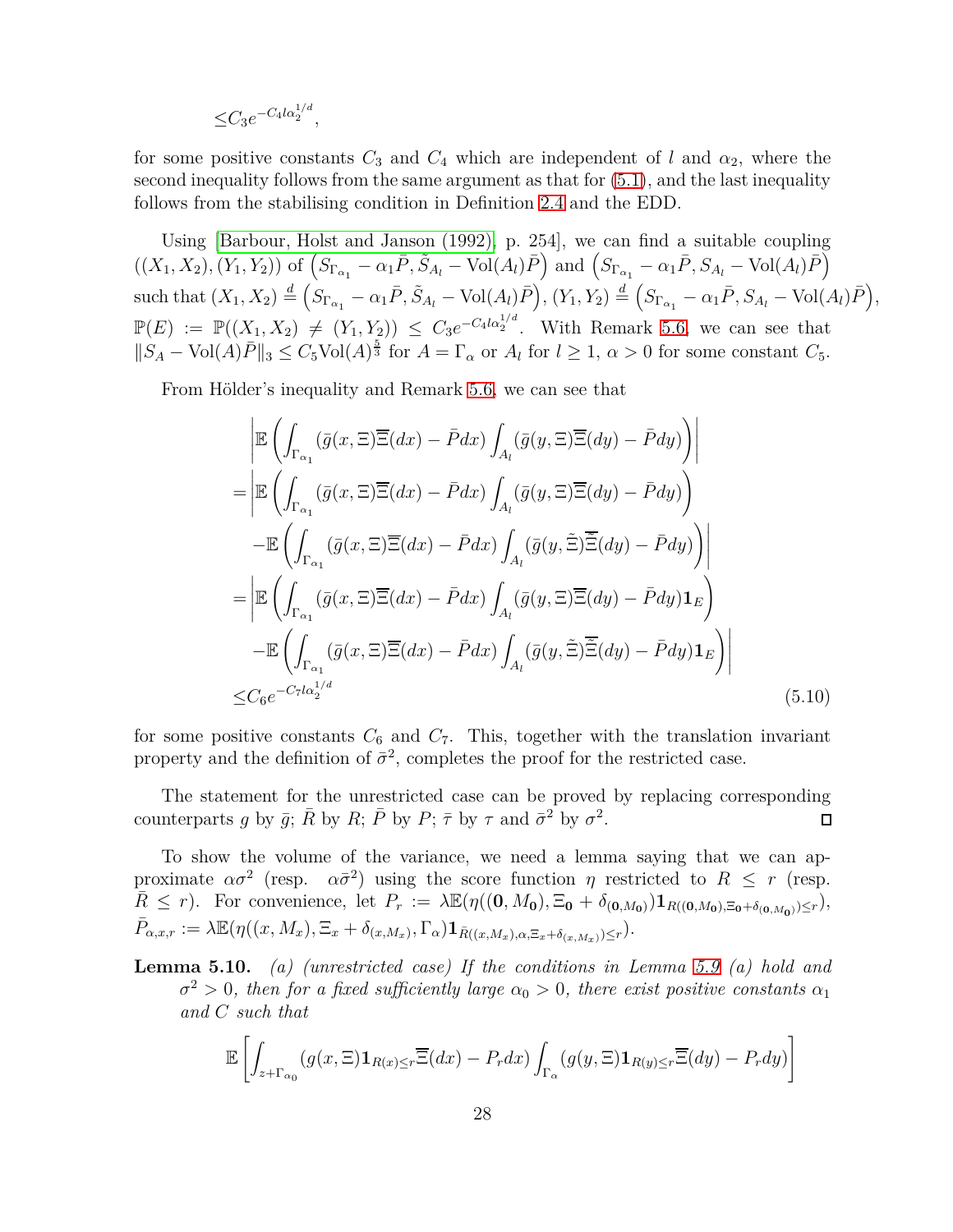$$\leq C_3 e^{-C_4 l \alpha_2^{1/d}},$$

for some positive constants $C_3$ and $C_4$ which are independent of $l$ and $\alpha_2$, where the second inequality follows from the same argument as that for (5.1), and the last inequality follows from the stabilising condition in Definition 2.4 and the EDD.

Using [Barbour, Holst and Janson (1992), p. 254], we can find a suitable coupling $((X_1,X_2),(Y_1,Y_2))$ of $\left(S_{\Gamma_{\alpha_1}} - \alpha_1 \bar{P}, \tilde{S}_{A_l} - \mathrm{Vol}(A_l)\bar{P}\right)$ and $\left(S_{\Gamma_{\alpha_1}} - \alpha_1 \bar{P}, S_{A_l} - \mathrm{Vol}(A_l)\bar{P}\right)$ such that $(X_1,X_2) \stackrel{d}{=} \left(S_{\Gamma_{\alpha_1}} - \alpha_1 \bar{P}, \tilde{S}_{A_l} - \mathrm{Vol}(A_l)\bar{P}\right)$, $(Y_1,Y_2) \stackrel{d}{=} \left(S_{\Gamma_{\alpha_1}} - \alpha_1 \bar{P}, S_{A_l} - \mathrm{Vol}(A_l)\bar{P}\right)$, $\mathbb{P}(E) := \mathbb{P}((X_1,X_2) \neq (Y_1,Y_2)) \leq C_3 e^{-C_4 l \alpha_2^{1/d}}$. With Remark 5.6, we can see that $\|S_A - \mathrm{Vol}(A)\bar{P}\|_3 \leq C_5 \mathrm{Vol}(A)^{\frac{5}{3}}$ for $A = \Gamma_\alpha$ or $A_l$ for $l \geq 1$, $\alpha > 0$ for some constant $C_5$.

From Hölder's inequality and Remark 5.6, we can see that

$$\begin{aligned}
&\left|\mathbb{E}\left(\int_{\Gamma_{\alpha_1}} (\bar{g}(x,\Xi)\overline{\overline{\Xi}}(dx) - \bar{P}dx) \int_{A_l} (\bar{g}(y,\Xi)\overline{\overline{\Xi}}(dy) - \bar{P}dy)\right)\right| \\
=&\left|\mathbb{E}\left(\int_{\Gamma_{\alpha_1}} (\bar{g}(x,\Xi)\overline{\overline{\Xi}}(dx) - \bar{P}dx) \int_{A_l} (\bar{g}(y,\Xi)\overline{\overline{\Xi}}(dy) - \bar{P}dy)\right)\right. \\
&\left. -\mathbb{E}\left(\int_{\Gamma_{\alpha_1}} (\bar{g}(x,\Xi)\overline{\overline{\Xi}}(dx) - \bar{P}dx) \int_{A_l} (\bar{g}(y,\tilde{\Xi})\overline{\overline{\tilde{\Xi}}}(dy) - \bar{P}dy)\right)\right| \\
=&\left|\mathbb{E}\left(\int_{\Gamma_{\alpha_1}} (\bar{g}(x,\Xi)\overline{\overline{\Xi}}(dx) - \bar{P}dx) \int_{A_l} (\bar{g}(y,\Xi)\overline{\overline{\Xi}}(dy) - \bar{P}dy)\mathbf{1}_E\right)\right. \\
&\left. -\mathbb{E}\left(\int_{\Gamma_{\alpha_1}} (\bar{g}(x,\Xi)\overline{\overline{\Xi}}(dx) - \bar{P}dx) \int_{A_l} (\bar{g}(y,\tilde{\Xi})\overline{\overline{\tilde{\Xi}}}(dy) - \bar{P}dy)\mathbf{1}_E\right)\right| \\
\leq& C_6 e^{-C_7 l \alpha_2^{1/d}}
\end{aligned} \tag{5.10}$$

for some positive constants $C_6$ and $C_7$. This, together with the translation invariant property and the definition of $\bar{\sigma}^2$, completes the proof for the restricted case.

The statement for the unrestricted case can be proved by replacing corresponding counterparts $g$ by $\bar{g}$; $\bar{R}$ by $R$; $\bar{P}$ by $P$; $\bar{\tau}$ by $\tau$ and $\bar{\sigma}^2$ by $\sigma^2$. ∎

To show the volume of the variance, we need a lemma saying that we can approximate $\alpha\sigma^2$ (resp. $\alpha\bar{\sigma}^2$) using the score function $\eta$ restricted to $R \leq r$ (resp. $\bar{R} \leq r$). For convenience, let $P_r := \lambda\mathbb{E}(\eta((\mathbf{0},M_\mathbf{0}),\Xi_\mathbf{0} + \delta_{(\mathbf{0},M_\mathbf{0})})\mathbf{1}_{R((\mathbf{0},M_\mathbf{0}),\Xi_\mathbf{0}+\delta_{(\mathbf{0},M_\mathbf{0})})\leq r})$, $\bar{P}_{\alpha,x,r} := \lambda\mathbb{E}(\eta((x,M_x),\Xi_x + \delta_{(x,M_x)},\Gamma_\alpha)\mathbf{1}_{\bar{R}((x,M_x),\alpha,\Xi_x+\delta_{(x,M_x)})\leq r})$.

**Lemma 5.10.** *(a) (unrestricted case) If the conditions in Lemma 5.9 (a) hold and $\sigma^2 > 0$, then for a fixed sufficiently large $\alpha_0 > 0$, there exist positive constants $\alpha_1$ and $C$ such that*

$$\mathbb{E}\left[\int_{z+\Gamma_{\alpha_0}} (g(x,\Xi)\mathbf{1}_{R(x)\leq r}\overline{\overline{\Xi}}(dx) - P_r dx)\int_{\Gamma_\alpha} (g(y,\Xi)\mathbf{1}_{R(y)\leq r}\overline{\overline{\Xi}}(dy) - P_r dy)\right]$$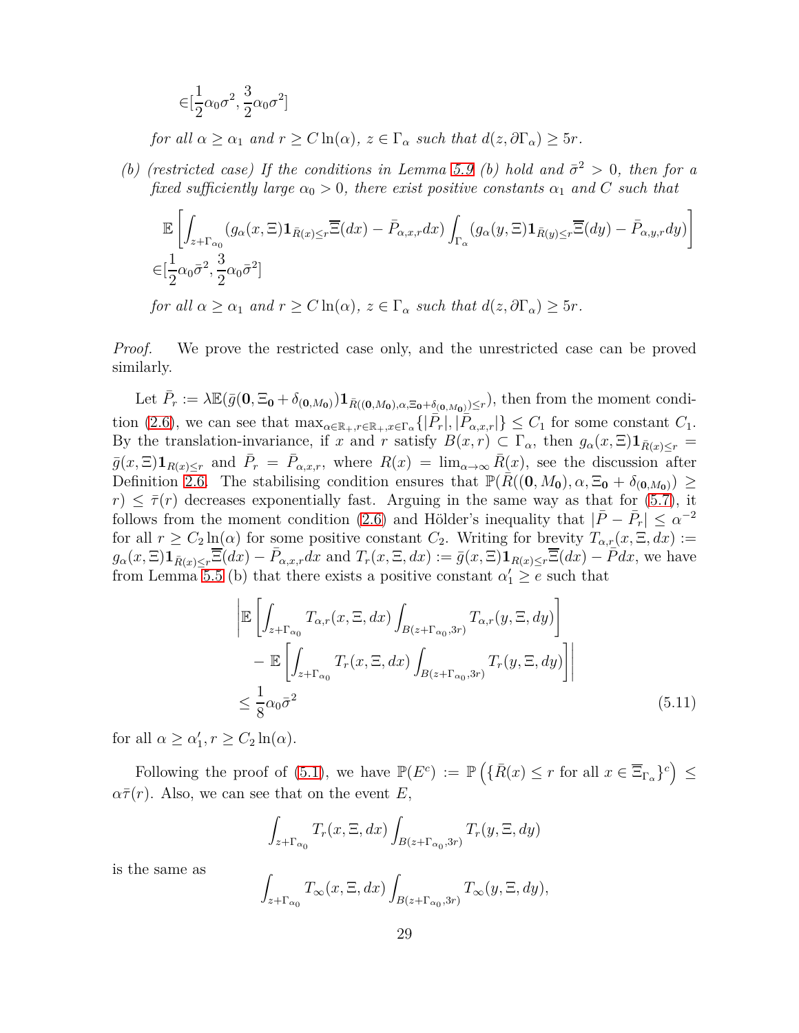$$\in[\frac{1}{2}\alpha_0\sigma^2, \frac{3}{2}\alpha_0\sigma^2]$$

*for all $\alpha \ge \alpha_1$ and $r \ge C\ln(\alpha)$, $z \in \Gamma_\alpha$ such that $d(z, \partial\Gamma_\alpha) \ge 5r$.*

*(b) (restricted case) If the conditions in Lemma 5.9 (b) hold and $\bar\sigma^2 > 0$, then for a fixed sufficiently large $\alpha_0 > 0$, there exist positive constants $\alpha_1$ and $C$ such that*

$$\mathbb{E}\left[\int_{z+\Gamma_{\alpha_0}}(g_\alpha(x,\Xi)\mathbf{1}_{\bar R(x)\le r}\overline{\overline{\Xi}}(dx) - \bar P_{\alpha,x,r}dx)\int_{\Gamma_\alpha}(g_\alpha(y,\Xi)\mathbf{1}_{\bar R(y)\le r}\overline{\overline{\Xi}}(dy) - \bar P_{\alpha,y,r}dy)\right]$$
$$\in[\frac{1}{2}\alpha_0\bar\sigma^2, \frac{3}{2}\alpha_0\bar\sigma^2]$$

*for all $\alpha \ge \alpha_1$ and $r \ge C\ln(\alpha)$, $z \in \Gamma_\alpha$ such that $d(z, \partial\Gamma_\alpha) \ge 5r$.*

*Proof.* We prove the restricted case only, and the unrestricted case can be proved similarly.

Let $\bar P_r := \lambda\mathbb{E}(\bar g(\mathbf{0}, \Xi_\mathbf{0} + \delta_{(\mathbf{0},M_\mathbf{0})})\mathbf{1}_{\bar R((\mathbf{0},M_\mathbf{0}),\alpha,\Xi_\mathbf{0}+\delta_{(\mathbf{0},M_\mathbf{0})})\le r})$, then from the moment condition (2.6), we can see that $\max_{\alpha\in\mathbb{R}_+, r\in\mathbb{R}_+, x\in\Gamma_\alpha}\{|\bar P_r|, |\bar P_{\alpha,x,r}|\} \le C_1$ for some constant $C_1$. By the translation-invariance, if $x$ and $r$ satisfy $B(x,r) \subset \Gamma_\alpha$, then $g_\alpha(x,\Xi)\mathbf{1}_{\bar R(x)\le r} = \bar g(x,\Xi)\mathbf{1}_{R(x)\le r}$ and $\bar P_r = \bar P_{\alpha,x,r}$, where $R(x) = \lim_{\alpha\to\infty}\bar R(x)$, see the discussion after Definition 2.6. The stabilising condition ensures that $\mathbb{P}(\bar R((\mathbf{0},M_\mathbf{0}),\alpha,\Xi_\mathbf{0}+\delta_{(\mathbf{0},M_\mathbf{0})}) \ge r) \le \bar\tau(r)$ decreases exponentially fast. Arguing in the same way as that for (5.7), it follows from the moment condition (2.6) and Hölder's inequality that $|\bar P - \bar P_r| \le \alpha^{-2}$ for all $r \ge C_2\ln(\alpha)$ for some positive constant $C_2$. Writing for brevity $T_{\alpha,r}(x,\Xi,dx) := g_\alpha(x,\Xi)\mathbf{1}_{\bar R(x)\le r}\overline{\overline{\Xi}}(dx) - \bar P_{\alpha,x,r}dx$ and $T_r(x,\Xi,dx) := \bar g(x,\Xi)\mathbf{1}_{R(x)\le r}\overline{\overline{\Xi}}(dx) - \bar P dx$, we have from Lemma 5.5 (b) that there exists a positive constant $\alpha_1' \ge e$ such that

$$\begin{aligned}
&\left|\mathbb{E}\left[\int_{z+\Gamma_{\alpha_0}}T_{\alpha,r}(x,\Xi,dx)\int_{B(z+\Gamma_{\alpha_0},3r)}T_{\alpha,r}(y,\Xi,dy)\right]\right.\\
&\quad\left. - \mathbb{E}\left[\int_{z+\Gamma_{\alpha_0}}T_r(x,\Xi,dx)\int_{B(z+\Gamma_{\alpha_0},3r)}T_r(y,\Xi,dy)\right]\right|\\
&\le \frac{1}{8}\alpha_0\bar\sigma^2 \qquad (5.11)
\end{aligned}$$

for all $\alpha \ge \alpha_1', r \ge C_2\ln(\alpha)$.

Following the proof of (5.1), we have $\mathbb{P}(E^c) := \mathbb{P}\left(\{\bar R(x) \le r \text{ for all } x \in \overline{\Xi}_{\Gamma_\alpha}\}^c\right) \le \alpha\bar\tau(r)$. Also, we can see that on the event $E$,

$$\int_{z+\Gamma_{\alpha_0}}T_r(x,\Xi,dx)\int_{B(z+\Gamma_{\alpha_0},3r)}T_r(y,\Xi,dy)$$

is the same as

$$\int_{z+\Gamma_{\alpha_0}}T_\infty(x,\Xi,dx)\int_{B(z+\Gamma_{\alpha_0},3r)}T_\infty(y,\Xi,dy),$$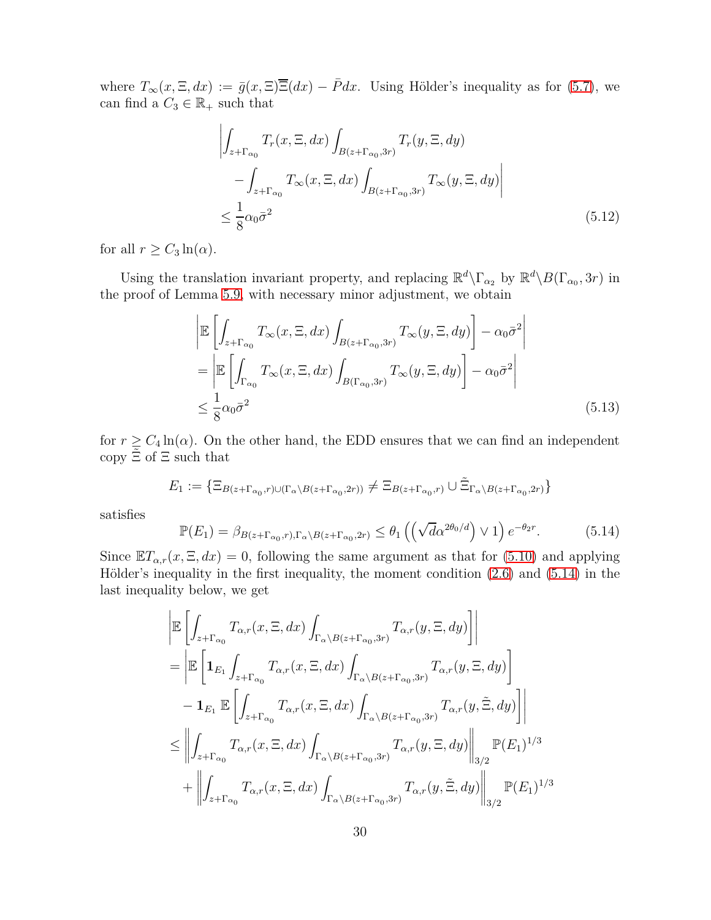where $T_\infty(x, \Xi, dx) := \bar{g}(x, \Xi)\overline{\Xi}(dx) - \bar{P}dx$. Using Hölder's inequality as for (5.7), we can find a $C_3 \in \mathbb{R}_+$ such that

$$\begin{aligned}
&\left| \int_{z+\Gamma_{\alpha_0}} T_r(x, \Xi, dx) \int_{B(z+\Gamma_{\alpha_0}, 3r)} T_r(y, \Xi, dy) \right. \\
&\quad \left. - \int_{z+\Gamma_{\alpha_0}} T_\infty(x, \Xi, dx) \int_{B(z+\Gamma_{\alpha_0}, 3r)} T_\infty(y, \Xi, dy) \right| \\
&\leq \frac{1}{8}\alpha_0 \bar{\sigma}^2 
\end{aligned} \tag{5.12}$$

for all $r \geq C_3 \ln(\alpha)$.

Using the translation invariant property, and replacing $\mathbb{R}^d \backslash \Gamma_{\alpha_2}$ by $\mathbb{R}^d \backslash B(\Gamma_{\alpha_0}, 3r)$ in the proof of Lemma 5.9, with necessary minor adjustment, we obtain

$$\begin{aligned}
&\left| \mathbb{E}\left[ \int_{z+\Gamma_{\alpha_0}} T_\infty(x, \Xi, dx) \int_{B(z+\Gamma_{\alpha_0}, 3r)} T_\infty(y, \Xi, dy) \right] - \alpha_0 \bar{\sigma}^2 \right| \\
&= \left| \mathbb{E}\left[ \int_{\Gamma_{\alpha_0}} T_\infty(x, \Xi, dx) \int_{B(\Gamma_{\alpha_0}, 3r)} T_\infty(y, \Xi, dy) \right] - \alpha_0 \bar{\sigma}^2 \right| \\
&\leq \frac{1}{8}\alpha_0 \bar{\sigma}^2 
\end{aligned} \tag{5.13}$$

for $r \geq C_4 \ln(\alpha)$. On the other hand, the EDD ensures that we can find an independent copy $\tilde{\Xi}$ of $\Xi$ such that

$$E_1 := \{\Xi_{B(z+\Gamma_{\alpha_0}, r) \cup (\Gamma_\alpha \backslash B(z+\Gamma_{\alpha_0}, 2r))} \neq \Xi_{B(z+\Gamma_{\alpha_0}, r)} \cup \tilde{\Xi}_{\Gamma_\alpha \backslash B(z+\Gamma_{\alpha_0}, 2r)}\}$$

satisfies

$$\mathbb{P}(E_1) = \beta_{B(z+\Gamma_{\alpha_0}, r), \Gamma_\alpha \backslash B(z+\Gamma_{\alpha_0}, 2r)} \leq \theta_1 \left( \left( \sqrt{d}\alpha^{2\theta_0/d} \right) \vee 1 \right) e^{-\theta_2 r}. \tag{5.14}$$

Since $\mathbb{E}T_{\alpha,r}(x, \Xi, dx) = 0$, following the same argument as that for (5.10) and applying Hölder's inequality in the first inequality, the moment condition (2.6) and (5.14) in the last inequality below, we get

$$\begin{aligned}
&\left| \mathbb{E}\left[ \int_{z+\Gamma_{\alpha_0}} T_{\alpha,r}(x, \Xi, dx) \int_{\Gamma_\alpha \backslash B(z+\Gamma_{\alpha_0}, 3r)} T_{\alpha,r}(y, \Xi, dy) \right] \right| \\
&= \left| \mathbb{E}\left[ \mathbf{1}_{E_1} \int_{z+\Gamma_{\alpha_0}} T_{\alpha,r}(x, \Xi, dx) \int_{\Gamma_\alpha \backslash B(z+\Gamma_{\alpha_0}, 3r)} T_{\alpha,r}(y, \Xi, dy) \right] \right. \\
&\quad \left. - \mathbf{1}_{E_1} \mathbb{E}\left[ \int_{z+\Gamma_{\alpha_0}} T_{\alpha,r}(x, \Xi, dx) \int_{\Gamma_\alpha \backslash B(z+\Gamma_{\alpha_0}, 3r)} T_{\alpha,r}(y, \tilde{\Xi}, dy) \right] \right| \\
&\leq \left\| \int_{z+\Gamma_{\alpha_0}} T_{\alpha,r}(x, \Xi, dx) \int_{\Gamma_\alpha \backslash B(z+\Gamma_{\alpha_0}, 3r)} T_{\alpha,r}(y, \Xi, dy) \right\|_{3/2} \mathbb{P}(E_1)^{1/3} \\
&\quad + \left\| \int_{z+\Gamma_{\alpha_0}} T_{\alpha,r}(x, \Xi, dx) \int_{\Gamma_\alpha \backslash B(z+\Gamma_{\alpha_0}, 3r)} T_{\alpha,r}(y, \tilde{\Xi}, dy) \right\|_{3/2} \mathbb{P}(E_1)^{1/3}
\end{aligned}$$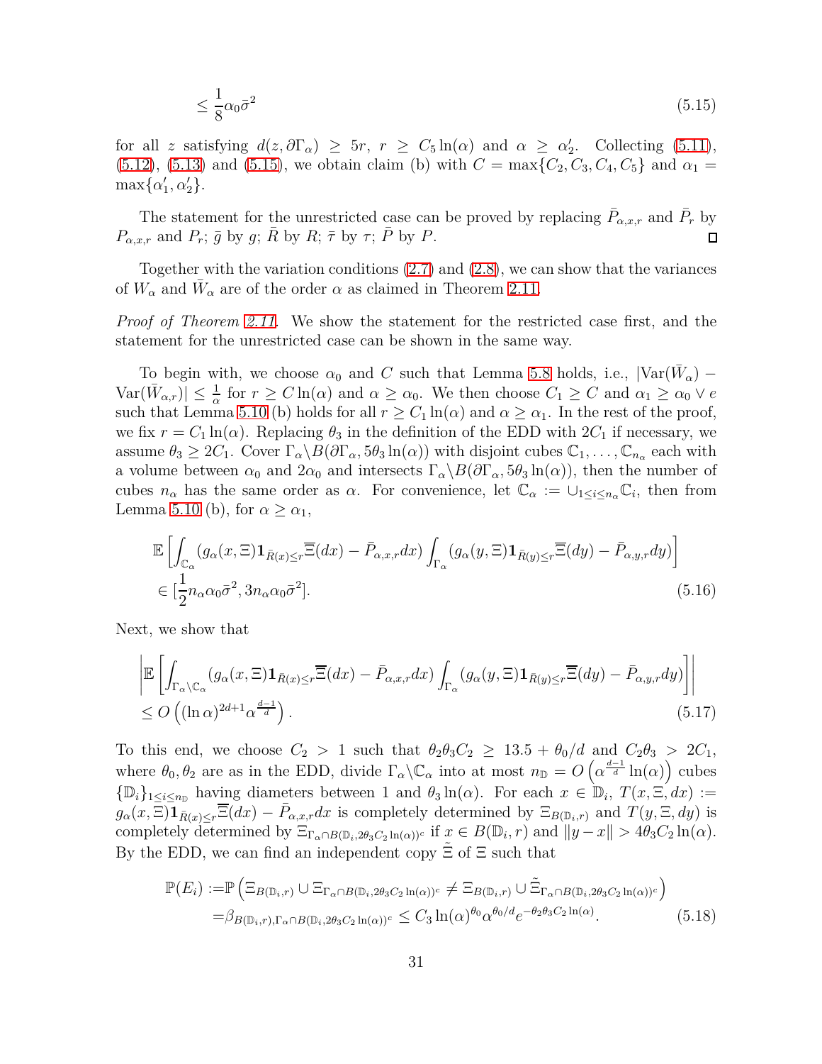$$\leq \frac{1}{8}\alpha_0\bar{\sigma}^2 \tag{5.15}$$

for all $z$ satisfying $d(z, \partial\Gamma_\alpha) \geq 5r$, $r \geq C_5 \ln(\alpha)$ and $\alpha \geq \alpha_2'$. Collecting (5.11), (5.12), (5.13) and (5.15), we obtain claim (b) with $C = \max\{C_2, C_3, C_4, C_5\}$ and $\alpha_1 = \max\{\alpha_1', \alpha_2'\}$.

The statement for the unrestricted case can be proved by replacing $\bar{P}_{\alpha,x,r}$ and $\bar{P}_r$ by $P_{\alpha,x,r}$ and $P_r$; $\bar{g}$ by $g$; $\bar{R}$ by $R$; $\bar{\tau}$ by $\tau$; $\bar{P}$ by $P$. □

Together with the variation conditions (2.7) and (2.8), we can show that the variances of $W_\alpha$ and $\bar{W}_\alpha$ are of the order $\alpha$ as claimed in Theorem 2.11.

*Proof of Theorem 2.11.* We show the statement for the restricted case first, and the statement for the unrestricted case can be shown in the same way.

To begin with, we choose $\alpha_0$ and $C$ such that Lemma 5.8 holds, i.e., $|\mathrm{Var}(\bar{W}_\alpha) - \mathrm{Var}(\bar{W}_{\alpha,r})| \leq \frac{1}{\alpha}$ for $r \geq C\ln(\alpha)$ and $\alpha \geq \alpha_0$. We then choose $C_1 \geq C$ and $\alpha_1 \geq \alpha_0 \vee e$ such that Lemma 5.10 (b) holds for all $r \geq C_1 \ln(\alpha)$ and $\alpha \geq \alpha_1$. In the rest of the proof, we fix $r = C_1 \ln(\alpha)$. Replacing $\theta_3$ in the definition of the EDD with $2C_1$ if necessary, we assume $\theta_3 \geq 2C_1$. Cover $\Gamma_\alpha \backslash B(\partial\Gamma_\alpha, 5\theta_3 \ln(\alpha))$ with disjoint cubes $\mathbb{C}_1, \ldots, \mathbb{C}_{n_\alpha}$ each with a volume between $\alpha_0$ and $2\alpha_0$ and intersects $\Gamma_\alpha \backslash B(\partial\Gamma_\alpha, 5\theta_3 \ln(\alpha))$, then the number of cubes $n_\alpha$ has the same order as $\alpha$. For convenience, let $\mathbb{C}_\alpha := \cup_{1 \leq i \leq n_\alpha} \mathbb{C}_i$, then from Lemma 5.10 (b), for $\alpha \geq \alpha_1$,

$$\begin{aligned}
&\mathbb{E}\left[\int_{\mathbb{C}_\alpha} (g_\alpha(x, \Xi)\mathbf{1}_{\bar{R}(x) \leq r}\overline{\Xi}(dx) - \bar{P}_{\alpha,x,r}dx) \int_{\Gamma_\alpha} (g_\alpha(y, \Xi)\mathbf{1}_{\bar{R}(y) \leq r}\overline{\Xi}(dy) - \bar{P}_{\alpha,y,r}dy)\right] \\
&\in [\frac{1}{2}n_\alpha \alpha_0 \bar{\sigma}^2, 3n_\alpha \alpha_0 \bar{\sigma}^2].
\end{aligned} \tag{5.16}$$

Next, we show that

$$\begin{aligned}
&\left|\mathbb{E}\left[\int_{\Gamma_\alpha \backslash \mathbb{C}_\alpha} (g_\alpha(x, \Xi)\mathbf{1}_{\bar{R}(x) \leq r}\overline{\Xi}(dx) - \bar{P}_{\alpha,x,r}dx) \int_{\Gamma_\alpha} (g_\alpha(y, \Xi)\mathbf{1}_{\bar{R}(y) \leq r}\overline{\Xi}(dy) - \bar{P}_{\alpha,y,r}dy)\right]\right| \\
&\leq O\left((\ln \alpha)^{2d+1} \alpha^{\frac{d-1}{d}}\right).
\end{aligned} \tag{5.17}$$

To this end, we choose $C_2 > 1$ such that $\theta_2\theta_3 C_2 \geq 13.5 + \theta_0/d$ and $C_2\theta_3 > 2C_1$, where $\theta_0, \theta_2$ are as in the EDD, divide $\Gamma_\alpha \backslash \mathbb{C}_\alpha$ into at most $n_{\mathbb{D}} = O\left(\alpha^{\frac{d-1}{d}} \ln(\alpha)\right)$ cubes $\{\mathbb{D}_i\}_{1 \leq i \leq n_{\mathbb{D}}}$ having diameters between 1 and $\theta_3 \ln(\alpha)$. For each $x \in \mathbb{D}_i$, $T(x, \Xi, dx) := g_\alpha(x, \Xi)\mathbf{1}_{\bar{R}(x) \leq r}\overline{\Xi}(dx) - \bar{P}_{\alpha,x,r}dx$ is completely determined by $\Xi_{B(\mathbb{D}_i, r)}$ and $T(y, \Xi, dy)$ is completely determined by $\Xi_{\Gamma_\alpha \cap B(\mathbb{D}_i, 2\theta_3 C_2 \ln(\alpha))^c}$ if $x \in B(\mathbb{D}_i, r)$ and $\|y - x\| > 4\theta_3 C_2 \ln(\alpha)$. By the EDD, we can find an independent copy $\tilde{\Xi}$ of $\Xi$ such that

$$\begin{aligned}
\mathbb{P}(E_i) :=& \mathbb{P}\left(\Xi_{B(\mathbb{D}_i, r)} \cup \Xi_{\Gamma_\alpha \cap B(\mathbb{D}_i, 2\theta_3 C_2 \ln(\alpha))^c} \neq \Xi_{B(\mathbb{D}_i, r)} \cup \tilde{\Xi}_{\Gamma_\alpha \cap B(\mathbb{D}_i, 2\theta_3 C_2 \ln(\alpha))^c}\right) \\
=& \beta_{B(\mathbb{D}_i, r), \Gamma_\alpha \cap B(\mathbb{D}_i, 2\theta_3 C_2 \ln(\alpha))^c} \leq C_3 \ln(\alpha)^{\theta_0} \alpha^{\theta_0/d} e^{-\theta_2\theta_3 C_2 \ln(\alpha)}.
\end{aligned} \tag{5.18}$$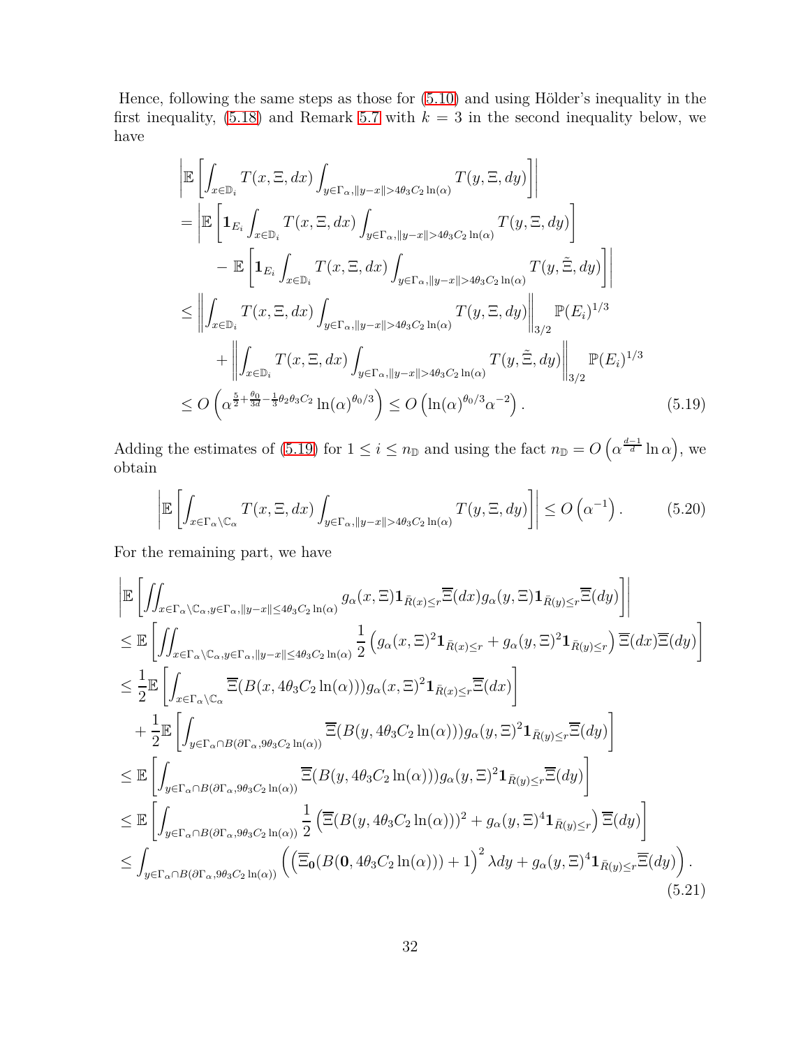Hence, following the same steps as those for (5.10) and using Hölder's inequality in the first inequality, (5.18) and Remark 5.7 with $k = 3$ in the second inequality below, we have

$$
\begin{aligned}
&\left|\mathbb{E}\left[\int_{x\in\mathbb{D}_i} T(x,\Xi,dx)\int_{y\in\Gamma_\alpha,\|y-x\|>4\theta_3C_2\ln(\alpha)} T(y,\Xi,dy)\right]\right| \\
&= \left|\mathbb{E}\left[\mathbf{1}_{E_i}\int_{x\in\mathbb{D}_i} T(x,\Xi,dx)\int_{y\in\Gamma_\alpha,\|y-x\|>4\theta_3C_2\ln(\alpha)} T(y,\Xi,dy)\right]\right. \\
&\qquad \left. - \mathbb{E}\left[\mathbf{1}_{E_i}\int_{x\in\mathbb{D}_i} T(x,\Xi,dx)\int_{y\in\Gamma_\alpha,\|y-x\|>4\theta_3C_2\ln(\alpha)} T(y,\tilde{\Xi},dy)\right]\right| \\
&\le \left\|\int_{x\in\mathbb{D}_i} T(x,\Xi,dx)\int_{y\in\Gamma_\alpha,\|y-x\|>4\theta_3C_2\ln(\alpha)} T(y,\Xi,dy)\right\|_{3/2}\mathbb{P}(E_i)^{1/3} \\
&\qquad + \left\|\int_{x\in\mathbb{D}_i} T(x,\Xi,dx)\int_{y\in\Gamma_\alpha,\|y-x\|>4\theta_3C_2\ln(\alpha)} T(y,\tilde{\Xi},dy)\right\|_{3/2}\mathbb{P}(E_i)^{1/3} \\
&\le O\left(\alpha^{\frac{5}{2}+\frac{\theta_0}{3d}-\frac{1}{3}\theta_2\theta_3C_2}\ln(\alpha)^{\theta_0/3}\right) \le O\left(\ln(\alpha)^{\theta_0/3}\alpha^{-2}\right).
\end{aligned}
\tag{5.19}
$$

Adding the estimates of (5.19) for $1 \le i \le n_{\mathbb{D}}$ and using the fact $n_{\mathbb{D}} = O\left(\alpha^{\frac{d-1}{d}}\ln\alpha\right)$, we obtain

$$
\left|\mathbb{E}\left[\int_{x\in\Gamma_\alpha\setminus\mathbb{C}_\alpha} T(x,\Xi,dx)\int_{y\in\Gamma_\alpha,\|y-x\|>4\theta_3C_2\ln(\alpha)} T(y,\Xi,dy)\right]\right| \le O\left(\alpha^{-1}\right). \tag{5.20}
$$

For the remaining part, we have

$$
\begin{aligned}
&\left|\mathbb{E}\left[\iint_{x\in\Gamma_\alpha\setminus\mathbb{C}_\alpha,y\in\Gamma_\alpha,\|y-x\|\le4\theta_3C_2\ln(\alpha)} g_\alpha(x,\Xi)\mathbf{1}_{\bar{R}(x)\le r}\overline{\Xi}(dx)g_\alpha(y,\Xi)\mathbf{1}_{\bar{R}(y)\le r}\overline{\Xi}(dy)\right]\right| \\
&\le \mathbb{E}\left[\iint_{x\in\Gamma_\alpha\setminus\mathbb{C}_\alpha,y\in\Gamma_\alpha,\|y-x\|\le4\theta_3C_2\ln(\alpha)} \frac{1}{2}\left(g_\alpha(x,\Xi)^2\mathbf{1}_{\bar{R}(x)\le r}+g_\alpha(y,\Xi)^2\mathbf{1}_{\bar{R}(y)\le r}\right)\overline{\Xi}(dx)\overline{\Xi}(dy)\right] \\
&\le \frac{1}{2}\mathbb{E}\left[\int_{x\in\Gamma_\alpha\setminus\mathbb{C}_\alpha}\overline{\Xi}(B(x,4\theta_3C_2\ln(\alpha)))g_\alpha(x,\Xi)^2\mathbf{1}_{\bar{R}(x)\le r}\overline{\Xi}(dx)\right] \\
&\quad + \frac{1}{2}\mathbb{E}\left[\int_{y\in\Gamma_\alpha\cap B(\partial\Gamma_\alpha,9\theta_3C_2\ln(\alpha))}\overline{\Xi}(B(y,4\theta_3C_2\ln(\alpha)))g_\alpha(y,\Xi)^2\mathbf{1}_{\bar{R}(y)\le r}\overline{\Xi}(dy)\right] \\
&\le \mathbb{E}\left[\int_{y\in\Gamma_\alpha\cap B(\partial\Gamma_\alpha,9\theta_3C_2\ln(\alpha))}\overline{\Xi}(B(y,4\theta_3C_2\ln(\alpha)))g_\alpha(y,\Xi)^2\mathbf{1}_{\bar{R}(y)\le r}\overline{\Xi}(dy)\right] \\
&\le \mathbb{E}\left[\int_{y\in\Gamma_\alpha\cap B(\partial\Gamma_\alpha,9\theta_3C_2\ln(\alpha))}\frac{1}{2}\left(\overline{\Xi}(B(y,4\theta_3C_2\ln(\alpha)))^2+g_\alpha(y,\Xi)^4\mathbf{1}_{\bar{R}(y)\le r}\right)\overline{\Xi}(dy)\right] \\
&\le \int_{y\in\Gamma_\alpha\cap B(\partial\Gamma_\alpha,9\theta_3C_2\ln(\alpha))}\left(\left(\overline{\Xi}_{\mathbf{0}}(B(\mathbf{0},4\theta_3C_2\ln(\alpha)))+1\right)^2\lambda dy+g_\alpha(y,\Xi)^4\mathbf{1}_{\bar{R}(y)\le r}\overline{\Xi}(dy)\right).
\end{aligned}
\tag{5.21}
$$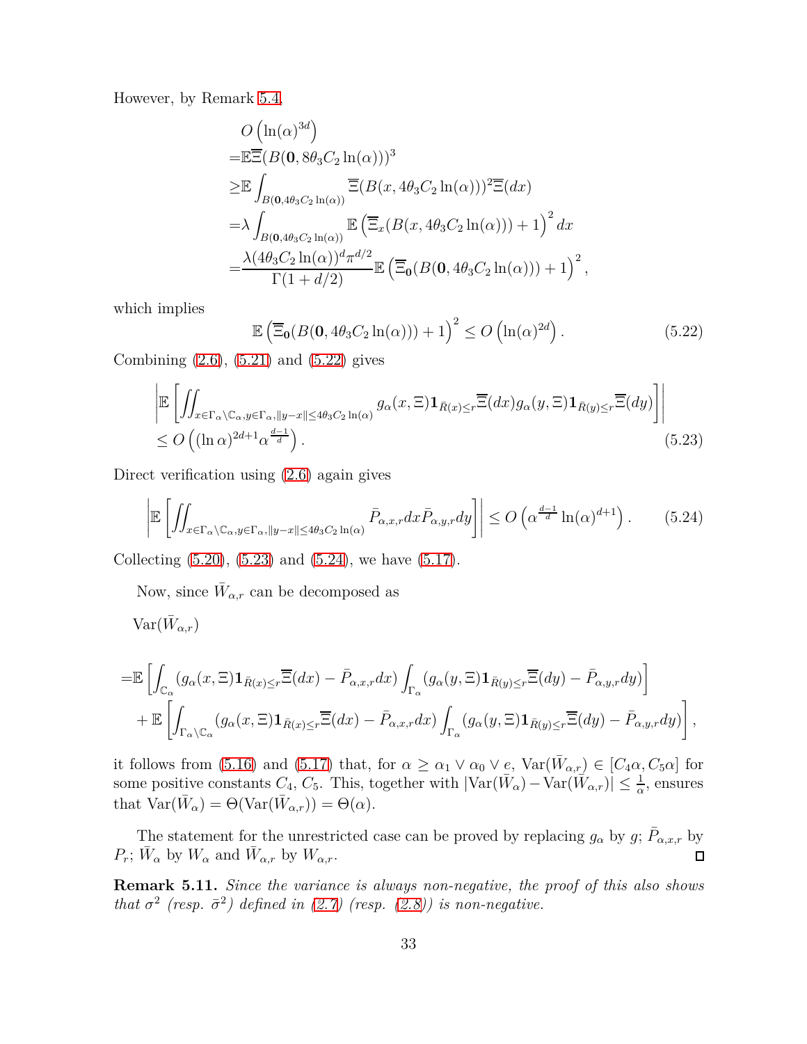However, by Remark 5.4,

$$
\begin{aligned}
&O\left(\ln(\alpha)^{3d}\right)\\
=&\mathbb{E}\overline{\Xi}(B(\mathbf{0}, 8\theta_3 C_2 \ln(\alpha)))^3\\
\geq&\mathbb{E}\int_{B(\mathbf{0},4\theta_3 C_2\ln(\alpha))}\overline{\Xi}(B(x, 4\theta_3 C_2 \ln(\alpha)))^2\overline{\Xi}(dx)\\
=&\lambda\int_{B(\mathbf{0},4\theta_3 C_2\ln(\alpha))}\mathbb{E}\left(\overline{\Xi}_x(B(x, 4\theta_3 C_2 \ln(\alpha)))+1\right)^2dx\\
=&\frac{\lambda(4\theta_3 C_2\ln(\alpha))^d\pi^{d/2}}{\Gamma(1+d/2)}\mathbb{E}\left(\overline{\Xi}_{\mathbf{0}}(B(\mathbf{0}, 4\theta_3 C_2 \ln(\alpha)))+1\right)^2,
\end{aligned}
$$

which implies

$$
\mathbb{E}\left(\overline{\Xi}_{\mathbf{0}}(B(\mathbf{0}, 4\theta_3 C_2 \ln(\alpha)))+1\right)^2 \leq O\left(\ln(\alpha)^{2d}\right). \tag{5.22}
$$

Combining (2.6), (5.21) and (5.22) gives

$$
\begin{aligned}
&\left|\mathbb{E}\left[\iint_{x\in\Gamma_\alpha\setminus\mathbb{C}_\alpha, y\in\Gamma_\alpha, \|y-x\|\leq 4\theta_3 C_2\ln(\alpha)} g_\alpha(x,\Xi)\mathbf{1}_{\bar{R}(x)\leq r}\overline{\Xi}(dx)g_\alpha(y,\Xi)\mathbf{1}_{\bar{R}(y)\leq r}\overline{\Xi}(dy)\right]\right|\\
&\leq O\left((\ln\alpha)^{2d+1}\alpha^{\frac{d-1}{d}}\right).
\end{aligned} \tag{5.23}
$$

Direct verification using (2.6) again gives

$$
\left|\mathbb{E}\left[\iint_{x\in\Gamma_\alpha\setminus\mathbb{C}_\alpha, y\in\Gamma_\alpha, \|y-x\|\leq 4\theta_3 C_2\ln(\alpha)} \bar{P}_{\alpha,x,r}dx\bar{P}_{\alpha,y,r}dy\right]\right| \leq O\left(\alpha^{\frac{d-1}{d}}\ln(\alpha)^{d+1}\right). \tag{5.24}
$$

Collecting (5.20), (5.23) and (5.24), we have (5.17).

Now, since $\bar{W}_{\alpha,r}$ can be decomposed as

$$
\begin{aligned}
&\mathrm{Var}(\bar{W}_{\alpha,r})\\
=&\mathbb{E}\left[\int_{\mathbb{C}_\alpha}(g_\alpha(x,\Xi)\mathbf{1}_{\bar{R}(x)\leq r}\overline{\Xi}(dx)-\bar{P}_{\alpha,x,r}dx)\int_{\Gamma_\alpha}(g_\alpha(y,\Xi)\mathbf{1}_{\bar{R}(y)\leq r}\overline{\Xi}(dy)-\bar{P}_{\alpha,y,r}dy)\right]\\
&+\mathbb{E}\left[\int_{\Gamma_\alpha\setminus\mathbb{C}_\alpha}(g_\alpha(x,\Xi)\mathbf{1}_{\bar{R}(x)\leq r}\overline{\Xi}(dx)-\bar{P}_{\alpha,x,r}dx)\int_{\Gamma_\alpha}(g_\alpha(y,\Xi)\mathbf{1}_{\bar{R}(y)\leq r}\overline{\Xi}(dy)-\bar{P}_{\alpha,y,r}dy)\right],
\end{aligned}
$$

it follows from (5.16) and (5.17) that, for $\alpha \geq \alpha_1 \vee \alpha_0 \vee e$, $\mathrm{Var}(\bar{W}_{\alpha,r}) \in [C_4\alpha, C_5\alpha]$ for some positive constants $C_4$, $C_5$. This, together with $|\mathrm{Var}(\bar{W}_\alpha) - \mathrm{Var}(\bar{W}_{\alpha,r})| \leq \frac{1}{\alpha}$, ensures that $\mathrm{Var}(\bar{W}_\alpha) = \Theta(\mathrm{Var}(\bar{W}_{\alpha,r})) = \Theta(\alpha)$.

The statement for the unrestricted case can be proved by replacing $g_\alpha$ by $g$; $\bar{P}_{\alpha,x,r}$ by $P_r$; $\bar{W}_\alpha$ by $W_\alpha$ and $\bar{W}_{\alpha,r}$ by $W_{\alpha,r}$. ∎

**Remark 5.11.** *Since the variance is always non-negative, the proof of this also shows that $\sigma^2$ (resp. $\bar{\sigma}^2$) defined in (2.7) (resp. (2.8)) is non-negative.*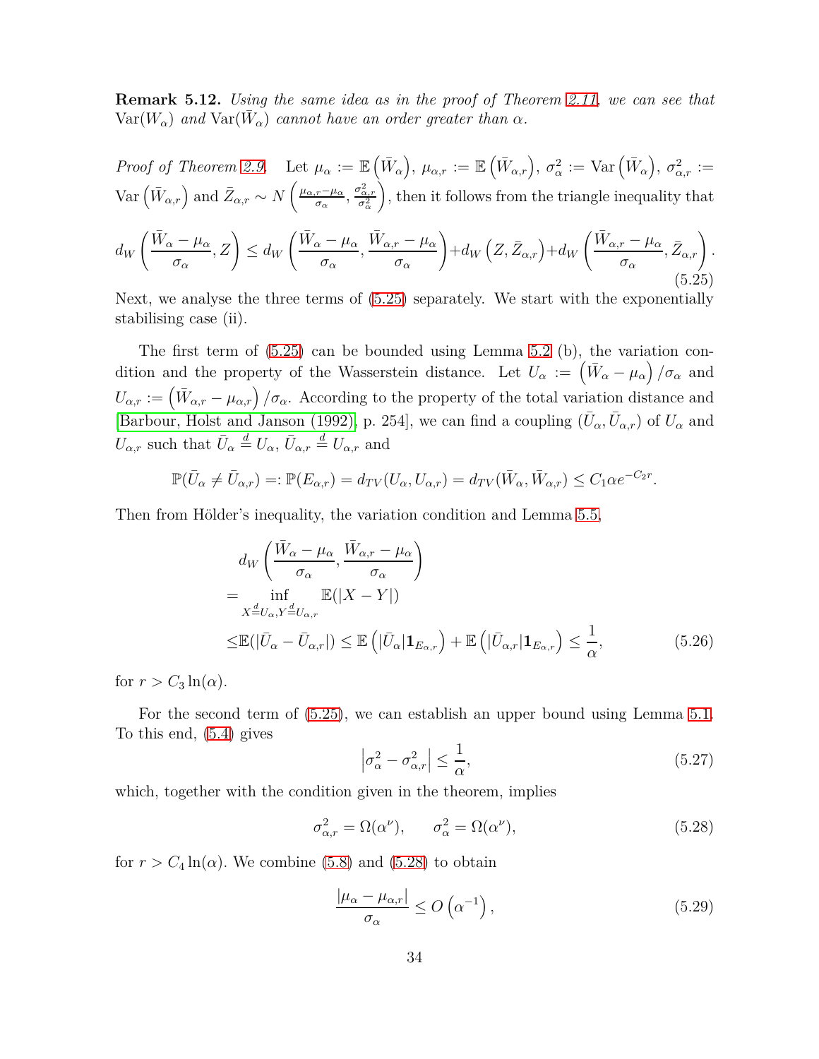**Remark 5.12.** *Using the same idea as in the proof of Theorem 2.11, we can see that* $\mathrm{Var}(W_\alpha)$ *and* $\mathrm{Var}(\bar{W}_\alpha)$ *cannot have an order greater than* $\alpha$.

*Proof of Theorem 2.9.* Let $\mu_\alpha := \mathbb{E}\left(\bar{W}_\alpha\right)$, $\mu_{\alpha,r} := \mathbb{E}\left(\bar{W}_{\alpha,r}\right)$, $\sigma_\alpha^2 := \mathrm{Var}\left(\bar{W}_\alpha\right)$, $\sigma_{\alpha,r}^2 := \mathrm{Var}\left(\bar{W}_{\alpha,r}\right)$ and $\bar{Z}_{\alpha,r} \sim N\left(\frac{\mu_{\alpha,r}-\mu_\alpha}{\sigma_\alpha}, \frac{\sigma_{\alpha,r}^2}{\sigma_\alpha^2}\right)$, then it follows from the triangle inequality that

$$d_W\left(\frac{\bar{W}_\alpha - \mu_\alpha}{\sigma_\alpha}, Z\right) \le d_W\left(\frac{\bar{W}_\alpha - \mu_\alpha}{\sigma_\alpha}, \frac{\bar{W}_{\alpha,r} - \mu_\alpha}{\sigma_\alpha}\right) + d_W\left(Z, \bar{Z}_{\alpha,r}\right) + d_W\left(\frac{\bar{W}_{\alpha,r} - \mu_\alpha}{\sigma_\alpha}, \bar{Z}_{\alpha,r}\right). \tag{5.25}$$

Next, we analyse the three terms of (5.25) separately. We start with the exponentially stabilising case (ii).

The first term of (5.25) can be bounded using Lemma 5.2 (b), the variation condition and the property of the Wasserstein distance. Let $U_\alpha := \left(\bar{W}_\alpha - \mu_\alpha\right)/\sigma_\alpha$ and $U_{\alpha,r} := \left(\bar{W}_{\alpha,r} - \mu_{\alpha,r}\right)/\sigma_\alpha$. According to the property of the total variation distance and [Barbour, Holst and Janson (1992), p. 254], we can find a coupling $(\bar{U}_\alpha, \bar{U}_{\alpha,r})$ of $U_\alpha$ and $U_{\alpha,r}$ such that $\bar{U}_\alpha \overset{d}{=} U_\alpha$, $\bar{U}_{\alpha,r} \overset{d}{=} U_{\alpha,r}$ and

$$\mathbb{P}(\bar{U}_\alpha \neq \bar{U}_{\alpha,r}) =: \mathbb{P}(E_{\alpha,r}) = d_{TV}(U_\alpha, U_{\alpha,r}) = d_{TV}(\bar{W}_\alpha, \bar{W}_{\alpha,r}) \le C_1 \alpha e^{-C_2 r}.$$

Then from Hölder's inequality, the variation condition and Lemma 5.5,

$$\begin{aligned}
& d_W\left(\frac{\bar{W}_\alpha - \mu_\alpha}{\sigma_\alpha}, \frac{\bar{W}_{\alpha,r} - \mu_\alpha}{\sigma_\alpha}\right) \\
=& \inf_{X \overset{d}{=} U_\alpha, Y \overset{d}{=} U_{\alpha,r}} \mathbb{E}(|X - Y|) \\
\le& \mathbb{E}(|\bar{U}_\alpha - \bar{U}_{\alpha,r}|) \le \mathbb{E}\left(|\bar{U}_\alpha| \mathbf{1}_{E_{\alpha,r}}\right) + \mathbb{E}\left(|\bar{U}_{\alpha,r}| \mathbf{1}_{E_{\alpha,r}}\right) \le \frac{1}{\alpha},
\end{aligned} \tag{5.26}$$

for $r > C_3 \ln(\alpha)$.

For the second term of (5.25), we can establish an upper bound using Lemma 5.1. To this end, (5.4) gives

$$\left|\sigma_\alpha^2 - \sigma_{\alpha,r}^2\right| \le \frac{1}{\alpha}, \tag{5.27}$$

which, together with the condition given in the theorem, implies

$$\sigma_{\alpha,r}^2 = \Omega(\alpha^\nu), \qquad \sigma_\alpha^2 = \Omega(\alpha^\nu), \tag{5.28}$$

for $r > C_4 \ln(\alpha)$. We combine (5.8) and (5.28) to obtain

$$\frac{|\mu_\alpha - \mu_{\alpha,r}|}{\sigma_\alpha} \le O\left(\alpha^{-1}\right), \tag{5.29}$$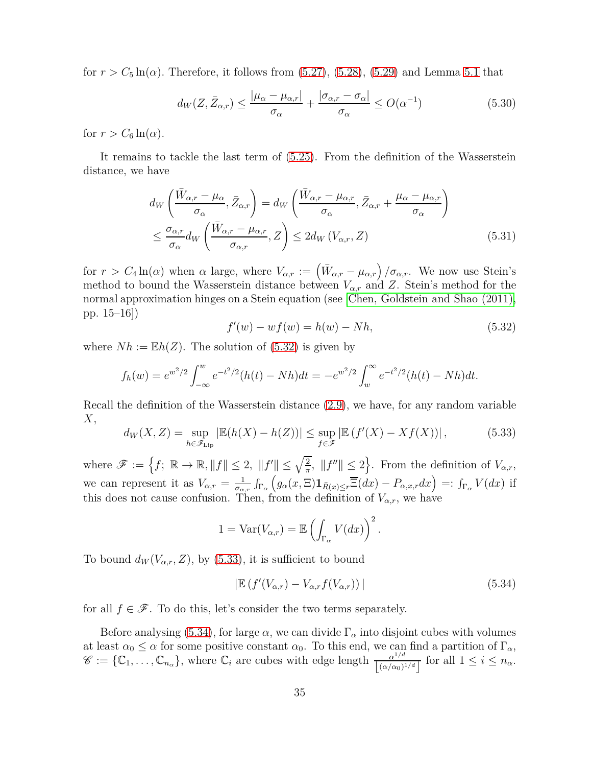for $r > C_5 \ln(\alpha)$. Therefore, it follows from (5.27), (5.28), (5.29) and Lemma 5.1 that

$$d_W(Z, \bar{Z}_{\alpha,r}) \leq \frac{|\mu_\alpha - \mu_{\alpha,r}|}{\sigma_\alpha} + \frac{|\sigma_{\alpha,r} - \sigma_\alpha|}{\sigma_\alpha} \leq O(\alpha^{-1}) \tag{5.30}$$

for $r > C_6 \ln(\alpha)$.

It remains to tackle the last term of (5.25). From the definition of the Wasserstein distance, we have

$$\begin{aligned} d_W\left(\frac{\bar{W}_{\alpha,r} - \mu_\alpha}{\sigma_\alpha}, \bar{Z}_{\alpha,r}\right) &= d_W\left(\frac{\bar{W}_{\alpha,r} - \mu_{\alpha,r}}{\sigma_\alpha}, \bar{Z}_{\alpha,r} + \frac{\mu_\alpha - \mu_{\alpha,r}}{\sigma_\alpha}\right) \\ &\leq \frac{\sigma_{\alpha,r}}{\sigma_\alpha} d_W\left(\frac{\bar{W}_{\alpha,r} - \mu_{\alpha,r}}{\sigma_{\alpha,r}}, Z\right) \leq 2 d_W\left(V_{\alpha,r}, Z\right) \end{aligned} \tag{5.31}$$

for $r > C_4 \ln(\alpha)$ when $\alpha$ large, where $V_{\alpha,r} := \left(\bar{W}_{\alpha,r} - \mu_{\alpha,r}\right)/\sigma_{\alpha,r}$. We now use Stein's method to bound the Wasserstein distance between $V_{\alpha,r}$ and $Z$. Stein's method for the normal approximation hinges on a Stein equation (see [Chen, Goldstein and Shao (2011), pp. 15–16])

$$f'(w) - w f(w) = h(w) - Nh, \tag{5.32}$$

where $Nh := \mathbb{E}h(Z)$. The solution of (5.32) is given by

$$f_h(w) = e^{w^2/2} \int_{-\infty}^{w} e^{-t^2/2}(h(t) - Nh)dt = -e^{w^2/2} \int_{w}^{\infty} e^{-t^2/2}(h(t) - Nh)dt.$$

Recall the definition of the Wasserstein distance (2.9), we have, for any random variable $X$,

$$d_W(X, Z) = \sup_{h \in \mathscr{F}_{\text{Lip}}} |\mathbb{E}(h(X) - h(Z))| \leq \sup_{f \in \mathscr{F}} |\mathbb{E}\left(f'(X) - X f(X)\right)|, \tag{5.33}$$

where $\mathscr{F} := \left\{f;\ \mathbb{R} \to \mathbb{R}, \|f\| \leq 2,\ \|f'\| \leq \sqrt{\frac{2}{\pi}},\ \|f''\| \leq 2\right\}$. From the definition of $V_{\alpha,r}$, we can represent it as $V_{\alpha,r} = \frac{1}{\sigma_{\alpha,r}} \int_{\Gamma_\alpha} \left(g_\alpha(x, \Xi) \mathbf{1}_{\bar{R}(x) \leq r} \overline{\Xi}(dx) - P_{\alpha,x,r} dx\right) =: \int_{\Gamma_\alpha} V(dx)$ if this does not cause confusion. Then, from the definition of $V_{\alpha,r}$, we have

$$1 = \mathrm{Var}(V_{\alpha,r}) = \mathbb{E}\left(\int_{\Gamma_\alpha} V(dx)\right)^2.$$

To bound $d_W(V_{\alpha,r}, Z)$, by (5.33), it is sufficient to bound

$$|\mathbb{E}\left(f'(V_{\alpha,r}) - V_{\alpha,r} f(V_{\alpha,r})\right)| \tag{5.34}$$

for all $f \in \mathscr{F}$. To do this, let's consider the two terms separately.

Before analysing (5.34), for large $\alpha$, we can divide $\Gamma_\alpha$ into disjoint cubes with volumes at least $\alpha_0 \leq \alpha$ for some positive constant $\alpha_0$. To this end, we can find a partition of $\Gamma_\alpha$, $\mathscr{C} := \{\mathbb{C}_1, \ldots, \mathbb{C}_{n_\alpha}\}$, where $\mathbb{C}_i$ are cubes with edge length $\frac{\alpha^{1/d}}{\left\lfloor (\alpha/\alpha_0)^{1/d} \right\rfloor}$ for all $1 \leq i \leq n_\alpha$.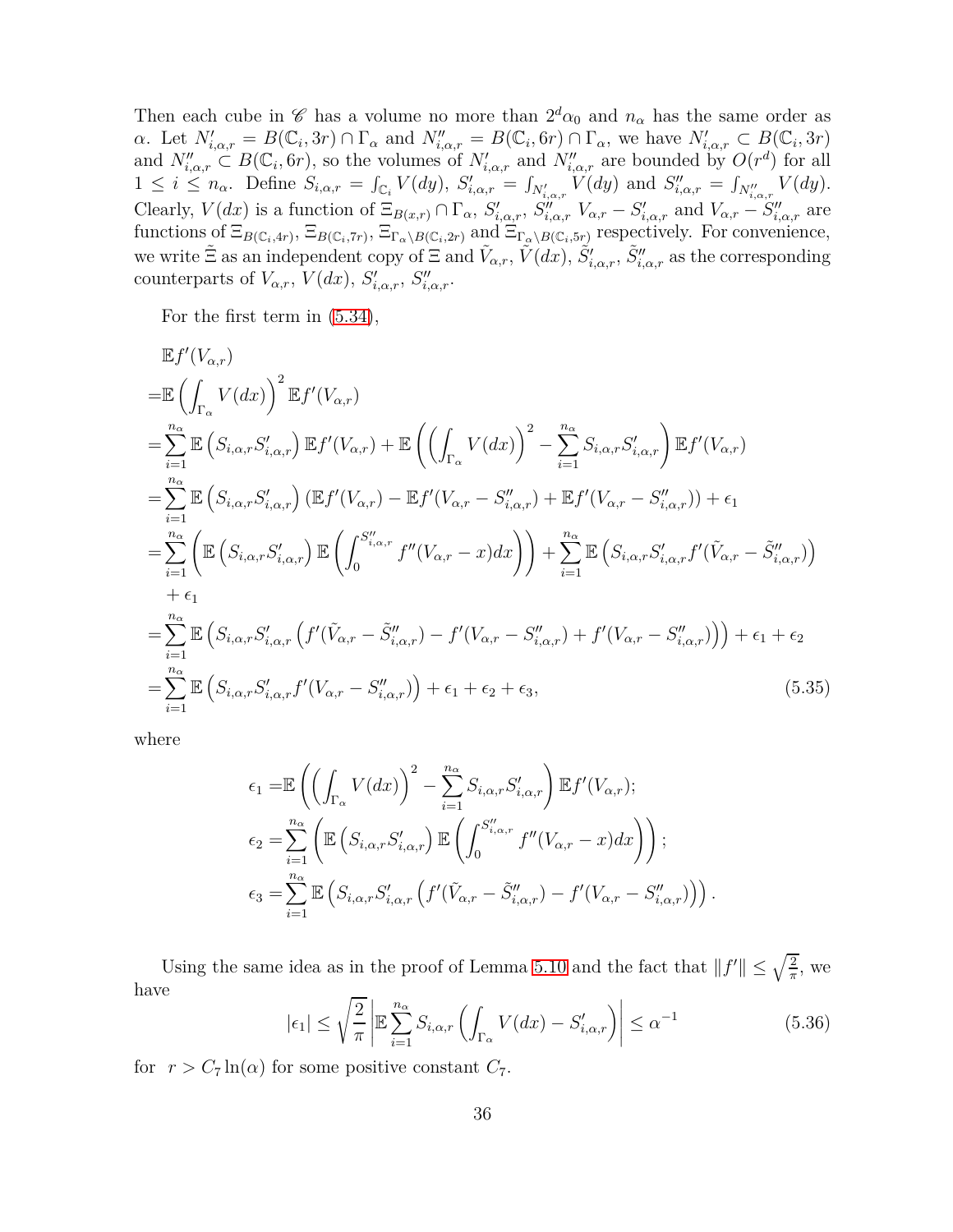Then each cube in $\mathscr{C}$ has a volume no more than $2^d\alpha_0$ and $n_\alpha$ has the same order as $\alpha$. Let $N'_{i,\alpha,r} = B(\mathbb{C}_i, 3r) \cap \Gamma_\alpha$ and $N''_{i,\alpha,r} = B(\mathbb{C}_i, 6r) \cap \Gamma_\alpha$, we have $N'_{i,\alpha,r} \subset B(\mathbb{C}_i, 3r)$ and $N''_{i,\alpha,r} \subset B(\mathbb{C}_i, 6r)$, so the volumes of $N'_{i,\alpha,r}$ and $N''_{i,\alpha,r}$ are bounded by $O(r^d)$ for all $1 \le i \le n_\alpha$. Define $S_{i,\alpha,r} = \int_{\mathbb{C}_i} V(dy)$, $S'_{i,\alpha,r} = \int_{N'_{i,\alpha,r}} V(dy)$ and $S''_{i,\alpha,r} = \int_{N''_{i,\alpha,r}} V(dy)$. Clearly, $V(dx)$ is a function of $\Xi_{B(x,r)} \cap \Gamma_\alpha$, $S'_{i,\alpha,r}$, $S''_{i,\alpha,r}$ $V_{\alpha,r} - S'_{i,\alpha,r}$ and $V_{\alpha,r} - S''_{i,\alpha,r}$ are functions of $\Xi_{B(\mathbb{C}_i,4r)}$, $\Xi_{B(\mathbb{C}_i,7r)}$, $\Xi_{\Gamma_\alpha \setminus B(\mathbb{C}_i,2r)}$ and $\Xi_{\Gamma_\alpha \setminus B(\mathbb{C}_i,5r)}$ respectively. For convenience, we write $\tilde{\Xi}$ as an independent copy of $\Xi$ and $\tilde{V}_{\alpha,r}$, $\tilde{V}(dx)$, $\tilde{S}'_{i,\alpha,r}$, $\tilde{S}''_{i,\alpha,r}$ as the corresponding counterparts of $V_{\alpha,r}$, $V(dx)$, $S'_{i,\alpha,r}$, $S''_{i,\alpha,r}$.

For the first term in (5.34),

$$
\begin{aligned}
&\mathbb{E}f'(V_{\alpha,r})\\
=&\mathbb{E}\left(\int_{\Gamma_\alpha} V(dx)\right)^2 \mathbb{E}f'(V_{\alpha,r})\\
=&\sum_{i=1}^{n_\alpha} \mathbb{E}\left(S_{i,\alpha,r}S'_{i,\alpha,r}\right)\mathbb{E}f'(V_{\alpha,r}) + \mathbb{E}\left(\left(\int_{\Gamma_\alpha} V(dx)\right)^2 - \sum_{i=1}^{n_\alpha} S_{i,\alpha,r}S'_{i,\alpha,r}\right)\mathbb{E}f'(V_{\alpha,r})\\
=&\sum_{i=1}^{n_\alpha} \mathbb{E}\left(S_{i,\alpha,r}S'_{i,\alpha,r}\right)\left(\mathbb{E}f'(V_{\alpha,r}) - \mathbb{E}f'(V_{\alpha,r} - S''_{i,\alpha,r}) + \mathbb{E}f'(V_{\alpha,r} - S''_{i,\alpha,r})\right) + \epsilon_1\\
=&\sum_{i=1}^{n_\alpha}\left(\mathbb{E}\left(S_{i,\alpha,r}S'_{i,\alpha,r}\right)\mathbb{E}\left(\int_0^{S''_{i,\alpha,r}} f''(V_{\alpha,r} - x)dx\right)\right) + \sum_{i=1}^{n_\alpha}\mathbb{E}\left(S_{i,\alpha,r}S'_{i,\alpha,r}f'(\tilde{V}_{\alpha,r} - \tilde{S}''_{i,\alpha,r})\right)\\
&+ \epsilon_1\\
=&\sum_{i=1}^{n_\alpha}\mathbb{E}\left(S_{i,\alpha,r}S'_{i,\alpha,r}\left(f'(\tilde{V}_{\alpha,r} - \tilde{S}''_{i,\alpha,r}) - f'(V_{\alpha,r} - S''_{i,\alpha,r}) + f'(V_{\alpha,r} - S''_{i,\alpha,r})\right)\right) + \epsilon_1 + \epsilon_2\\
=&\sum_{i=1}^{n_\alpha}\mathbb{E}\left(S_{i,\alpha,r}S'_{i,\alpha,r}f'(V_{\alpha,r} - S''_{i,\alpha,r})\right) + \epsilon_1 + \epsilon_2 + \epsilon_3,
\end{aligned}
\tag{5.35}
$$

where

$$
\begin{aligned}
\epsilon_1 =&\mathbb{E}\left(\left(\int_{\Gamma_\alpha} V(dx)\right)^2 - \sum_{i=1}^{n_\alpha} S_{i,\alpha,r}S'_{i,\alpha,r}\right)\mathbb{E}f'(V_{\alpha,r});\\
\epsilon_2 =&\sum_{i=1}^{n_\alpha}\left(\mathbb{E}\left(S_{i,\alpha,r}S'_{i,\alpha,r}\right)\mathbb{E}\left(\int_0^{S''_{i,\alpha,r}} f''(V_{\alpha,r} - x)dx\right)\right);\\
\epsilon_3 =&\sum_{i=1}^{n_\alpha}\mathbb{E}\left(S_{i,\alpha,r}S'_{i,\alpha,r}\left(f'(\tilde{V}_{\alpha,r} - \tilde{S}''_{i,\alpha,r}) - f'(V_{\alpha,r} - S''_{i,\alpha,r})\right)\right).
\end{aligned}
$$

Using the same idea as in the proof of Lemma 5.10 and the fact that $\|f'\| \le \sqrt{\frac{2}{\pi}}$, we have

$$
|\epsilon_1| \le \sqrt{\frac{2}{\pi}}\left|\mathbb{E}\sum_{i=1}^{n_\alpha} S_{i,\alpha,r}\left(\int_{\Gamma_\alpha} V(dx) - S'_{i,\alpha,r}\right)\right| \le \alpha^{-1} \tag{5.36}
$$

for $r > C_7\ln(\alpha)$ for some positive constant $C_7$.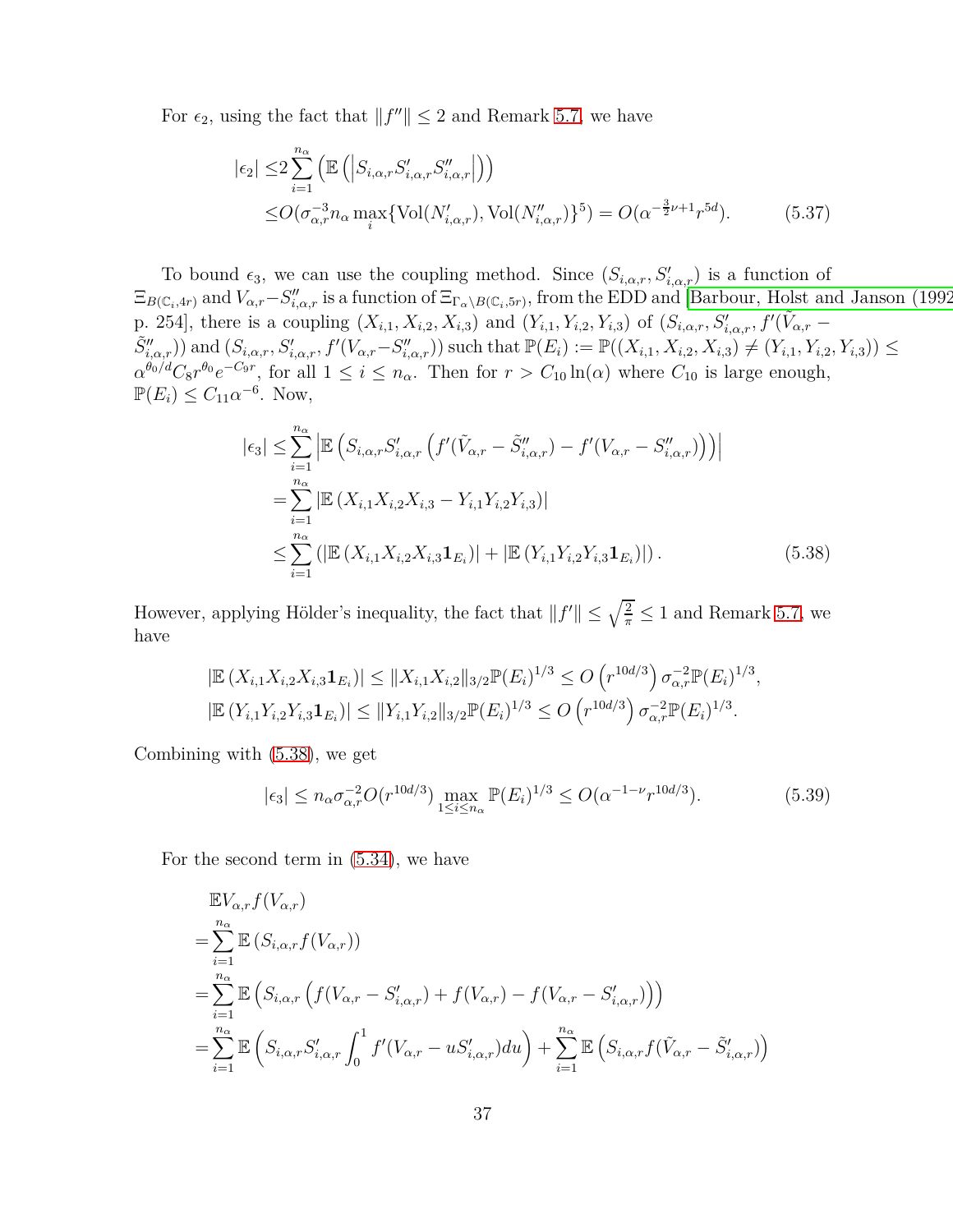For $\epsilon_2$, using the fact that $\|f''\| \le 2$ and Remark 5.7, we have

$$
\begin{aligned}
|\epsilon_2| \le & 2\sum_{i=1}^{n_\alpha} \left( \mathbb{E}\left( \left| S_{i,\alpha,r} S'_{i,\alpha,r} S''_{i,\alpha,r} \right| \right) \right) \\
\le & O(\sigma_{\alpha,r}^{-3} n_\alpha \max_i \{\mathrm{Vol}(N'_{i,\alpha,r}), \mathrm{Vol}(N''_{i,\alpha,r})\}^5) = O(\alpha^{-\frac{3}{2}\nu+1} r^{5d}).
\end{aligned} \tag{5.37}
$$

To bound $\epsilon_3$, we can use the coupling method. Since $(S_{i,\alpha,r}, S'_{i,\alpha,r})$ is a function of $\Xi_{B(\mathbb{C}_i,4r)}$ and $V_{\alpha,r} - S''_{i,\alpha,r}$ is a function of $\Xi_{\Gamma_\alpha \setminus B(\mathbb{C}_i,5r)}$, from the EDD and [Barbour, Holst and Janson (1992), p. 254], there is a coupling $(X_{i,1}, X_{i,2}, X_{i,3})$ and $(Y_{i,1}, Y_{i,2}, Y_{i,3})$ of $(S_{i,\alpha,r}, S'_{i,\alpha,r}, f'(\tilde{V}_{\alpha,r} - \tilde{S}''_{i,\alpha,r}))$ and $(S_{i,\alpha,r}, S'_{i,\alpha,r}, f'(V_{\alpha,r} - S''_{i,\alpha,r}))$ such that $\mathbb{P}(E_i) := \mathbb{P}((X_{i,1}, X_{i,2}, X_{i,3}) \neq (Y_{i,1}, Y_{i,2}, Y_{i,3})) \le \alpha^{\theta_0/d} C_8 r^{\theta_0} e^{-C_9 r}$, for all $1 \le i \le n_\alpha$. Then for $r > C_{10} \ln(\alpha)$ where $C_{10}$ is large enough, $\mathbb{P}(E_i) \le C_{11} \alpha^{-6}$. Now,

$$
\begin{aligned}
|\epsilon_3| \le & \sum_{i=1}^{n_\alpha} \left| \mathbb{E}\left( S_{i,\alpha,r} S'_{i,\alpha,r} \left( f'(\tilde{V}_{\alpha,r} - \tilde{S}''_{i,\alpha,r}) - f'(V_{\alpha,r} - S''_{i,\alpha,r}) \right) \right) \right| \\
= & \sum_{i=1}^{n_\alpha} \left| \mathbb{E}\left( X_{i,1} X_{i,2} X_{i,3} - Y_{i,1} Y_{i,2} Y_{i,3} \right) \right| \\
\le & \sum_{i=1}^{n_\alpha} \left( \left| \mathbb{E}\left( X_{i,1} X_{i,2} X_{i,3} \mathbf{1}_{E_i} \right) \right| + \left| \mathbb{E}\left( Y_{i,1} Y_{i,2} Y_{i,3} \mathbf{1}_{E_i} \right) \right| \right).
\end{aligned} \tag{5.38}
$$

However, applying Hölder's inequality, the fact that $\|f'\| \le \sqrt{\frac{2}{\pi}} \le 1$ and Remark 5.7, we have

$$
\begin{aligned}
\left| \mathbb{E}\left( X_{i,1} X_{i,2} X_{i,3} \mathbf{1}_{E_i} \right) \right| \le \|X_{i,1} X_{i,2}\|_{3/2} \mathbb{P}(E_i)^{1/3} \le O\left( r^{10d/3} \right) \sigma_{\alpha,r}^{-2} \mathbb{P}(E_i)^{1/3}, \\
\left| \mathbb{E}\left( Y_{i,1} Y_{i,2} Y_{i,3} \mathbf{1}_{E_i} \right) \right| \le \|Y_{i,1} Y_{i,2}\|_{3/2} \mathbb{P}(E_i)^{1/3} \le O\left( r^{10d/3} \right) \sigma_{\alpha,r}^{-2} \mathbb{P}(E_i)^{1/3}.
\end{aligned}
$$

Combining with (5.38), we get

$$
|\epsilon_3| \le n_\alpha \sigma_{\alpha,r}^{-2} O(r^{10d/3}) \max_{1 \le i \le n_\alpha} \mathbb{P}(E_i)^{1/3} \le O(\alpha^{-1-\nu} r^{10d/3}). \tag{5.39}
$$

For the second term in (5.34), we have

$$
\begin{aligned}
& \mathbb{E} V_{\alpha,r} f(V_{\alpha,r}) \\
= & \sum_{i=1}^{n_\alpha} \mathbb{E}\left( S_{i,\alpha,r} f(V_{\alpha,r}) \right) \\
= & \sum_{i=1}^{n_\alpha} \mathbb{E}\left( S_{i,\alpha,r} \left( f(V_{\alpha,r} - S'_{i,\alpha,r}) + f(V_{\alpha,r}) - f(V_{\alpha,r} - S'_{i,\alpha,r}) \right) \right) \\
= & \sum_{i=1}^{n_\alpha} \mathbb{E}\left( S_{i,\alpha,r} S'_{i,\alpha,r} \int_0^1 f'(V_{\alpha,r} - u S'_{i,\alpha,r}) du \right) + \sum_{i=1}^{n_\alpha} \mathbb{E}\left( S_{i,\alpha,r} f(\tilde{V}_{\alpha,r} - \tilde{S}'_{i,\alpha,r}) \right)
\end{aligned}
$$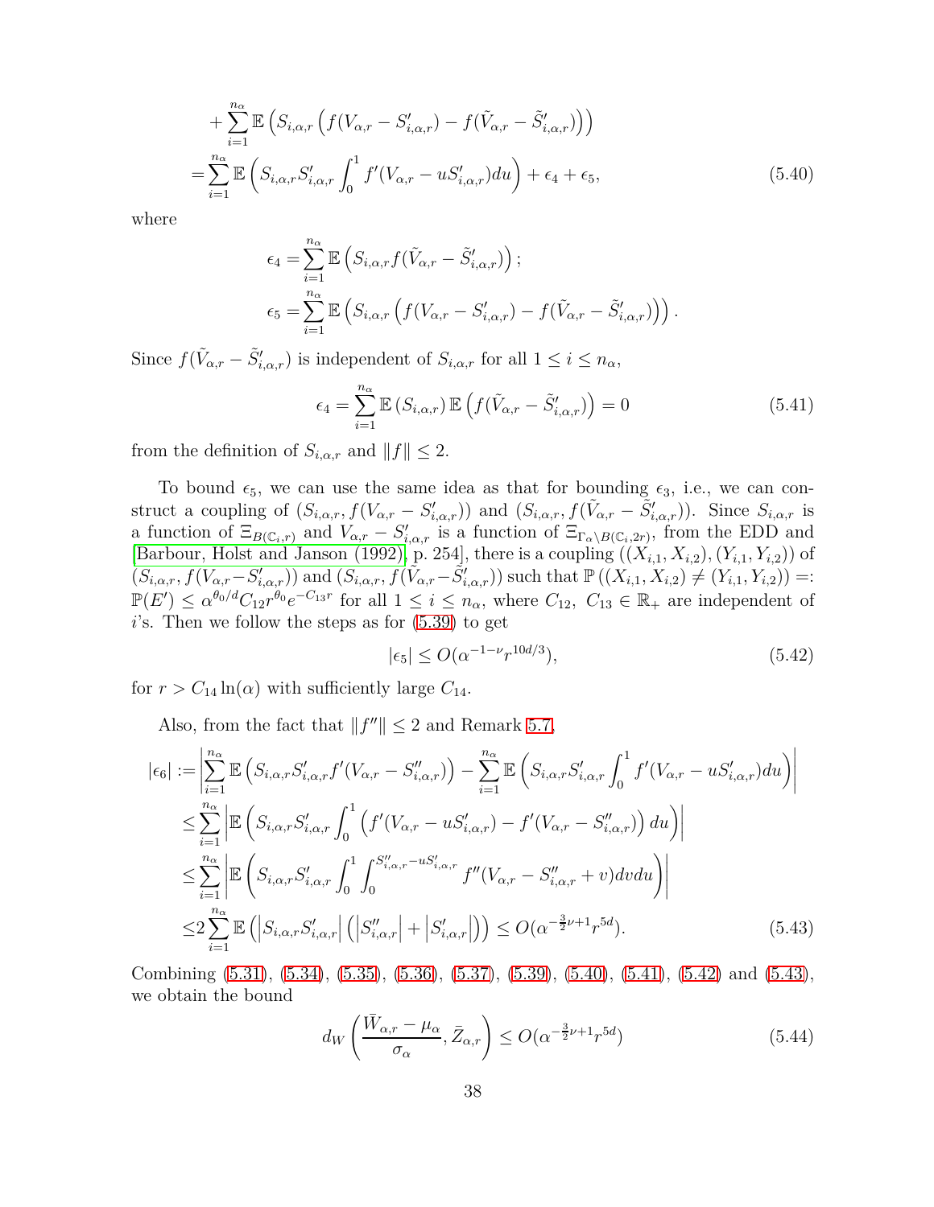$$
\begin{aligned}
&+\sum_{i=1}^{n_\alpha} \mathbb{E}\left(S_{i,\alpha,r}\left(f(V_{\alpha,r}-S'_{i,\alpha,r})-f(\tilde{V}_{\alpha,r}-\tilde{S}'_{i,\alpha,r})\right)\right)\\
=&\sum_{i=1}^{n_\alpha} \mathbb{E}\left(S_{i,\alpha,r}S'_{i,\alpha,r}\int_0^1 f'(V_{\alpha,r}-uS'_{i,\alpha,r})du\right)+\epsilon_4+\epsilon_5, \qquad (5.40)
\end{aligned}
$$

where

$$
\begin{aligned}
\epsilon_4 =&\sum_{i=1}^{n_\alpha} \mathbb{E}\left(S_{i,\alpha,r} f(\tilde{V}_{\alpha,r}-\tilde{S}'_{i,\alpha,r})\right);\\
\epsilon_5 =&\sum_{i=1}^{n_\alpha} \mathbb{E}\left(S_{i,\alpha,r}\left(f(V_{\alpha,r}-S'_{i,\alpha,r})-f(\tilde{V}_{\alpha,r}-\tilde{S}'_{i,\alpha,r})\right)\right).
\end{aligned}
$$

Since $f(\tilde{V}_{\alpha,r}-\tilde{S}'_{i,\alpha,r})$ is independent of $S_{i,\alpha,r}$ for all $1\le i\le n_\alpha$,

$$
\epsilon_4=\sum_{i=1}^{n_\alpha}\mathbb{E}\left(S_{i,\alpha,r}\right)\mathbb{E}\left(f(\tilde{V}_{\alpha,r}-\tilde{S}'_{i,\alpha,r})\right)=0 \qquad (5.41)
$$

from the definition of $S_{i,\alpha,r}$ and $\|f\|\le 2$.

To bound $\epsilon_5$, we can use the same idea as that for bounding $\epsilon_3$, i.e., we can construct a coupling of $(S_{i,\alpha,r}, f(V_{\alpha,r}-S'_{i,\alpha,r}))$ and $(S_{i,\alpha,r}, f(\tilde{V}_{\alpha,r}-\tilde{S}'_{i,\alpha,r}))$. Since $S_{i,\alpha,r}$ is a function of $\Xi_{B(\mathbb{C}_i,r)}$ and $V_{\alpha,r}-S'_{i,\alpha,r}$ is a function of $\Xi_{\Gamma_\alpha\setminus B(\mathbb{C}_i,2r)}$, from the EDD and [Barbour, Holst and Janson (1992), p. 254], there is a coupling $((X_{i,1},X_{i,2}),(Y_{i,1},Y_{i,2}))$ of $(S_{i,\alpha,r}, f(V_{\alpha,r}-S'_{i,\alpha,r}))$ and $(S_{i,\alpha,r}, f(\tilde{V}_{\alpha,r}-\tilde{S}'_{i,\alpha,r}))$ such that $\mathbb{P}\left((X_{i,1},X_{i,2})\neq(Y_{i,1},Y_{i,2})\right)=:\mathbb{P}(E')\le \alpha^{\theta_0/d}C_{12}r^{\theta_0}e^{-C_{13}r}$ for all $1\le i\le n_\alpha$, where $C_{12},\ C_{13}\in\mathbb{R}_+$ are independent of $i$'s. Then we follow the steps as for (5.39) to get

$$
|\epsilon_5|\le O(\alpha^{-1-\nu}r^{10d/3}), \qquad (5.42)
$$

for $r>C_{14}\ln(\alpha)$ with sufficiently large $C_{14}$.

Also, from the fact that $\|f''\|\le 2$ and Remark 5.7,

$$
\begin{aligned}
|\epsilon_6|:=&\left|\sum_{i=1}^{n_\alpha}\mathbb{E}\left(S_{i,\alpha,r}S'_{i,\alpha,r}f'(V_{\alpha,r}-S''_{i,\alpha,r})\right)-\sum_{i=1}^{n_\alpha}\mathbb{E}\left(S_{i,\alpha,r}S'_{i,\alpha,r}\int_0^1 f'(V_{\alpha,r}-uS'_{i,\alpha,r})du\right)\right|\\
\le&\sum_{i=1}^{n_\alpha}\left|\mathbb{E}\left(S_{i,\alpha,r}S'_{i,\alpha,r}\int_0^1\left(f'(V_{\alpha,r}-uS'_{i,\alpha,r})-f'(V_{\alpha,r}-S''_{i,\alpha,r})\right)du\right)\right|\\
\le&\sum_{i=1}^{n_\alpha}\left|\mathbb{E}\left(S_{i,\alpha,r}S'_{i,\alpha,r}\int_0^1\int_0^{S''_{i,\alpha,r}-uS'_{i,\alpha,r}} f''(V_{\alpha,r}-S''_{i,\alpha,r}+v)dvdu\right)\right|\\
\le&2\sum_{i=1}^{n_\alpha}\mathbb{E}\left(\left|S_{i,\alpha,r}S'_{i,\alpha,r}\right|\left(\left|S''_{i,\alpha,r}\right|+\left|S'_{i,\alpha,r}\right|\right)\right)\le O(\alpha^{-\frac{3}{2}\nu+1}r^{5d}). \qquad (5.43)
\end{aligned}
$$

Combining (5.31), (5.34), (5.35), (5.36), (5.37), (5.39), (5.40), (5.41), (5.42) and (5.43), we obtain the bound

$$
d_W\left(\frac{\bar{W}_{\alpha,r}-\mu_\alpha}{\sigma_\alpha},\bar{Z}_{\alpha,r}\right)\le O(\alpha^{-\frac{3}{2}\nu+1}r^{5d}) \qquad (5.44)
$$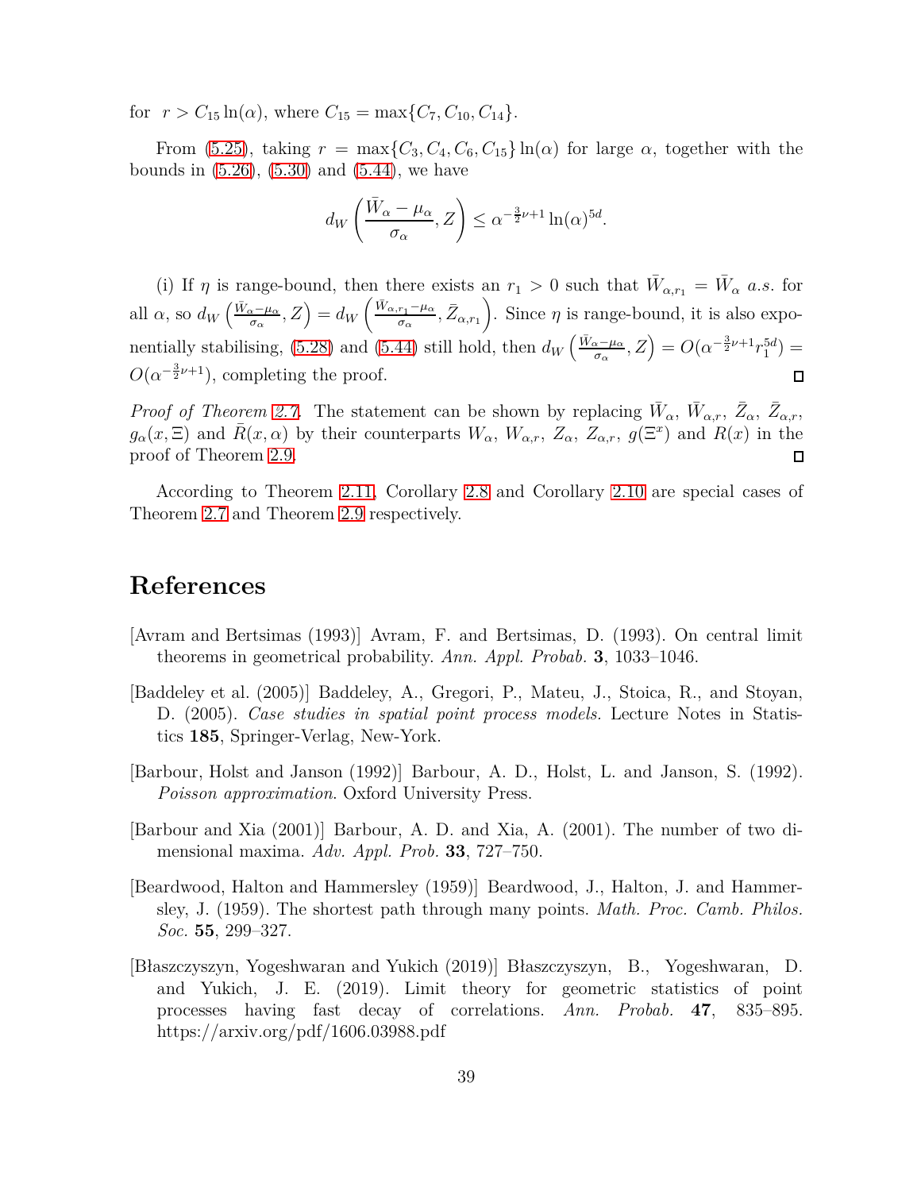for $r > C_{15} \ln(\alpha)$, where $C_{15} = \max\{C_7, C_{10}, C_{14}\}$.

From (5.25), taking $r = \max\{C_3, C_4, C_6, C_{15}\} \ln(\alpha)$ for large $\alpha$, together with the bounds in (5.26), (5.30) and (5.44), we have

$$d_W\left(\frac{\bar{W}_\alpha - \mu_\alpha}{\sigma_\alpha}, Z\right) \leq \alpha^{-\frac{3}{2}\nu+1} \ln(\alpha)^{5d}.$$

(i) If $\eta$ is range-bound, then there exists an $r_1 > 0$ such that $\bar{W}_{\alpha,r_1} = \bar{W}_\alpha$ *a.s.* for all $\alpha$, so $d_W\left(\frac{\bar{W}_\alpha - \mu_\alpha}{\sigma_\alpha}, Z\right) = d_W\left(\frac{\bar{W}_{\alpha,r_1} - \mu_\alpha}{\sigma_\alpha}, \bar{Z}_{\alpha,r_1}\right)$. Since $\eta$ is range-bound, it is also exponentially stabilising, (5.28) and (5.44) still hold, then $d_W\left(\frac{\bar{W}_\alpha - \mu_\alpha}{\sigma_\alpha}, Z\right) = O(\alpha^{-\frac{3}{2}\nu+1} r_1^{5d}) = O(\alpha^{-\frac{3}{2}\nu+1})$, completing the proof. □

*Proof of Theorem 2.7.* The statement can be shown by replacing $\bar{W}_\alpha$, $\bar{W}_{\alpha,r}$, $\bar{Z}_\alpha$, $\bar{Z}_{\alpha,r}$, $g_\alpha(x, \Xi)$ and $\bar{R}(x, \alpha)$ by their counterparts $W_\alpha$, $W_{\alpha,r}$, $Z_\alpha$, $Z_{\alpha,r}$, $g(\Xi^x)$ and $R(x)$ in the proof of Theorem 2.9. □

According to Theorem 2.11, Corollary 2.8 and Corollary 2.10 are special cases of Theorem 2.7 and Theorem 2.9 respectively.

# References

[Avram and Bertsimas (1993)] Avram, F. and Bertsimas, D. (1993). On central limit theorems in geometrical probability. *Ann. Appl. Probab.* **3**, 1033–1046.

[Baddeley et al. (2005)] Baddeley, A., Gregori, P., Mateu, J., Stoica, R., and Stoyan, D. (2005). *Case studies in spatial point process models.* Lecture Notes in Statistics **185**, Springer-Verlag, New-York.

[Barbour, Holst and Janson (1992)] Barbour, A. D., Holst, L. and Janson, S. (1992). *Poisson approximation*. Oxford University Press.

[Barbour and Xia (2001)] Barbour, A. D. and Xia, A. (2001). The number of two dimensional maxima. *Adv. Appl. Prob.* **33**, 727–750.

[Beardwood, Halton and Hammersley (1959)] Beardwood, J., Halton, J. and Hammersley, J. (1959). The shortest path through many points. *Math. Proc. Camb. Philos. Soc.* **55**, 299–327.

[Błaszczyszyn, Yogeshwaran and Yukich (2019)] Błaszczyszyn, B., Yogeshwaran, D. and Yukich, J. E. (2019). Limit theory for geometric statistics of point processes having fast decay of correlations. *Ann. Probab.* **47**, 835–895. https://arxiv.org/pdf/1606.03988.pdf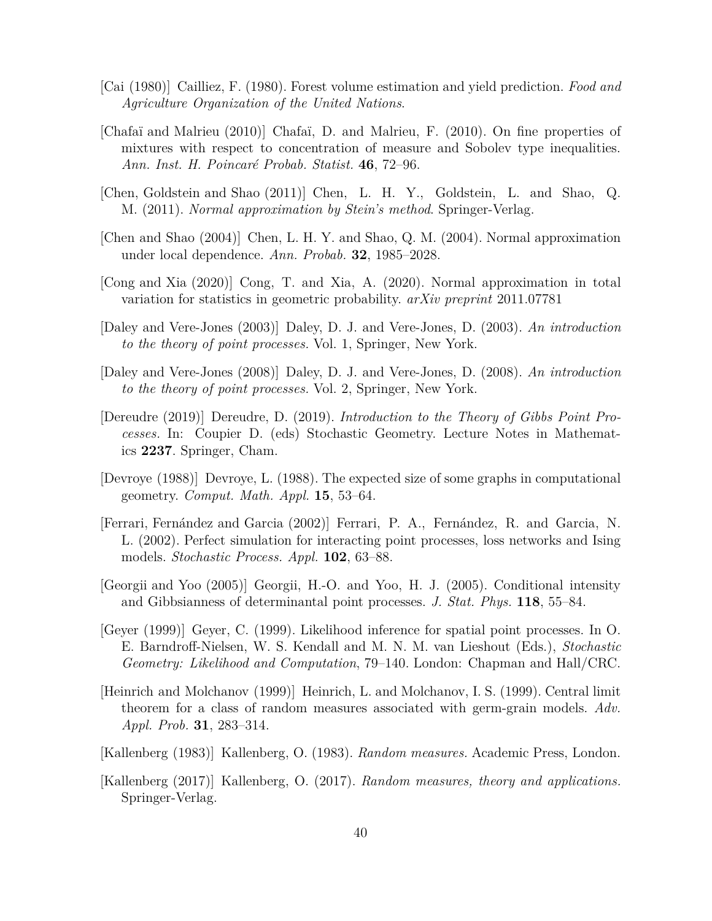[Cai (1980)] Cailliez, F. (1980). Forest volume estimation and yield prediction. *Food and Agriculture Organization of the United Nations*.

[Chafaï and Malrieu (2010)] Chafaï, D. and Malrieu, F. (2010). On fine properties of mixtures with respect to concentration of measure and Sobolev type inequalities. *Ann. Inst. H. Poincaré Probab. Statist.* **46**, 72–96.

[Chen, Goldstein and Shao (2011)] Chen, L. H. Y., Goldstein, L. and Shao, Q. M. (2011). *Normal approximation by Stein's method*. Springer-Verlag.

[Chen and Shao (2004)] Chen, L. H. Y. and Shao, Q. M. (2004). Normal approximation under local dependence. *Ann. Probab.* **32**, 1985–2028.

[Cong and Xia (2020)] Cong, T. and Xia, A. (2020). Normal approximation in total variation for statistics in geometric probability. *arXiv preprint* 2011.07781

[Daley and Vere-Jones (2003)] Daley, D. J. and Vere-Jones, D. (2003). *An introduction to the theory of point processes.* Vol. 1, Springer, New York.

[Daley and Vere-Jones (2008)] Daley, D. J. and Vere-Jones, D. (2008). *An introduction to the theory of point processes.* Vol. 2, Springer, New York.

[Dereudre (2019)] Dereudre, D. (2019). *Introduction to the Theory of Gibbs Point Processes.* In: Coupier D. (eds) Stochastic Geometry. Lecture Notes in Mathematics **2237**. Springer, Cham.

[Devroye (1988)] Devroye, L. (1988). The expected size of some graphs in computational geometry. *Comput. Math. Appl.* **15**, 53–64.

[Ferrari, Fernández and Garcia (2002)] Ferrari, P. A., Fernández, R. and Garcia, N. L. (2002). Perfect simulation for interacting point processes, loss networks and Ising models. *Stochastic Process. Appl.* **102**, 63–88.

[Georgii and Yoo (2005)] Georgii, H.-O. and Yoo, H. J. (2005). Conditional intensity and Gibbsianness of determinantal point processes. *J. Stat. Phys.* **118**, 55–84.

[Geyer (1999)] Geyer, C. (1999). Likelihood inference for spatial point processes. In O. E. Barndorff-Nielsen, W. S. Kendall and M. N. M. van Lieshout (Eds.), *Stochastic Geometry: Likelihood and Computation*, 79–140. London: Chapman and Hall/CRC.

[Heinrich and Molchanov (1999)] Heinrich, L. and Molchanov, I. S. (1999). Central limit theorem for a class of random measures associated with germ-grain models. *Adv. Appl. Prob.* **31**, 283–314.

[Kallenberg (1983)] Kallenberg, O. (1983). *Random measures.* Academic Press, London.

[Kallenberg (2017)] Kallenberg, O. (2017). *Random measures, theory and applications.* Springer-Verlag.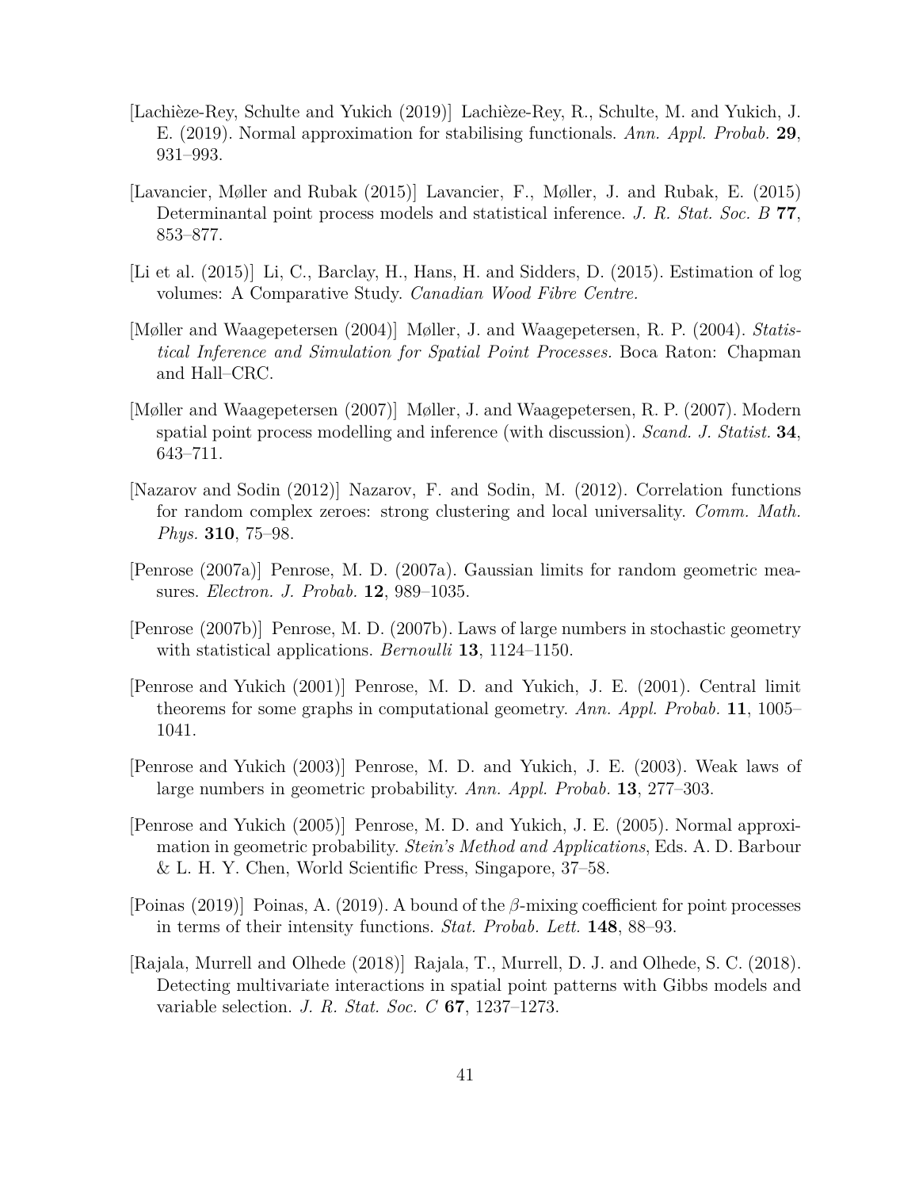[Lachièze-Rey, Schulte and Yukich (2019)] Lachièze-Rey, R., Schulte, M. and Yukich, J. E. (2019). Normal approximation for stabilising functionals. *Ann. Appl. Probab.* **29**, 931–993.

[Lavancier, Møller and Rubak (2015)] Lavancier, F., Møller, J. and Rubak, E. (2015) Determinantal point process models and statistical inference. *J. R. Stat. Soc. B* **77**, 853–877.

[Li et al. (2015)] Li, C., Barclay, H., Hans, H. and Sidders, D. (2015). Estimation of log volumes: A Comparative Study. *Canadian Wood Fibre Centre.*

[Møller and Waagepetersen (2004)] Møller, J. and Waagepetersen, R. P. (2004). *Statistical Inference and Simulation for Spatial Point Processes.* Boca Raton: Chapman and Hall–CRC.

[Møller and Waagepetersen (2007)] Møller, J. and Waagepetersen, R. P. (2007). Modern spatial point process modelling and inference (with discussion). *Scand. J. Statist.* **34**, 643–711.

[Nazarov and Sodin (2012)] Nazarov, F. and Sodin, M. (2012). Correlation functions for random complex zeroes: strong clustering and local universality. *Comm. Math. Phys.* **310**, 75–98.

[Penrose (2007a)] Penrose, M. D. (2007a). Gaussian limits for random geometric measures. *Electron. J. Probab.* **12**, 989–1035.

[Penrose (2007b)] Penrose, M. D. (2007b). Laws of large numbers in stochastic geometry with statistical applications. *Bernoulli* **13**, 1124–1150.

[Penrose and Yukich (2001)] Penrose, M. D. and Yukich, J. E. (2001). Central limit theorems for some graphs in computational geometry. *Ann. Appl. Probab.* **11**, 1005–1041.

[Penrose and Yukich (2003)] Penrose, M. D. and Yukich, J. E. (2003). Weak laws of large numbers in geometric probability. *Ann. Appl. Probab.* **13**, 277–303.

[Penrose and Yukich (2005)] Penrose, M. D. and Yukich, J. E. (2005). Normal approximation in geometric probability. *Stein's Method and Applications*, Eds. A. D. Barbour & L. H. Y. Chen, World Scientific Press, Singapore, 37–58.

[Poinas (2019)] Poinas, A. (2019). A bound of the $\beta$-mixing coefficient for point processes in terms of their intensity functions. *Stat. Probab. Lett.* **148**, 88–93.

[Rajala, Murrell and Olhede (2018)] Rajala, T., Murrell, D. J. and Olhede, S. C. (2018). Detecting multivariate interactions in spatial point patterns with Gibbs models and variable selection. *J. R. Stat. Soc. C* **67**, 1237–1273.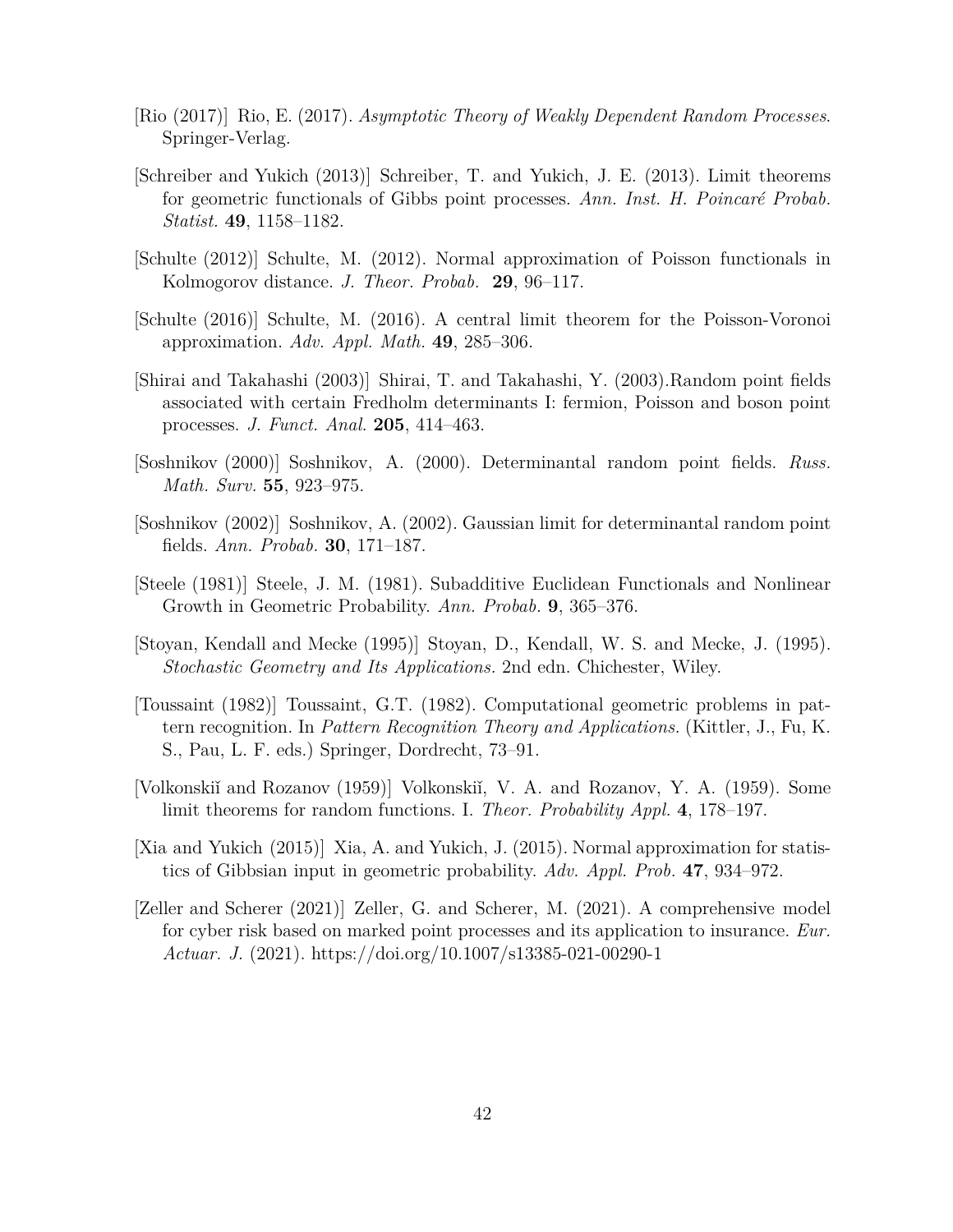[Rio (2017)] Rio, E. (2017). *Asymptotic Theory of Weakly Dependent Random Processes*. Springer-Verlag.

[Schreiber and Yukich (2013)] Schreiber, T. and Yukich, J. E. (2013). Limit theorems for geometric functionals of Gibbs point processes. *Ann. Inst. H. Poincaré Probab. Statist.* **49**, 1158–1182.

[Schulte (2012)] Schulte, M. (2012). Normal approximation of Poisson functionals in Kolmogorov distance. *J. Theor. Probab.* **29**, 96–117.

[Schulte (2016)] Schulte, M. (2016). A central limit theorem for the Poisson-Voronoi approximation. *Adv. Appl. Math.* **49**, 285–306.

[Shirai and Takahashi (2003)] Shirai, T. and Takahashi, Y. (2003).Random point fields associated with certain Fredholm determinants I: fermion, Poisson and boson point processes. *J. Funct. Anal.* **205**, 414–463.

[Soshnikov (2000)] Soshnikov, A. (2000). Determinantal random point fields. *Russ. Math. Surv.* **55**, 923–975.

[Soshnikov (2002)] Soshnikov, A. (2002). Gaussian limit for determinantal random point fields. *Ann. Probab.* **30**, 171–187.

[Steele (1981)] Steele, J. M. (1981). Subadditive Euclidean Functionals and Nonlinear Growth in Geometric Probability. *Ann. Probab.* **9**, 365–376.

[Stoyan, Kendall and Mecke (1995)] Stoyan, D., Kendall, W. S. and Mecke, J. (1995). *Stochastic Geometry and Its Applications.* 2nd edn. Chichester, Wiley.

[Toussaint (1982)] Toussaint, G.T. (1982). Computational geometric problems in pattern recognition. In *Pattern Recognition Theory and Applications.* (Kittler, J., Fu, K. S., Pau, L. F. eds.) Springer, Dordrecht, 73–91.

[Volkonskiĭ and Rozanov (1959)] Volkonskiĭ, V. A. and Rozanov, Y. A. (1959). Some limit theorems for random functions. I. *Theor. Probability Appl.* **4**, 178–197.

[Xia and Yukich (2015)] Xia, A. and Yukich, J. (2015). Normal approximation for statistics of Gibbsian input in geometric probability. *Adv. Appl. Prob.* **47**, 934–972.

[Zeller and Scherer (2021)] Zeller, G. and Scherer, M. (2021). A comprehensive model for cyber risk based on marked point processes and its application to insurance. *Eur. Actuar. J.* (2021). https://doi.org/10.1007/s13385-021-00290-1